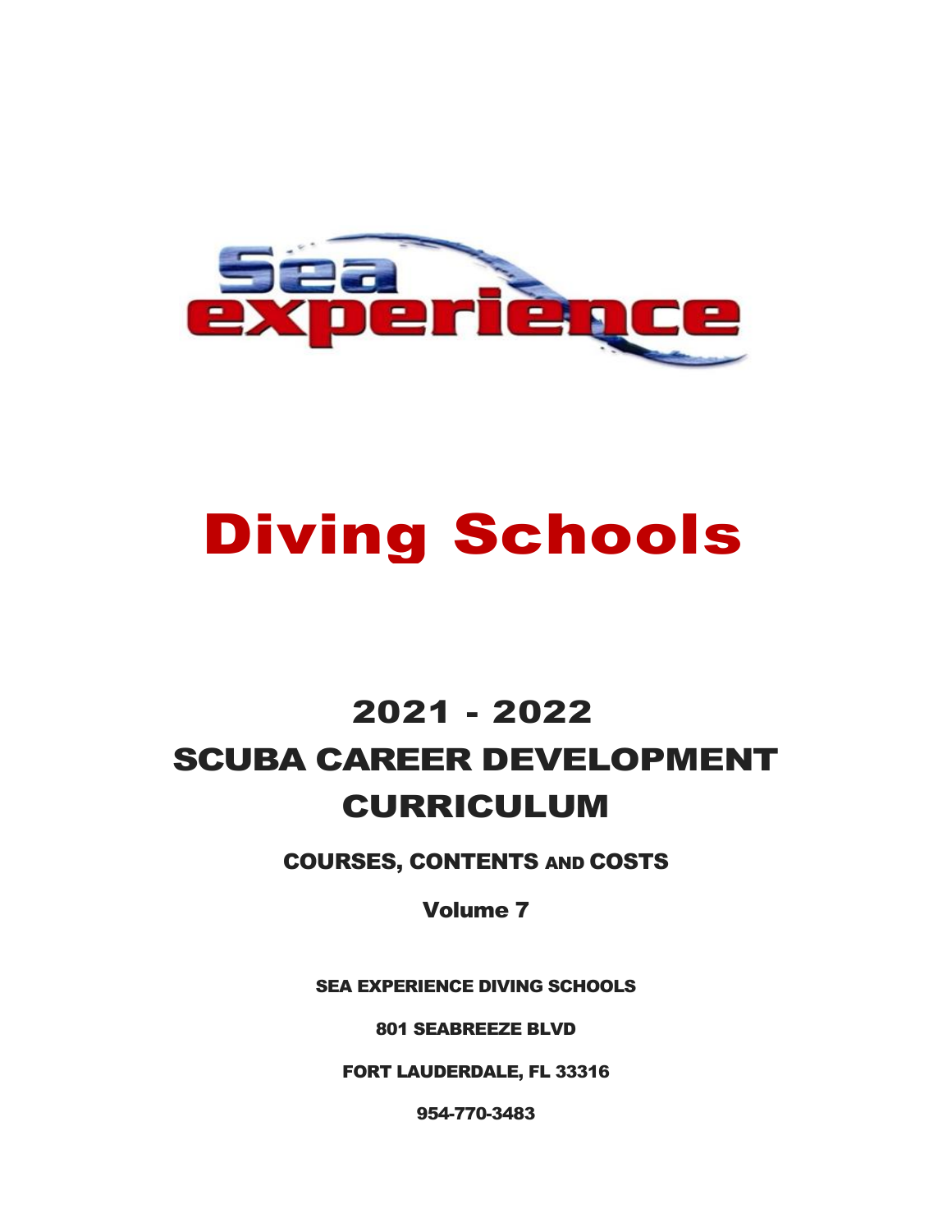Sea experience

# Diving Schools

## 2021 - 2022

## SCUBA CAREER DEVELOPMENT CURRICULUM

**COURSES, CONTENTS AND COSTS**

**Volume 7**

**SEA EXPERIENCE DIVING SCHOOLS**

**801 SEABREEZE BLVD**

**FORT LAUDERDALE, FL 33316**

**954-770-3483**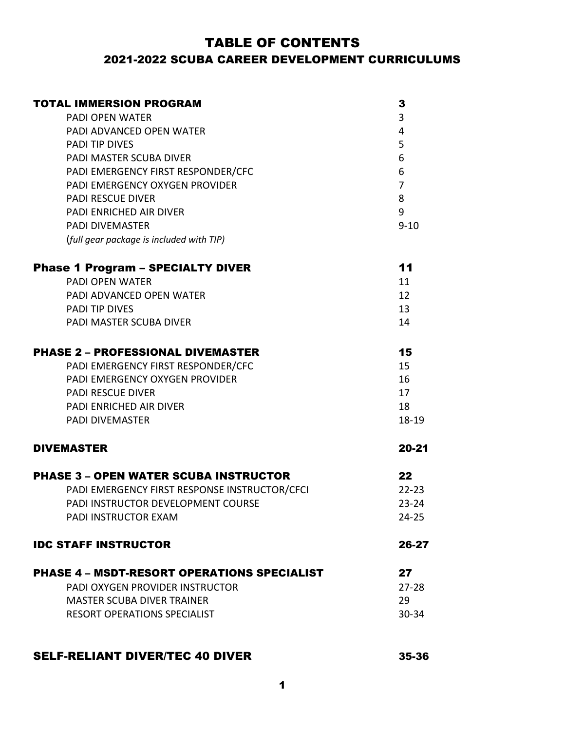# TABLE OF CONTENTS

## 2021-2022 SCUBA CAREER DEVELOPMENT CURRICULUMS

| | |
|---|---|
| **TOTAL IMMERSION PROGRAM** | **3** |
| PADI OPEN WATER | 3 |
| PADI ADVANCED OPEN WATER | 4 |
| PADI TIP DIVES | 5 |
| PADI MASTER SCUBA DIVER | 6 |
| PADI EMERGENCY FIRST RESPONDER/CFC | 6 |
| PADI EMERGENCY OXYGEN PROVIDER | 7 |
| PADI RESCUE DIVER | 8 |
| PADI ENRICHED AIR DIVER | 9 |
| PADI DIVEMASTER | 9-10 |
| (*full gear package is included with TIP)* | |
| **Phase 1 Program – SPECIALTY DIVER** | **11** |
| PADI OPEN WATER | 11 |
| PADI ADVANCED OPEN WATER | 12 |
| PADI TIP DIVES | 13 |
| PADI MASTER SCUBA DIVER | 14 |
| **PHASE 2 – PROFESSIONAL DIVEMASTER** | **15** |
| PADI EMERGENCY FIRST RESPONDER/CFC | 15 |
| PADI EMERGENCY OXYGEN PROVIDER | 16 |
| PADI RESCUE DIVER | 17 |
| PADI ENRICHED AIR DIVER | 18 |
| PADI DIVEMASTER | 18-19 |
| **DIVEMASTER** | **20-21** |
| **PHASE 3 – OPEN WATER SCUBA INSTRUCTOR** | **22** |
| PADI EMERGENCY FIRST RESPONSE INSTRUCTOR/CFCI | 22-23 |
| PADI INSTRUCTOR DEVELOPMENT COURSE | 23-24 |
| PADI INSTRUCTOR EXAM | 24-25 |
| **IDC STAFF INSTRUCTOR** | **26-27** |
| **PHASE 4 – MSDT-RESORT OPERATIONS SPECIALIST** | **27** |
| PADI OXYGEN PROVIDER INSTRUCTOR | 27-28 |
| MASTER SCUBA DIVER TRAINER | 29 |
| RESORT OPERATIONS SPECIALIST | 30-34 |
| **SELF-RELIANT DIVER/TEC 40 DIVER** | **35-36** |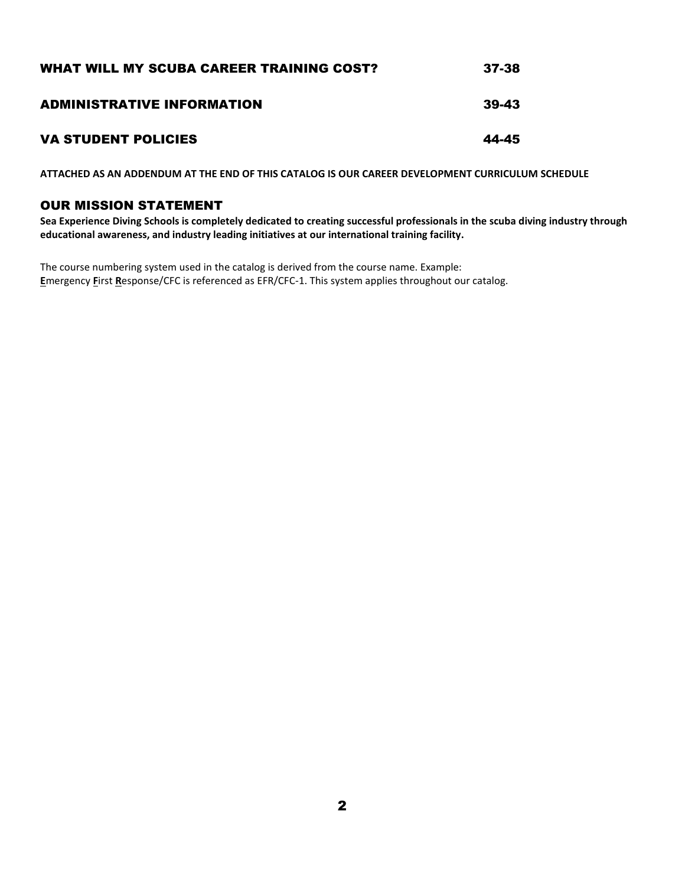| | |
|---|---|
| **WHAT WILL MY SCUBA CAREER TRAINING COST?** | **37-38** |
| **ADMINISTRATIVE INFORMATION** | **39-43** |
| **VA STUDENT POLICIES** | **44-45** |

**ATTACHED AS AN ADDENDUM AT THE END OF THIS CATALOG IS OUR CAREER DEVELOPMENT CURRICULUM SCHEDULE**

## OUR MISSION STATEMENT

**Sea Experience Diving Schools is completely dedicated to creating successful professionals in the scuba diving industry through educational awareness, and industry leading initiatives at our international training facility.**

The course numbering system used in the catalog is derived from the course name. Example: **E**mergency **F**irst **R**esponse/CFC is referenced as EFR/CFC-1. This system applies throughout our catalog.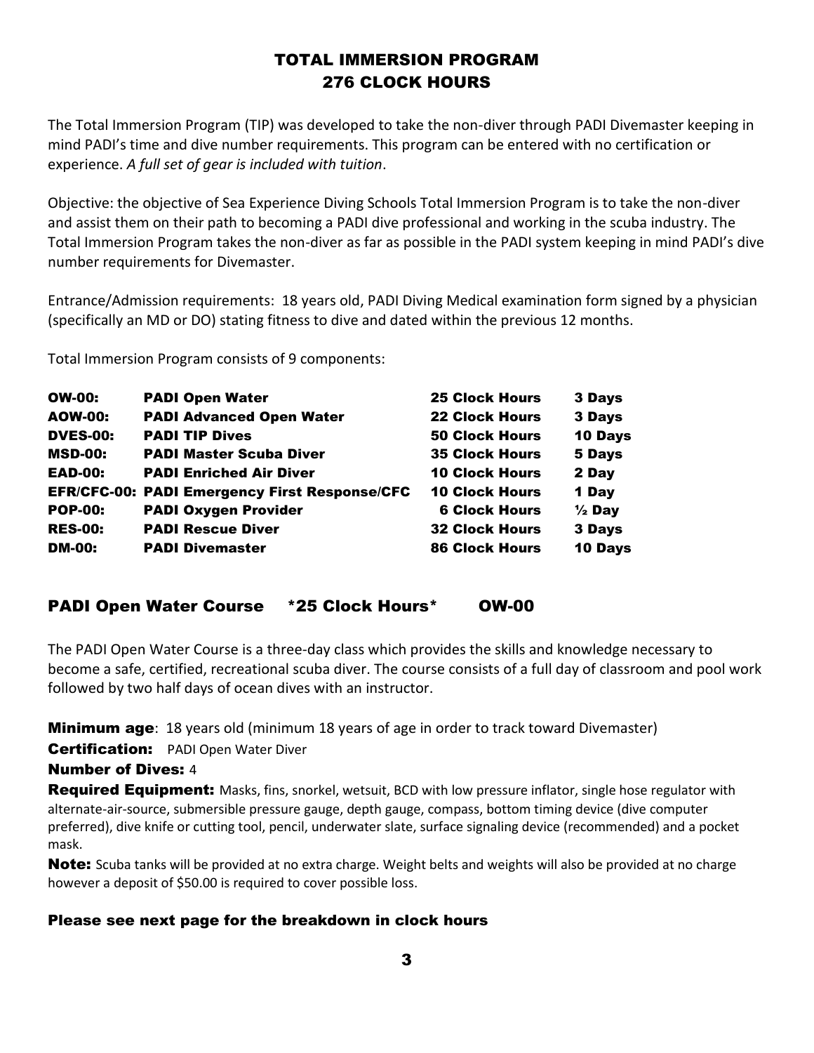# TOTAL IMMERSION PROGRAM
# 276 CLOCK HOURS

The Total Immersion Program (TIP) was developed to take the non-diver through PADI Divemaster keeping in mind PADI's time and dive number requirements. This program can be entered with no certification or experience. *A full set of gear is included with tuition*.

Objective: the objective of Sea Experience Diving Schools Total Immersion Program is to take the non-diver and assist them on their path to becoming a PADI dive professional and working in the scuba industry. The Total Immersion Program takes the non-diver as far as possible in the PADI system keeping in mind PADI's dive number requirements for Divemaster.

Entrance/Admission requirements: 18 years old, PADI Diving Medical examination form signed by a physician (specifically an MD or DO) stating fitness to dive and dated within the previous 12 months.

Total Immersion Program consists of 9 components:

| | | | |
|---|---|---|---|
| **OW-00:** | **PADI Open Water** | **25 Clock Hours** | **3 Days** |
| **AOW-00:** | **PADI Advanced Open Water** | **22 Clock Hours** | **3 Days** |
| **DVES-00:** | **PADI TIP Dives** | **50 Clock Hours** | **10 Days** |
| **MSD-00:** | **PADI Master Scuba Diver** | **35 Clock Hours** | **5 Days** |
| **EAD-00:** | **PADI Enriched Air Diver** | **10 Clock Hours** | **2 Day** |
| **EFR/CFC-00:** | **PADI Emergency First Response/CFC** | **10 Clock Hours** | **1 Day** |
| **POP-00:** | **PADI Oxygen Provider** | **6 Clock Hours** | **½ Day** |
| **RES-00:** | **PADI Rescue Diver** | **32 Clock Hours** | **3 Days** |
| **DM-00:** | **PADI Divemaster** | **86 Clock Hours** | **10 Days** |

## PADI Open Water Course \*25 Clock Hours\* OW-00

The PADI Open Water Course is a three-day class which provides the skills and knowledge necessary to become a safe, certified, recreational scuba diver. The course consists of a full day of classroom and pool work followed by two half days of ocean dives with an instructor.

**Minimum age**: 18 years old (minimum 18 years of age in order to track toward Divemaster)

**Certification:** PADI Open Water Diver

**Number of Dives:** 4

**Required Equipment:** Masks, fins, snorkel, wetsuit, BCD with low pressure inflator, single hose regulator with alternate-air-source, submersible pressure gauge, depth gauge, compass, bottom timing device (dive computer preferred), dive knife or cutting tool, pencil, underwater slate, surface signaling device (recommended) and a pocket mask.

**Note:** Scuba tanks will be provided at no extra charge. Weight belts and weights will also be provided at no charge however a deposit of $50.00 is required to cover possible loss.

**Please see next page for the breakdown in clock hours**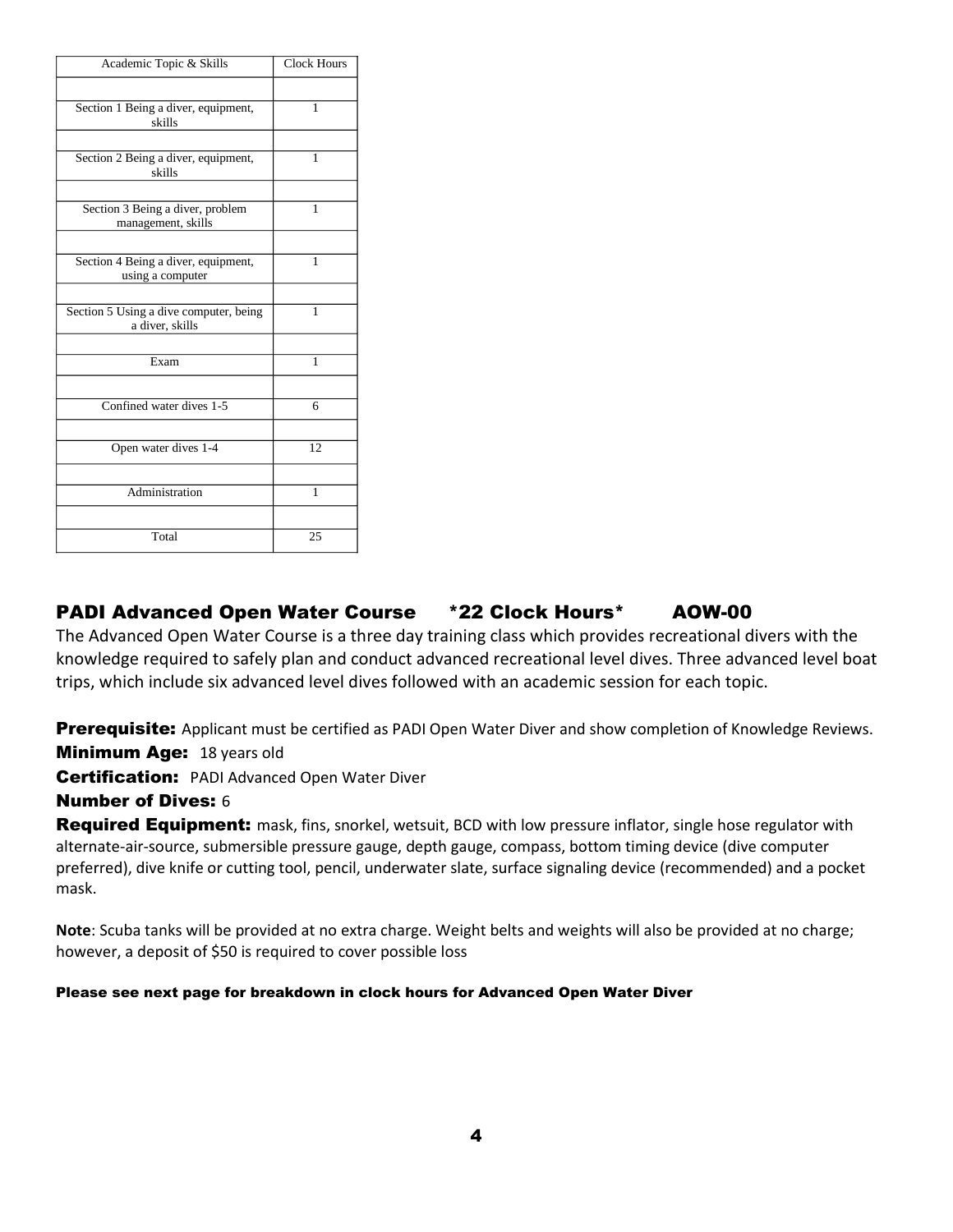| Academic Topic & Skills | Clock Hours |
| --- | --- |
| | |
| Section 1 Being a diver, equipment, skills | 1 |
| | |
| Section 2 Being a diver, equipment, skills | 1 |
| | |
| Section 3 Being a diver, problem management, skills | 1 |
| | |
| Section 4 Being a diver, equipment, using a computer | 1 |
| | |
| Section 5 Using a dive computer, being a diver, skills | 1 |
| | |
| Exam | 1 |
| | |
| Confined water dives 1-5 | 6 |
| | |
| Open water dives 1-4 | 12 |
| | |
| Administration | 1 |
| | |
| Total | 25 |

## PADI Advanced Open Water Course *22 Clock Hours* AOW-00

The Advanced Open Water Course is a three day training class which provides recreational divers with the knowledge required to safely plan and conduct advanced recreational level dives. Three advanced level boat trips, which include six advanced level dives followed with an academic session for each topic.

**Prerequisite:** Applicant must be certified as PADI Open Water Diver and show completion of Knowledge Reviews.

**Minimum Age:** 18 years old

**Certification:** PADI Advanced Open Water Diver

**Number of Dives:** 6

**Required Equipment:** mask, fins, snorkel, wetsuit, BCD with low pressure inflator, single hose regulator with alternate-air-source, submersible pressure gauge, depth gauge, compass, bottom timing device (dive computer preferred), dive knife or cutting tool, pencil, underwater slate, surface signaling device (recommended) and a pocket mask.

**Note**: Scuba tanks will be provided at no extra charge. Weight belts and weights will also be provided at no charge; however, a deposit of $50 is required to cover possible loss

**Please see next page for breakdown in clock hours for Advanced Open Water Diver**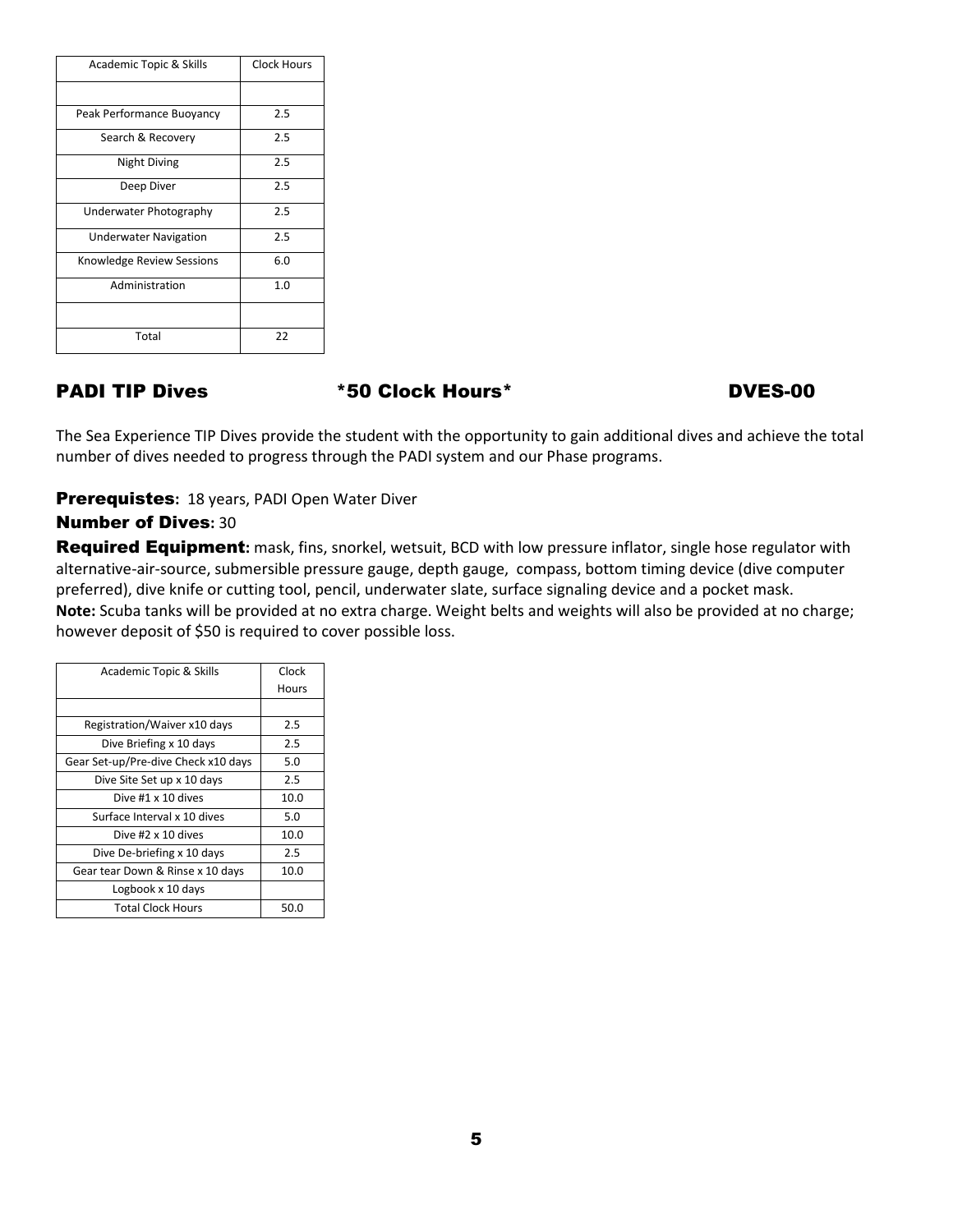| Academic Topic & Skills | Clock Hours |
|---|---|
| | |
| Peak Performance Buoyancy | 2.5 |
| Search & Recovery | 2.5 |
| Night Diving | 2.5 |
| Deep Diver | 2.5 |
| Underwater Photography | 2.5 |
| Underwater Navigation | 2.5 |
| Knowledge Review Sessions | 6.0 |
| Administration | 1.0 |
| | |
| Total | 22 |

## PADI TIP Dives *50 Clock Hours* DVES-00

The Sea Experience TIP Dives provide the student with the opportunity to gain additional dives and achieve the total number of dives needed to progress through the PADI system and our Phase programs.

**Prerequistes:** 18 years, PADI Open Water Diver

**Number of Dives:** 30

**Required Equipment:** mask, fins, snorkel, wetsuit, BCD with low pressure inflator, single hose regulator with alternative-air-source, submersible pressure gauge, depth gauge, compass, bottom timing device (dive computer preferred), dive knife or cutting tool, pencil, underwater slate, surface signaling device and a pocket mask.

**Note:** Scuba tanks will be provided at no extra charge. Weight belts and weights will also be provided at no charge; however deposit of $50 is required to cover possible loss.

| Academic Topic & Skills | Clock Hours |
|---|---|
| | |
| Registration/Waiver x10 days | 2.5 |
| Dive Briefing x 10 days | 2.5 |
| Gear Set-up/Pre-dive Check x10 days | 5.0 |
| Dive Site Set up x 10 days | 2.5 |
| Dive #1 x 10 dives | 10.0 |
| Surface Interval x 10 dives | 5.0 |
| Dive #2 x 10 dives | 10.0 |
| Dive De-briefing x 10 days | 2.5 |
| Gear tear Down & Rinse x 10 days | 10.0 |
| Logbook x 10 days | |
| Total Clock Hours | 50.0 |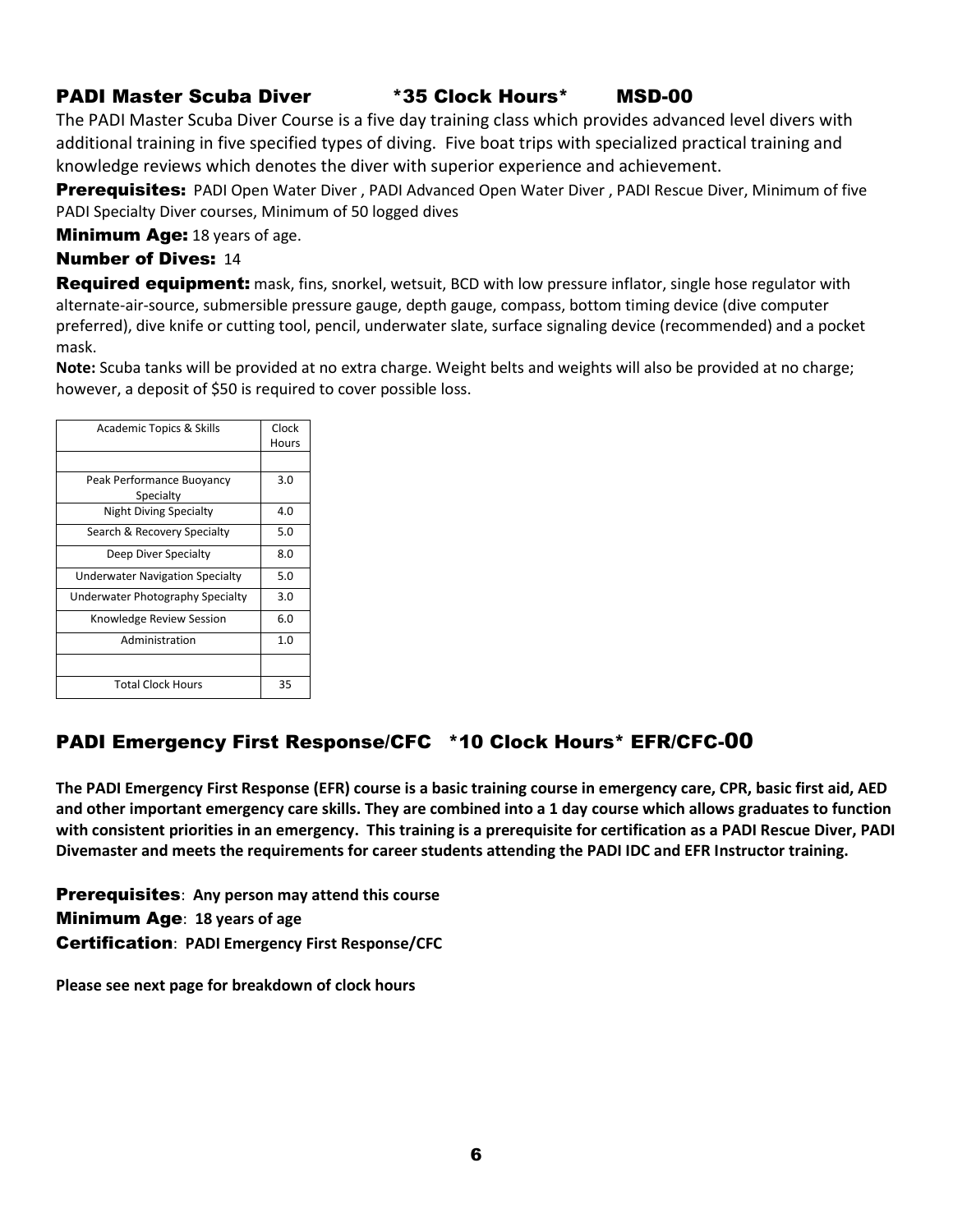## PADI Master Scuba Diver *35 Clock Hours* MSD-00

The PADI Master Scuba Diver Course is a five day training class which provides advanced level divers with additional training in five specified types of diving. Five boat trips with specialized practical training and knowledge reviews which denotes the diver with superior experience and achievement.

**Prerequisites:** PADI Open Water Diver , PADI Advanced Open Water Diver , PADI Rescue Diver, Minimum of five PADI Specialty Diver courses, Minimum of 50 logged dives

**Minimum Age:** 18 years of age.

**Number of Dives:** 14

**Required equipment:** mask, fins, snorkel, wetsuit, BCD with low pressure inflator, single hose regulator with alternate-air-source, submersible pressure gauge, depth gauge, compass, bottom timing device (dive computer preferred), dive knife or cutting tool, pencil, underwater slate, surface signaling device (recommended) and a pocket mask.

**Note:** Scuba tanks will be provided at no extra charge. Weight belts and weights will also be provided at no charge; however, a deposit of $50 is required to cover possible loss.

| Academic Topics & Skills | Clock Hours |
|---|---|
| | |
| Peak Performance Buoyancy Specialty | 3.0 |
| Night Diving Specialty | 4.0 |
| Search & Recovery Specialty | 5.0 |
| Deep Diver Specialty | 8.0 |
| Underwater Navigation Specialty | 5.0 |
| Underwater Photography Specialty | 3.0 |
| Knowledge Review Session | 6.0 |
| Administration | 1.0 |
| | |
| Total Clock Hours | 35 |

## PADI Emergency First Response/CFC *10 Clock Hours* EFR/CFC-00

**The PADI Emergency First Response (EFR) course is a basic training course in emergency care, CPR, basic first aid, AED and other important emergency care skills. They are combined into a 1 day course which allows graduates to function with consistent priorities in an emergency. This training is a prerequisite for certification as a PADI Rescue Diver, PADI Divemaster and meets the requirements for career students attending the PADI IDC and EFR Instructor training.**

**Prerequisites**: **Any person may attend this course**

**Minimum Age**: **18 years of age**

**Certification**: **PADI Emergency First Response/CFC**

**Please see next page for breakdown of clock hours**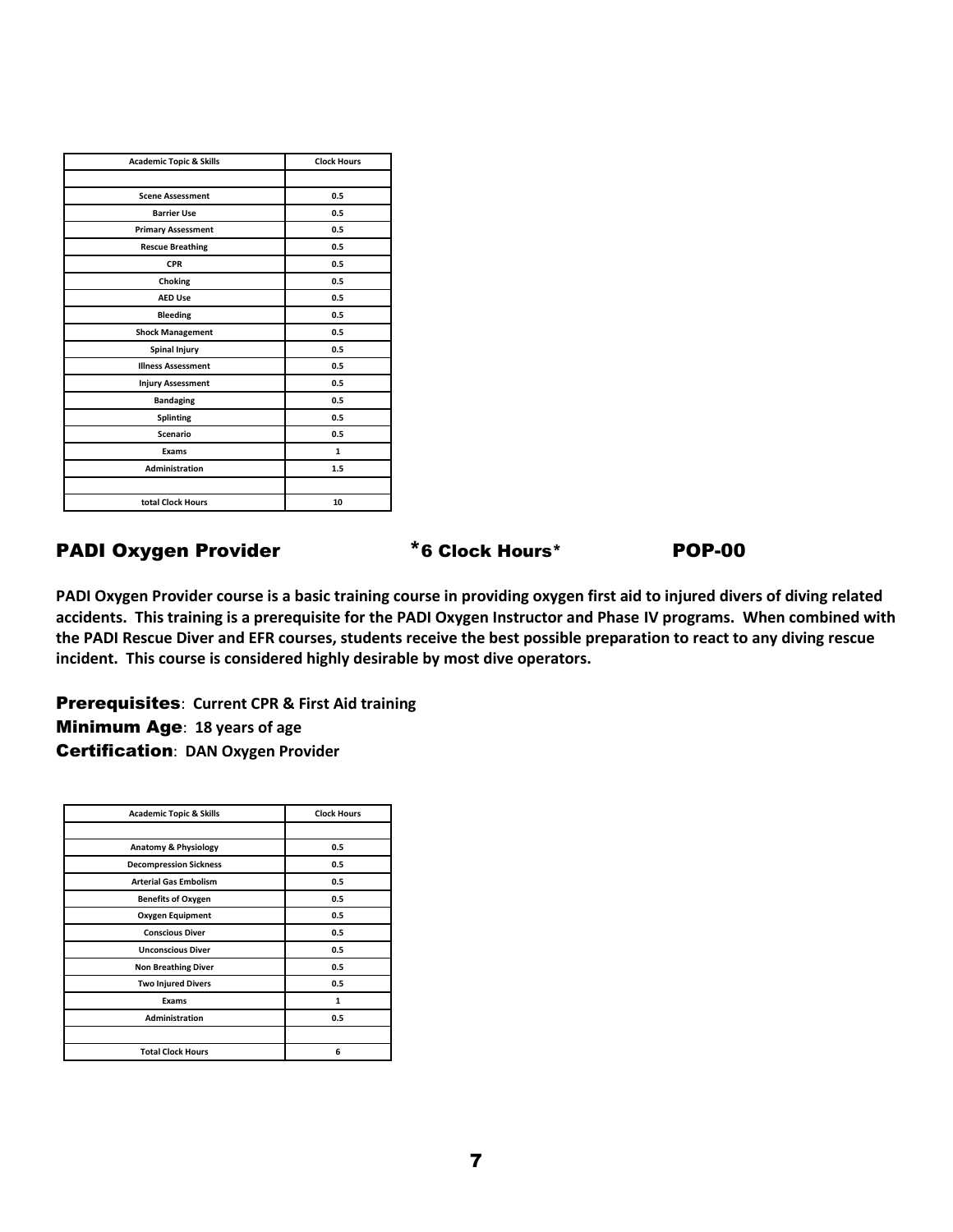| Academic Topic & Skills | Clock Hours |
|---|---|
| | |
| Scene Assessment | 0.5 |
| Barrier Use | 0.5 |
| Primary Assessment | 0.5 |
| Rescue Breathing | 0.5 |
| CPR | 0.5 |
| Choking | 0.5 |
| AED Use | 0.5 |
| Bleeding | 0.5 |
| Shock Management | 0.5 |
| Spinal Injury | 0.5 |
| Illness Assessment | 0.5 |
| Injury Assessment | 0.5 |
| Bandaging | 0.5 |
| Splinting | 0.5 |
| Scenario | 0.5 |
| Exams | 1 |
| Administration | 1.5 |
| | |
| total Clock Hours | 10 |

## PADI Oxygen Provider *6 Clock Hours* POP-00

**PADI Oxygen Provider course is a basic training course in providing oxygen first aid to injured divers of diving related accidents. This training is a prerequisite for the PADI Oxygen Instructor and Phase IV programs. When combined with the PADI Rescue Diver and EFR courses, students receive the best possible preparation to react to any diving rescue incident. This course is considered highly desirable by most dive operators.**

**Prerequisites**: **Current CPR & First Aid training**
**Minimum Age**: **18 years of age**
**Certification**: **DAN Oxygen Provider**

| Academic Topic & Skills | Clock Hours |
|---|---|
| | |
| Anatomy & Physiology | 0.5 |
| Decompression Sickness | 0.5 |
| Arterial Gas Embolism | 0.5 |
| Benefits of Oxygen | 0.5 |
| Oxygen Equipment | 0.5 |
| Conscious Diver | 0.5 |
| Unconscious Diver | 0.5 |
| Non Breathing Diver | 0.5 |
| Two Injured Divers | 0.5 |
| Exams | 1 |
| Administration | 0.5 |
| | |
| Total Clock Hours | 6 |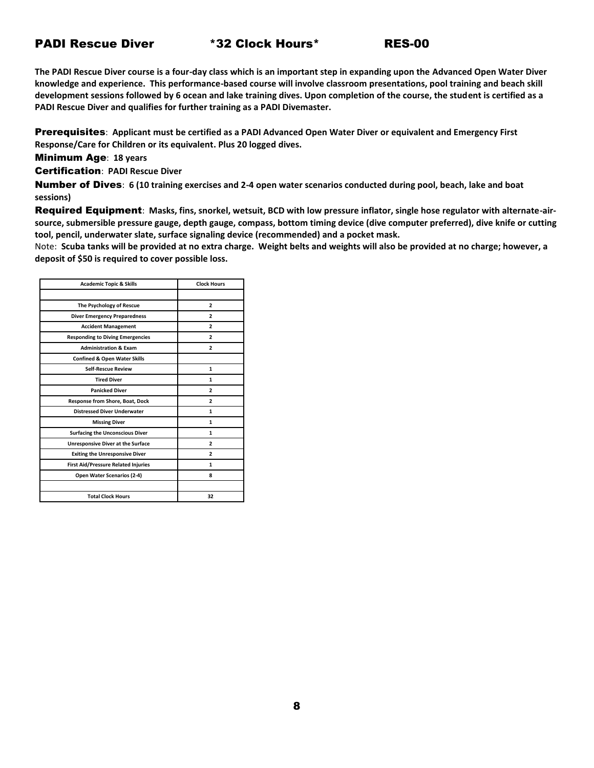# PADI Rescue Diver *32 Clock Hours* RES-00

**The PADI Rescue Diver course is a four-day class which is an important step in expanding upon the Advanced Open Water Diver knowledge and experience. This performance-based course will involve classroom presentations, pool training and beach skill development sessions followed by 6 ocean and lake training dives. Upon completion of the course, the student is certified as a PADI Rescue Diver and qualifies for further training as a PADI Divemaster.**

**Prerequisites**: **Applicant must be certified as a PADI Advanced Open Water Diver or equivalent and Emergency First Response/Care for Children or its equivalent. Plus 20 logged dives.**

**Minimum Age**: **18 years**

**Certification**: **PADI Rescue Diver**

**Number of Dives**: **6 (10 training exercises and 2-4 open water scenarios conducted during pool, beach, lake and boat sessions)**

**Required Equipment**: **Masks, fins, snorkel, wetsuit, BCD with low pressure inflator, single hose regulator with alternate-air-source, submersible pressure gauge, depth gauge, compass, bottom timing device (dive computer preferred), dive knife or cutting tool, pencil, underwater slate, surface signaling device (recommended) and a pocket mask.**

Note: **Scuba tanks will be provided at no extra charge. Weight belts and weights will also be provided at no charge; however, a deposit of $50 is required to cover possible loss.**

| Academic Topic & Skills | Clock Hours |
|---|---|
| | |
| The Psychology of Rescue | 2 |
| Diver Emergency Preparedness | 2 |
| Accident Management | 2 |
| Responding to Diving Emergencies | 2 |
| Administration & Exam | 2 |
| Confined & Open Water Skills | |
| Self-Rescue Review | 1 |
| Tired Diver | 1 |
| Panicked Diver | 2 |
| Response from Shore, Boat, Dock | 2 |
| Distressed Diver Underwater | 1 |
| Missing Diver | 1 |
| Surfacing the Unconscious Diver | 1 |
| Unresponsive Diver at the Surface | 2 |
| Exiting the Unresponsive Diver | 2 |
| First Aid/Pressure Related Injuries | 1 |
| Open Water Scenarios (2-4) | 8 |
| | |
| Total Clock Hours | 32 |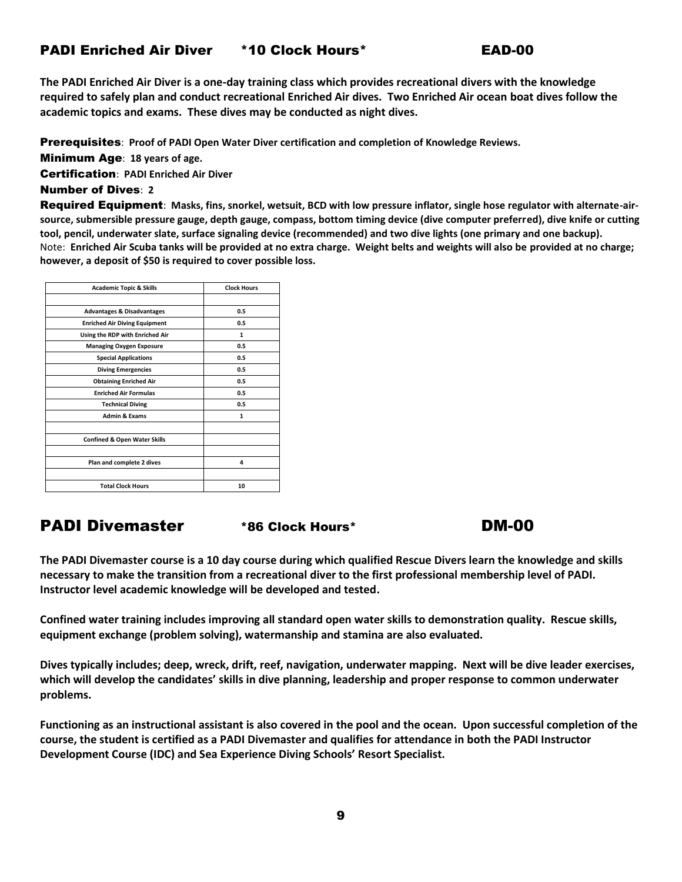## PADI Enriched Air Diver *10 Clock Hours* EAD-00

**The PADI Enriched Air Diver is a one-day training class which provides recreational divers with the knowledge required to safely plan and conduct recreational Enriched Air dives. Two Enriched Air ocean boat dives follow the academic topics and exams. These dives may be conducted as night dives.**

**Prerequisites**: **Proof of PADI Open Water Diver certification and completion of Knowledge Reviews.**

**Minimum Age**: **18 years of age.**

**Certification**: **PADI Enriched Air Diver**

**Number of Dives**: **2**

**Required Equipment**: **Masks, fins, snorkel, wetsuit, BCD with low pressure inflator, single hose regulator with alternate-air-source, submersible pressure gauge, depth gauge, compass, bottom timing device (dive computer preferred), dive knife or cutting tool, pencil, underwater slate, surface signaling device (recommended) and two dive lights (one primary and one backup).**

Note: **Enriched Air Scuba tanks will be provided at no extra charge. Weight belts and weights will also be provided at no charge; however, a deposit of $50 is required to cover possible loss.**

| Academic Topic & Skills | Clock Hours |
|---|---|
| | |
| Advantages & Disadvantages | 0.5 |
| Enriched Air Diving Equipment | 0.5 |
| Using the RDP with Enriched Air | 1 |
| Managing Oxygen Exposure | 0.5 |
| Special Applications | 0.5 |
| Diving Emergencies | 0.5 |
| Obtaining Enriched Air | 0.5 |
| Enriched Air Formulas | 0.5 |
| Technical Diving | 0.5 |
| Admin & Exams | 1 |
| | |
| Confined & Open Water Skills | |
| | |
| Plan and complete 2 dives | 4 |
| | |
| Total Clock Hours | 10 |

## PADI Divemaster *86 Clock Hours* DM-00

**The PADI Divemaster course is a 10 day course during which qualified Rescue Divers learn the knowledge and skills necessary to make the transition from a recreational diver to the first professional membership level of PADI. Instructor level academic knowledge will be developed and tested.**

**Confined water training includes improving all standard open water skills to demonstration quality. Rescue skills, equipment exchange (problem solving), watermanship and stamina are also evaluated.**

**Dives typically includes; deep, wreck, drift, reef, navigation, underwater mapping. Next will be dive leader exercises, which will develop the candidates' skills in dive planning, leadership and proper response to common underwater problems.**

**Functioning as an instructional assistant is also covered in the pool and the ocean. Upon successful completion of the course, the student is certified as a PADI Divemaster and qualifies for attendance in both the PADI Instructor Development Course (IDC) and Sea Experience Diving Schools' Resort Specialist.**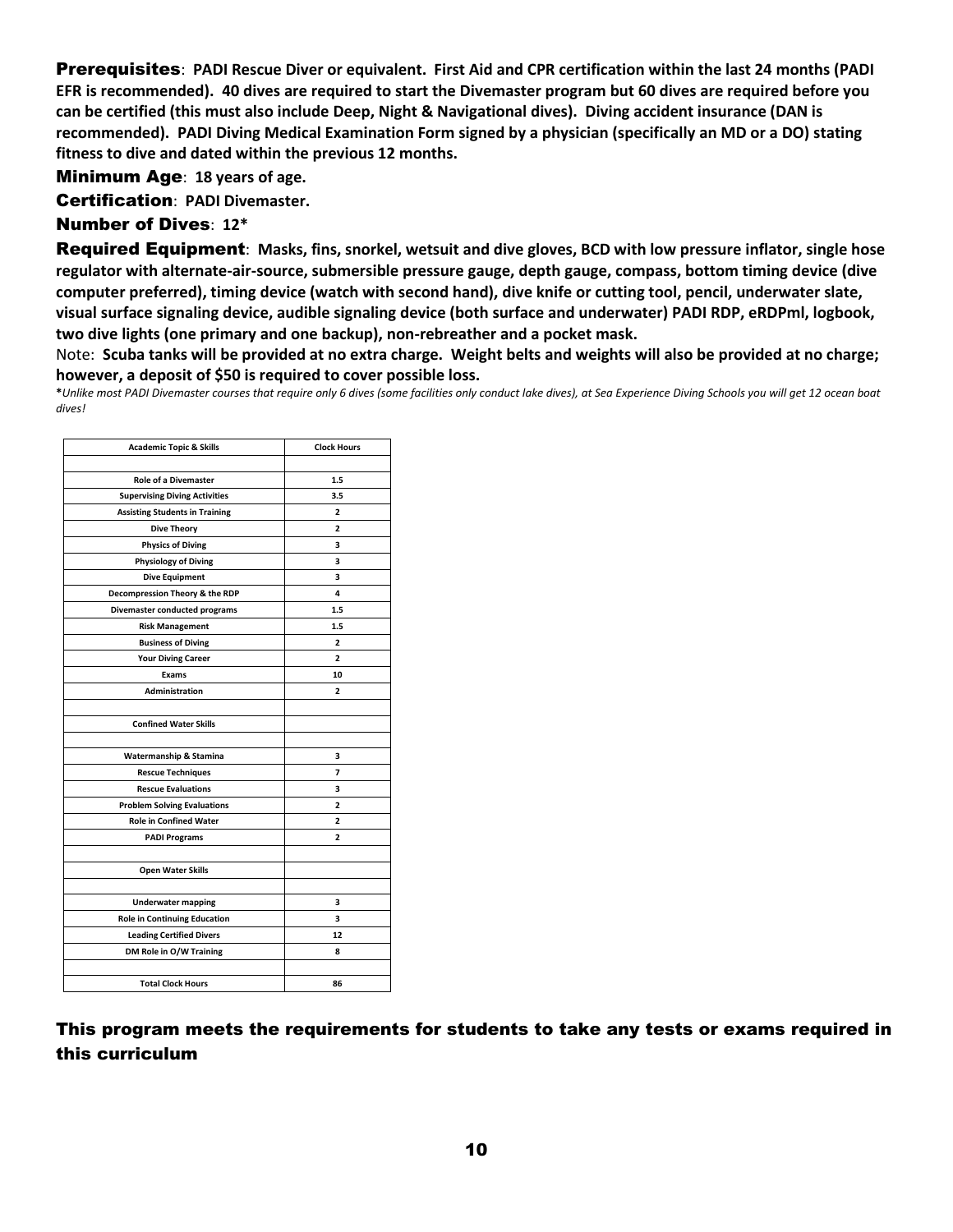**Prerequisites**: **PADI Rescue Diver or equivalent. First Aid and CPR certification within the last 24 months (PADI EFR is recommended). 40 dives are required to start the Divemaster program but 60 dives are required before you can be certified (this must also include Deep, Night & Navigational dives). Diving accident insurance (DAN is recommended). PADI Diving Medical Examination Form signed by a physician (specifically an MD or a DO) stating fitness to dive and dated within the previous 12 months.**

**Minimum Age**: **18 years of age.**

**Certification**: **PADI Divemaster.**

**Number of Dives**: **12***

**Required Equipment**: **Masks, fins, snorkel, wetsuit and dive gloves, BCD with low pressure inflator, single hose regulator with alternate-air-source, submersible pressure gauge, depth gauge, compass, bottom timing device (dive computer preferred), timing device (watch with second hand), dive knife or cutting tool, pencil, underwater slate, visual surface signaling device, audible signaling device (both surface and underwater) PADI RDP, eRDPml, logbook, two dive lights (one primary and one backup), non-rebreather and a pocket mask.**

Note: **Scuba tanks will be provided at no extra charge. Weight belts and weights will also be provided at no charge; however, a deposit of $50 is required to cover possible loss.**

**Unlike most PADI Divemaster courses that require only 6 dives (some facilities only conduct lake dives), at Sea Experience Diving Schools you will get 12 ocean boat dives!*

| Academic Topic & Skills | Clock Hours |
|---|---|
| | |
| Role of a Divemaster | 1.5 |
| Supervising Diving Activities | 3.5 |
| Assisting Students in Training | 2 |
| Dive Theory | 2 |
| Physics of Diving | 3 |
| Physiology of Diving | 3 |
| Dive Equipment | 3 |
| Decompression Theory & the RDP | 4 |
| Divemaster conducted programs | 1.5 |
| Risk Management | 1.5 |
| Business of Diving | 2 |
| Your Diving Career | 2 |
| Exams | 10 |
| Administration | 2 |
| | |
| Confined Water Skills | |
| | |
| Watermanship & Stamina | 3 |
| Rescue Techniques | 7 |
| Rescue Evaluations | 3 |
| Problem Solving Evaluations | 2 |
| Role in Confined Water | 2 |
| PADI Programs | 2 |
| | |
| Open Water Skills | |
| | |
| Underwater mapping | 3 |
| Role in Continuing Education | 3 |
| Leading Certified Divers | 12 |
| DM Role in O/W Training | 8 |
| | |
| Total Clock Hours | 86 |

## This program meets the requirements for students to take any tests or exams required in this curriculum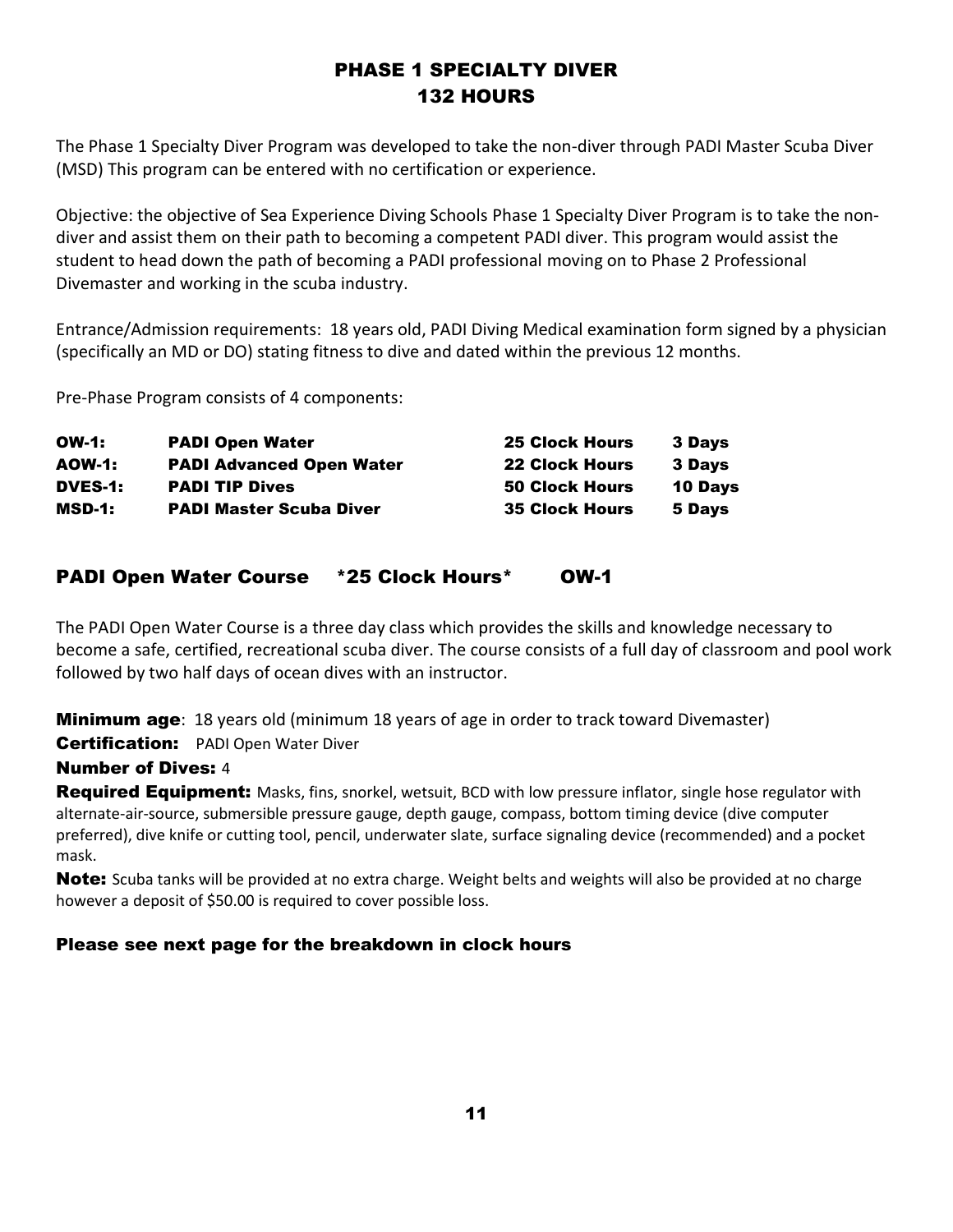# PHASE 1 SPECIALTY DIVER
# 132 HOURS

The Phase 1 Specialty Diver Program was developed to take the non-diver through PADI Master Scuba Diver (MSD) This program can be entered with no certification or experience.

Objective: the objective of Sea Experience Diving Schools Phase 1 Specialty Diver Program is to take the non-diver and assist them on their path to becoming a competent PADI diver. This program would assist the student to head down the path of becoming a PADI professional moving on to Phase 2 Professional Divemaster and working in the scuba industry.

Entrance/Admission requirements: 18 years old, PADI Diving Medical examination form signed by a physician (specifically an MD or DO) stating fitness to dive and dated within the previous 12 months.

Pre-Phase Program consists of 4 components:

| | | | |
|---|---|---|---|
| **OW-1:** | **PADI Open Water** | **25 Clock Hours** | **3 Days** |
| **AOW-1:** | **PADI Advanced Open Water** | **22 Clock Hours** | **3 Days** |
| **DVES-1:** | **PADI TIP Dives** | **50 Clock Hours** | **10 Days** |
| **MSD-1:** | **PADI Master Scuba Diver** | **35 Clock Hours** | **5 Days** |

## PADI Open Water Course \*25 Clock Hours\* OW-1

The PADI Open Water Course is a three day class which provides the skills and knowledge necessary to become a safe, certified, recreational scuba diver. The course consists of a full day of classroom and pool work followed by two half days of ocean dives with an instructor.

**Minimum age**: 18 years old (minimum 18 years of age in order to track toward Divemaster)

**Certification:** PADI Open Water Diver

**Number of Dives:** 4

**Required Equipment:** Masks, fins, snorkel, wetsuit, BCD with low pressure inflator, single hose regulator with alternate-air-source, submersible pressure gauge, depth gauge, compass, bottom timing device (dive computer preferred), dive knife or cutting tool, pencil, underwater slate, surface signaling device (recommended) and a pocket mask.

**Note:** Scuba tanks will be provided at no extra charge. Weight belts and weights will also be provided at no charge however a deposit of $50.00 is required to cover possible loss.

**Please see next page for the breakdown in clock hours**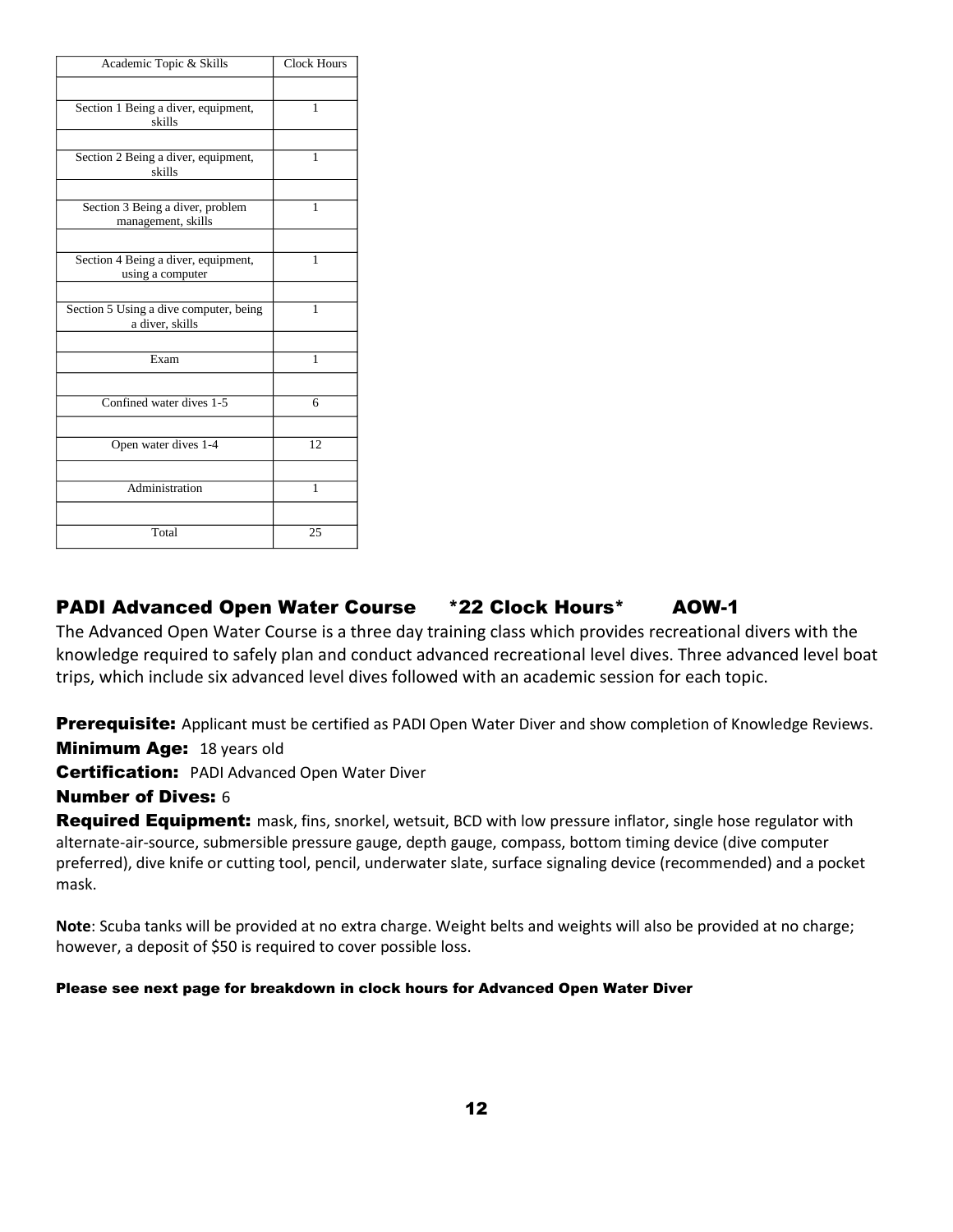| Academic Topic & Skills | Clock Hours |
|---|---|
| | |
| Section 1 Being a diver, equipment, skills | 1 |
| | |
| Section 2 Being a diver, equipment, skills | 1 |
| | |
| Section 3 Being a diver, problem management, skills | 1 |
| | |
| Section 4 Being a diver, equipment, using a computer | 1 |
| | |
| Section 5 Using a dive computer, being a diver, skills | 1 |
| | |
| Exam | 1 |
| | |
| Confined water dives 1-5 | 6 |
| | |
| Open water dives 1-4 | 12 |
| | |
| Administration | 1 |
| | |
| Total | 25 |

## PADI Advanced Open Water Course *22 Clock Hours* AOW-1

The Advanced Open Water Course is a three day training class which provides recreational divers with the knowledge required to safely plan and conduct advanced recreational level dives. Three advanced level boat trips, which include six advanced level dives followed with an academic session for each topic.

**Prerequisite:** Applicant must be certified as PADI Open Water Diver and show completion of Knowledge Reviews.

**Minimum Age:** 18 years old

**Certification:** PADI Advanced Open Water Diver

**Number of Dives:** 6

**Required Equipment:** mask, fins, snorkel, wetsuit, BCD with low pressure inflator, single hose regulator with alternate-air-source, submersible pressure gauge, depth gauge, compass, bottom timing device (dive computer preferred), dive knife or cutting tool, pencil, underwater slate, surface signaling device (recommended) and a pocket mask.

**Note**: Scuba tanks will be provided at no extra charge. Weight belts and weights will also be provided at no charge; however, a deposit of $50 is required to cover possible loss.

**Please see next page for breakdown in clock hours for Advanced Open Water Diver**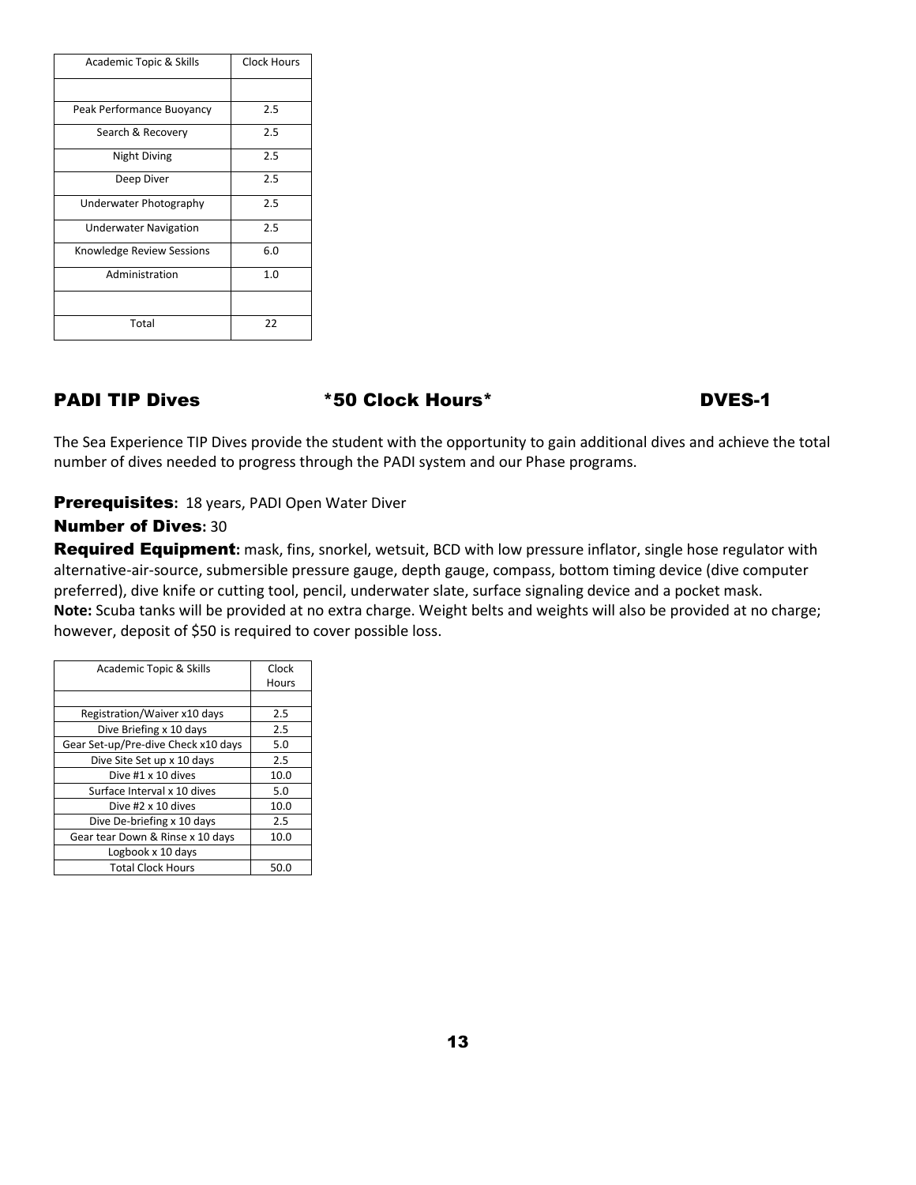| Academic Topic & Skills | Clock Hours |
|---|---|
| | |
| Peak Performance Buoyancy | 2.5 |
| Search & Recovery | 2.5 |
| Night Diving | 2.5 |
| Deep Diver | 2.5 |
| Underwater Photography | 2.5 |
| Underwater Navigation | 2.5 |
| Knowledge Review Sessions | 6.0 |
| Administration | 1.0 |
| | |
| Total | 22 |

## PADI TIP Dives *50 Clock Hours* DVES-1

The Sea Experience TIP Dives provide the student with the opportunity to gain additional dives and achieve the total number of dives needed to progress through the PADI system and our Phase programs.

**Prerequisites:** 18 years, PADI Open Water Diver

**Number of Dives:** 30

**Required Equipment:** mask, fins, snorkel, wetsuit, BCD with low pressure inflator, single hose regulator with alternative-air-source, submersible pressure gauge, depth gauge, compass, bottom timing device (dive computer preferred), dive knife or cutting tool, pencil, underwater slate, surface signaling device and a pocket mask.
**Note:** Scuba tanks will be provided at no extra charge. Weight belts and weights will also be provided at no charge; however, deposit of $50 is required to cover possible loss.

| Academic Topic & Skills | Clock Hours |
|---|---|
| | |
| Registration/Waiver x10 days | 2.5 |
| Dive Briefing x 10 days | 2.5 |
| Gear Set-up/Pre-dive Check x10 days | 5.0 |
| Dive Site Set up x 10 days | 2.5 |
| Dive #1 x 10 dives | 10.0 |
| Surface Interval x 10 dives | 5.0 |
| Dive #2 x 10 dives | 10.0 |
| Dive De-briefing x 10 days | 2.5 |
| Gear tear Down & Rinse x 10 days | 10.0 |
| Logbook x 10 days | |
| Total Clock Hours | 50.0 |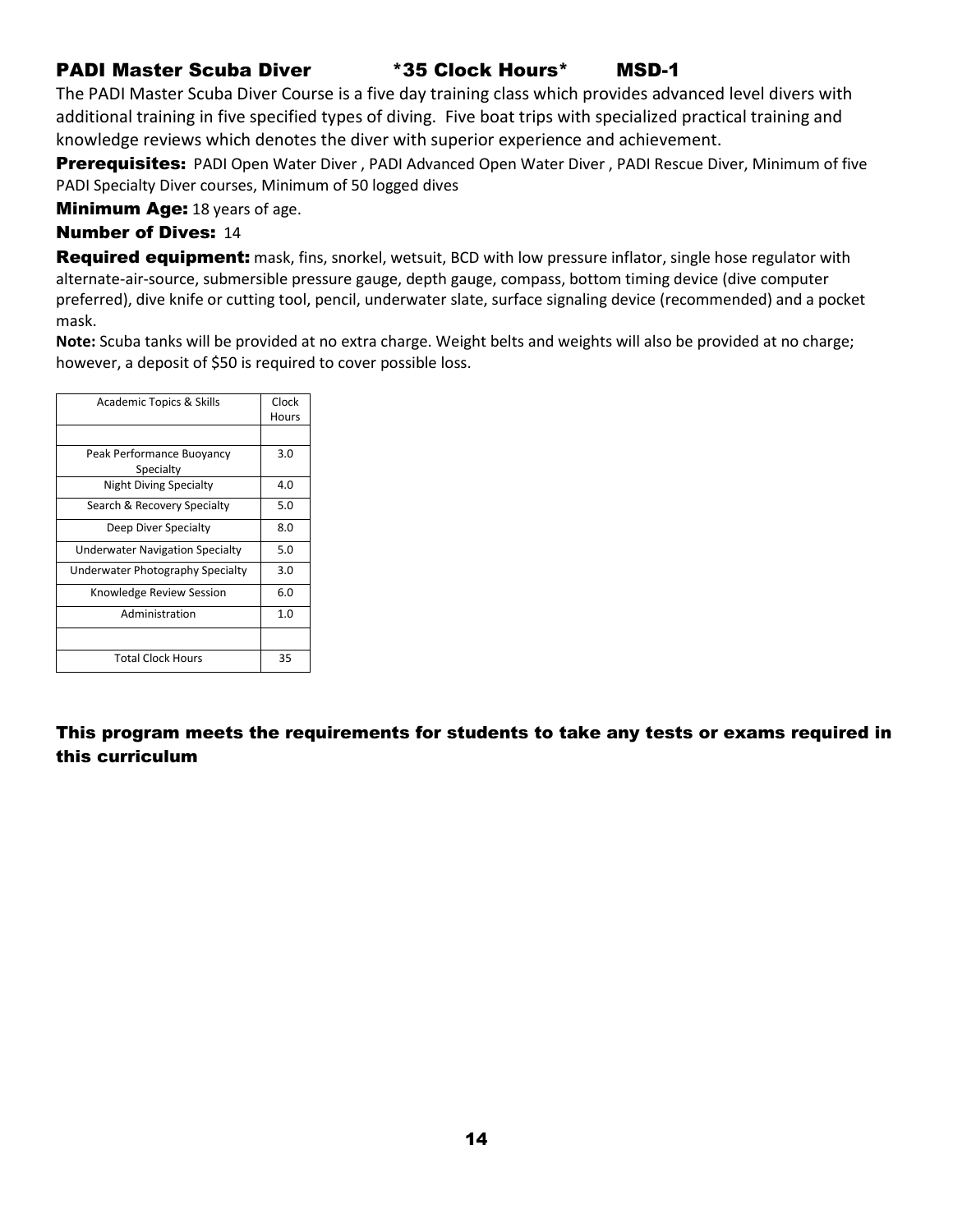## PADI Master Scuba Diver *35 Clock Hours* MSD-1

The PADI Master Scuba Diver Course is a five day training class which provides advanced level divers with additional training in five specified types of diving. Five boat trips with specialized practical training and knowledge reviews which denotes the diver with superior experience and achievement.

**Prerequisites:** PADI Open Water Diver , PADI Advanced Open Water Diver , PADI Rescue Diver, Minimum of five PADI Specialty Diver courses, Minimum of 50 logged dives

**Minimum Age:** 18 years of age.

**Number of Dives:** 14

**Required equipment:** mask, fins, snorkel, wetsuit, BCD with low pressure inflator, single hose regulator with alternate-air-source, submersible pressure gauge, depth gauge, compass, bottom timing device (dive computer preferred), dive knife or cutting tool, pencil, underwater slate, surface signaling device (recommended) and a pocket mask.

**Note:** Scuba tanks will be provided at no extra charge. Weight belts and weights will also be provided at no charge; however, a deposit of $50 is required to cover possible loss.

| Academic Topics & Skills | Clock Hours |
|---|---|
| | |
| Peak Performance Buoyancy Specialty | 3.0 |
| Night Diving Specialty | 4.0 |
| Search & Recovery Specialty | 5.0 |
| Deep Diver Specialty | 8.0 |
| Underwater Navigation Specialty | 5.0 |
| Underwater Photography Specialty | 3.0 |
| Knowledge Review Session | 6.0 |
| Administration | 1.0 |
| | |
| Total Clock Hours | 35 |

**This program meets the requirements for students to take any tests or exams required in this curriculum**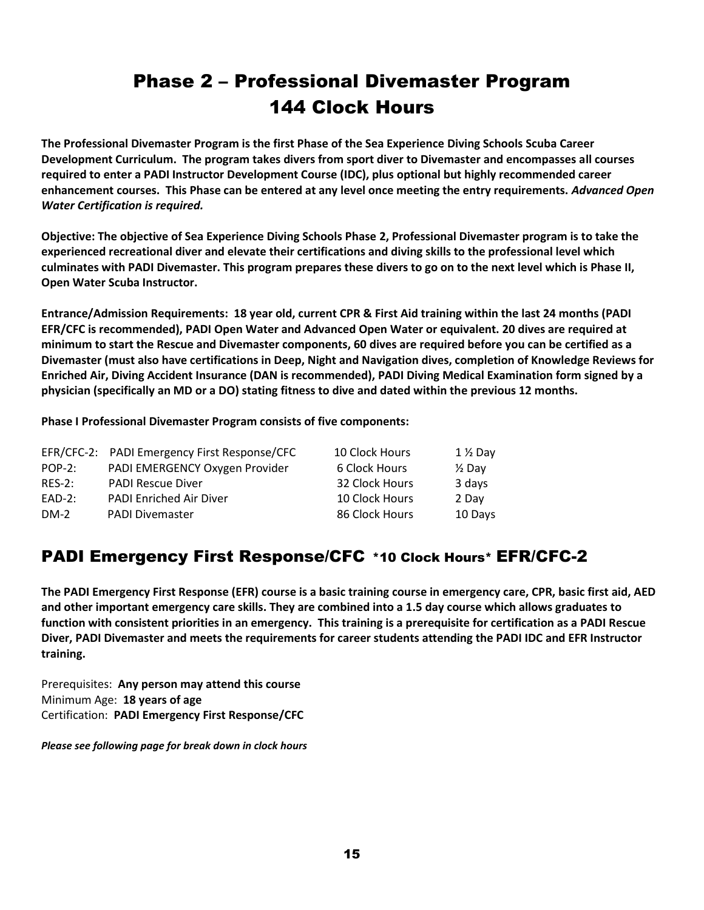# Phase 2 – Professional Divemaster Program
# 144 Clock Hours

**The Professional Divemaster Program is the first Phase of the Sea Experience Diving Schools Scuba Career Development Curriculum. The program takes divers from sport diver to Divemaster and encompasses all courses required to enter a PADI Instructor Development Course (IDC), plus optional but highly recommended career enhancement courses. This Phase can be entered at any level once meeting the entry requirements. *Advanced Open Water Certification is required.***

**Objective: The objective of Sea Experience Diving Schools Phase 2, Professional Divemaster program is to take the experienced recreational diver and elevate their certifications and diving skills to the professional level which culminates with PADI Divemaster. This program prepares these divers to go on to the next level which is Phase II, Open Water Scuba Instructor.**

**Entrance/Admission Requirements: 18 year old, current CPR & First Aid training within the last 24 months (PADI EFR/CFC is recommended), PADI Open Water and Advanced Open Water or equivalent. 20 dives are required at minimum to start the Rescue and Divemaster components, 60 dives are required before you can be certified as a Divemaster (must also have certifications in Deep, Night and Navigation dives, completion of Knowledge Reviews for Enriched Air, Diving Accident Insurance (DAN is recommended), PADI Diving Medical Examination form signed by a physician (specifically an MD or a DO) stating fitness to dive and dated within the previous 12 months.**

**Phase I Professional Divemaster Program consists of five components:**

| | | | |
|---|---|---|---|
| EFR/CFC-2: | PADI Emergency First Response/CFC | 10 Clock Hours | 1 ½ Day |
| POP-2: | PADI EMERGENCY Oxygen Provider | 6 Clock Hours | ½ Day |
| RES-2: | PADI Rescue Diver | 32 Clock Hours | 3 days |
| EAD-2: | PADI Enriched Air Diver | 10 Clock Hours | 2 Day |
| DM-2 | PADI Divemaster | 86 Clock Hours | 10 Days |

## PADI Emergency First Response/CFC *10 Clock Hours* EFR/CFC-2

**The PADI Emergency First Response (EFR) course is a basic training course in emergency care, CPR, basic first aid, AED and other important emergency care skills. They are combined into a 1.5 day course which allows graduates to function with consistent priorities in an emergency. This training is a prerequisite for certification as a PADI Rescue Diver, PADI Divemaster and meets the requirements for career students attending the PADI IDC and EFR Instructor training.**

Prerequisites: **Any person may attend this course**
Minimum Age: **18 years of age**
Certification: **PADI Emergency First Response/CFC**

***Please see following page for break down in clock hours***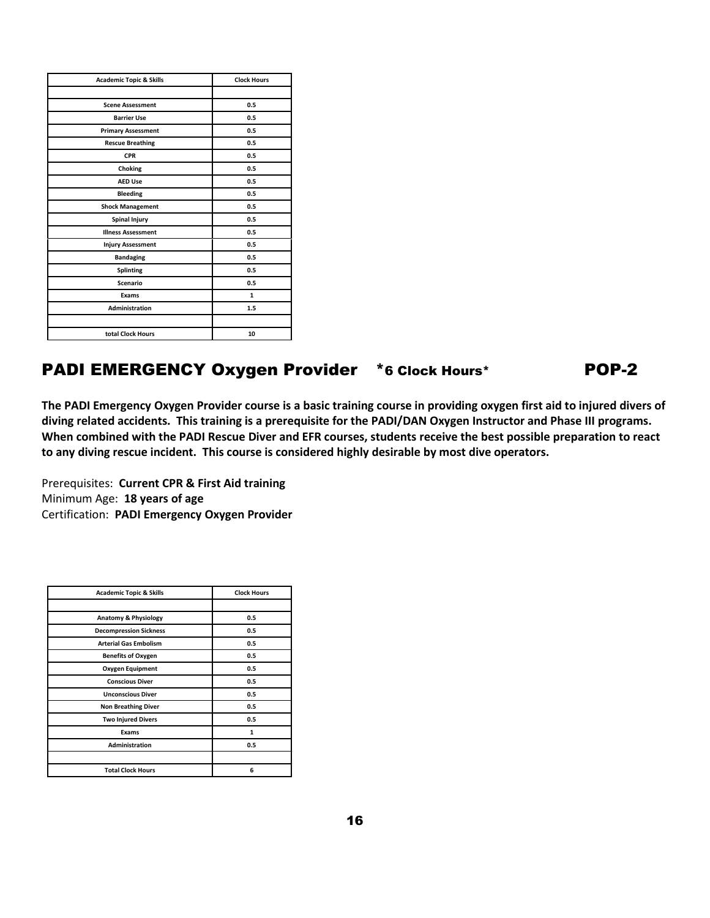| Academic Topic & Skills | Clock Hours |
|---|---|
| | |
| Scene Assessment | 0.5 |
| Barrier Use | 0.5 |
| Primary Assessment | 0.5 |
| Rescue Breathing | 0.5 |
| CPR | 0.5 |
| Choking | 0.5 |
| AED Use | 0.5 |
| Bleeding | 0.5 |
| Shock Management | 0.5 |
| Spinal Injury | 0.5 |
| Illness Assessment | 0.5 |
| Injury Assessment | 0.5 |
| Bandaging | 0.5 |
| Splinting | 0.5 |
| Scenario | 0.5 |
| Exams | 1 |
| Administration | 1.5 |
| | |
| total Clock Hours | 10 |

## PADI EMERGENCY Oxygen Provider *6 Clock Hours* POP-2

**The PADI Emergency Oxygen Provider course is a basic training course in providing oxygen first aid to injured divers of diving related accidents. This training is a prerequisite for the PADI/DAN Oxygen Instructor and Phase III programs. When combined with the PADI Rescue Diver and EFR courses, students receive the best possible preparation to react to any diving rescue incident. This course is considered highly desirable by most dive operators.**

Prerequisites: **Current CPR & First Aid training**
Minimum Age: **18 years of age**
Certification: **PADI Emergency Oxygen Provider**

| Academic Topic & Skills | Clock Hours |
|---|---|
| | |
| Anatomy & Physiology | 0.5 |
| Decompression Sickness | 0.5 |
| Arterial Gas Embolism | 0.5 |
| Benefits of Oxygen | 0.5 |
| Oxygen Equipment | 0.5 |
| Conscious Diver | 0.5 |
| Unconscious Diver | 0.5 |
| Non Breathing Diver | 0.5 |
| Two Injured Divers | 0.5 |
| Exams | 1 |
| Administration | 0.5 |
| | |
| Total Clock Hours | 6 |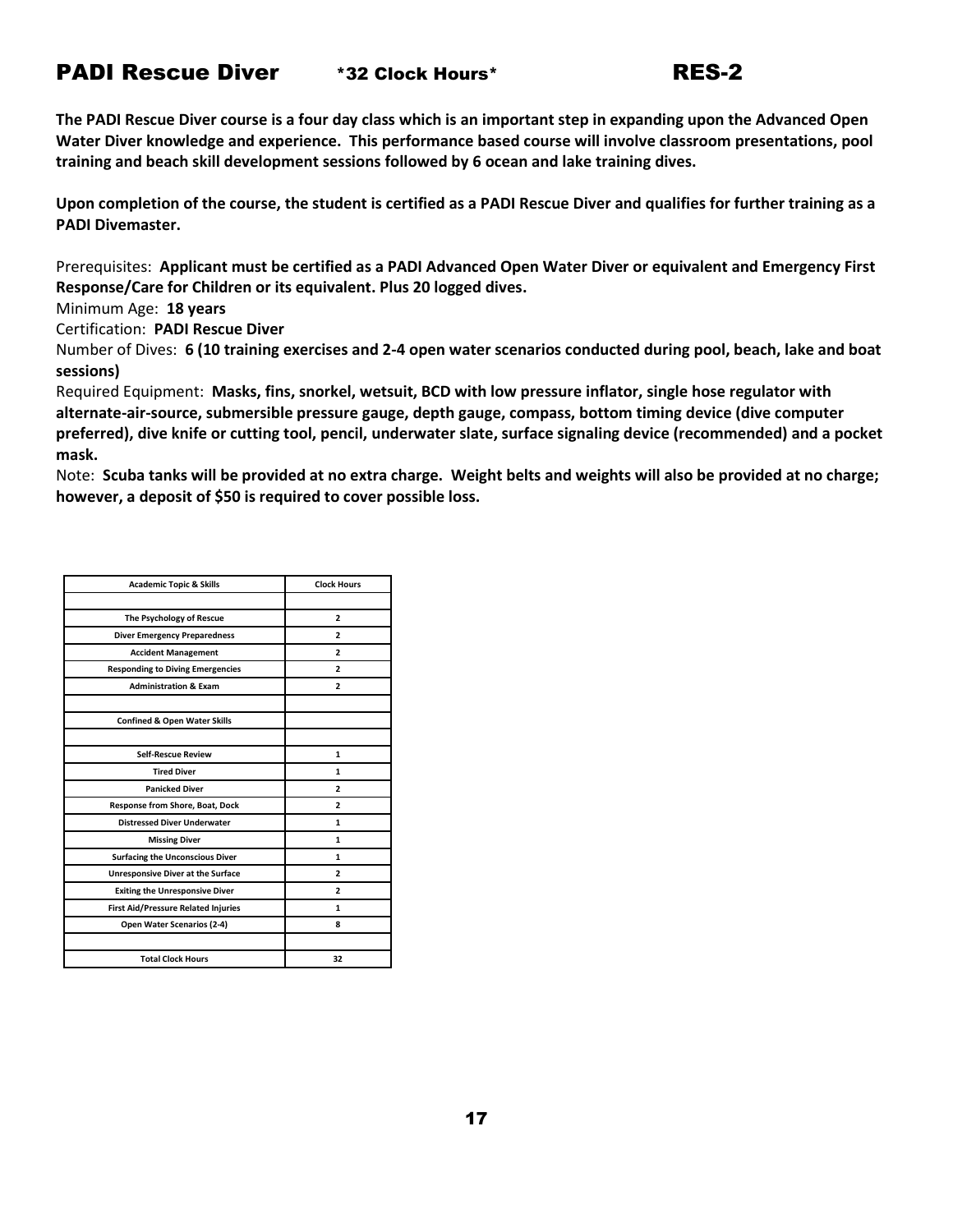# PADI Rescue Diver *32 Clock Hours* RES-2

**The PADI Rescue Diver course is a four day class which is an important step in expanding upon the Advanced Open Water Diver knowledge and experience. This performance based course will involve classroom presentations, pool training and beach skill development sessions followed by 6 ocean and lake training dives.**

**Upon completion of the course, the student is certified as a PADI Rescue Diver and qualifies for further training as a PADI Divemaster.**

Prerequisites: **Applicant must be certified as a PADI Advanced Open Water Diver or equivalent and Emergency First Response/Care for Children or its equivalent. Plus 20 logged dives.**
Minimum Age: **18 years**
Certification: **PADI Rescue Diver**
Number of Dives: **6 (10 training exercises and 2-4 open water scenarios conducted during pool, beach, lake and boat sessions)**
Required Equipment: **Masks, fins, snorkel, wetsuit, BCD with low pressure inflator, single hose regulator with alternate-air-source, submersible pressure gauge, depth gauge, compass, bottom timing device (dive computer preferred), dive knife or cutting tool, pencil, underwater slate, surface signaling device (recommended) and a pocket mask.**
Note: **Scuba tanks will be provided at no extra charge. Weight belts and weights will also be provided at no charge; however, a deposit of $50 is required to cover possible loss.**

| Academic Topic & Skills | Clock Hours |
|---|---|
| | |
| The Psychology of Rescue | 2 |
| Diver Emergency Preparedness | 2 |
| Accident Management | 2 |
| Responding to Diving Emergencies | 2 |
| Administration & Exam | 2 |
| | |
| Confined & Open Water Skills | |
| | |
| Self-Rescue Review | 1 |
| Tired Diver | 1 |
| Panicked Diver | 2 |
| Response from Shore, Boat, Dock | 2 |
| Distressed Diver Underwater | 1 |
| Missing Diver | 1 |
| Surfacing the Unconscious Diver | 1 |
| Unresponsive Diver at the Surface | 2 |
| Exiting the Unresponsive Diver | 2 |
| First Aid/Pressure Related Injuries | 1 |
| Open Water Scenarios (2-4) | 8 |
| | |
| Total Clock Hours | 32 |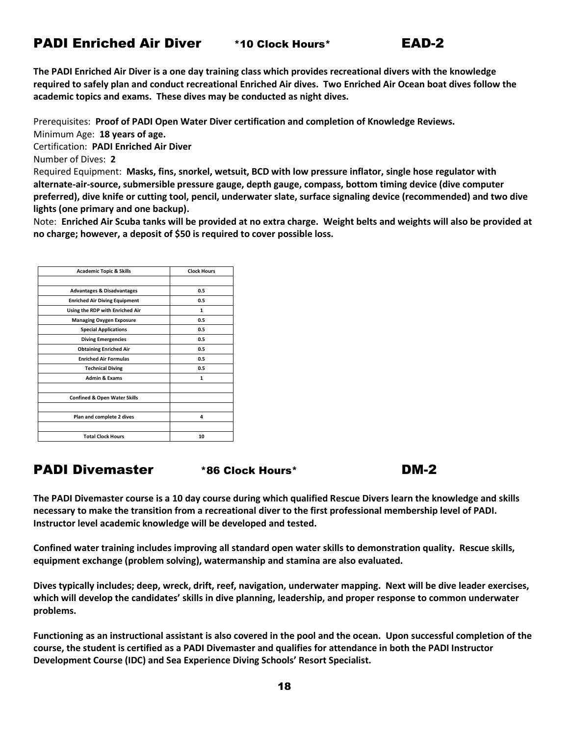## PADI Enriched Air Diver *10 Clock Hours* EAD-2

**The PADI Enriched Air Diver is a one day training class which provides recreational divers with the knowledge required to safely plan and conduct recreational Enriched Air dives. Two Enriched Air Ocean boat dives follow the academic topics and exams. These dives may be conducted as night dives.**

Prerequisites: **Proof of PADI Open Water Diver certification and completion of Knowledge Reviews.**
Minimum Age: **18 years of age.**
Certification: **PADI Enriched Air Diver**
Number of Dives: **2**
Required Equipment: **Masks, fins, snorkel, wetsuit, BCD with low pressure inflator, single hose regulator with alternate-air-source, submersible pressure gauge, depth gauge, compass, bottom timing device (dive computer preferred), dive knife or cutting tool, pencil, underwater slate, surface signaling device (recommended) and two dive lights (one primary and one backup).**
Note: **Enriched Air Scuba tanks will be provided at no extra charge. Weight belts and weights will also be provided at no charge; however, a deposit of $50 is required to cover possible loss.**

| Academic Topic & Skills | Clock Hours |
|---|---|
| | |
| Advantages & Disadvantages | 0.5 |
| Enriched Air Diving Equipment | 0.5 |
| Using the RDP with Enriched Air | 1 |
| Managing Oxygen Exposure | 0.5 |
| Special Applications | 0.5 |
| Diving Emergencies | 0.5 |
| Obtaining Enriched Air | 0.5 |
| Enriched Air Formulas | 0.5 |
| Technical Diving | 0.5 |
| Admin & Exams | 1 |
| | |
| Confined & Open Water Skills | |
| | |
| Plan and complete 2 dives | 4 |
| | |
| Total Clock Hours | 10 |

## PADI Divemaster *86 Clock Hours* DM-2

**The PADI Divemaster course is a 10 day course during which qualified Rescue Divers learn the knowledge and skills necessary to make the transition from a recreational diver to the first professional membership level of PADI. Instructor level academic knowledge will be developed and tested.**

**Confined water training includes improving all standard open water skills to demonstration quality. Rescue skills, equipment exchange (problem solving), watermanship and stamina are also evaluated.**

**Dives typically includes; deep, wreck, drift, reef, navigation, underwater mapping. Next will be dive leader exercises, which will develop the candidates' skills in dive planning, leadership, and proper response to common underwater problems.**

**Functioning as an instructional assistant is also covered in the pool and the ocean. Upon successful completion of the course, the student is certified as a PADI Divemaster and qualifies for attendance in both the PADI Instructor Development Course (IDC) and Sea Experience Diving Schools' Resort Specialist.**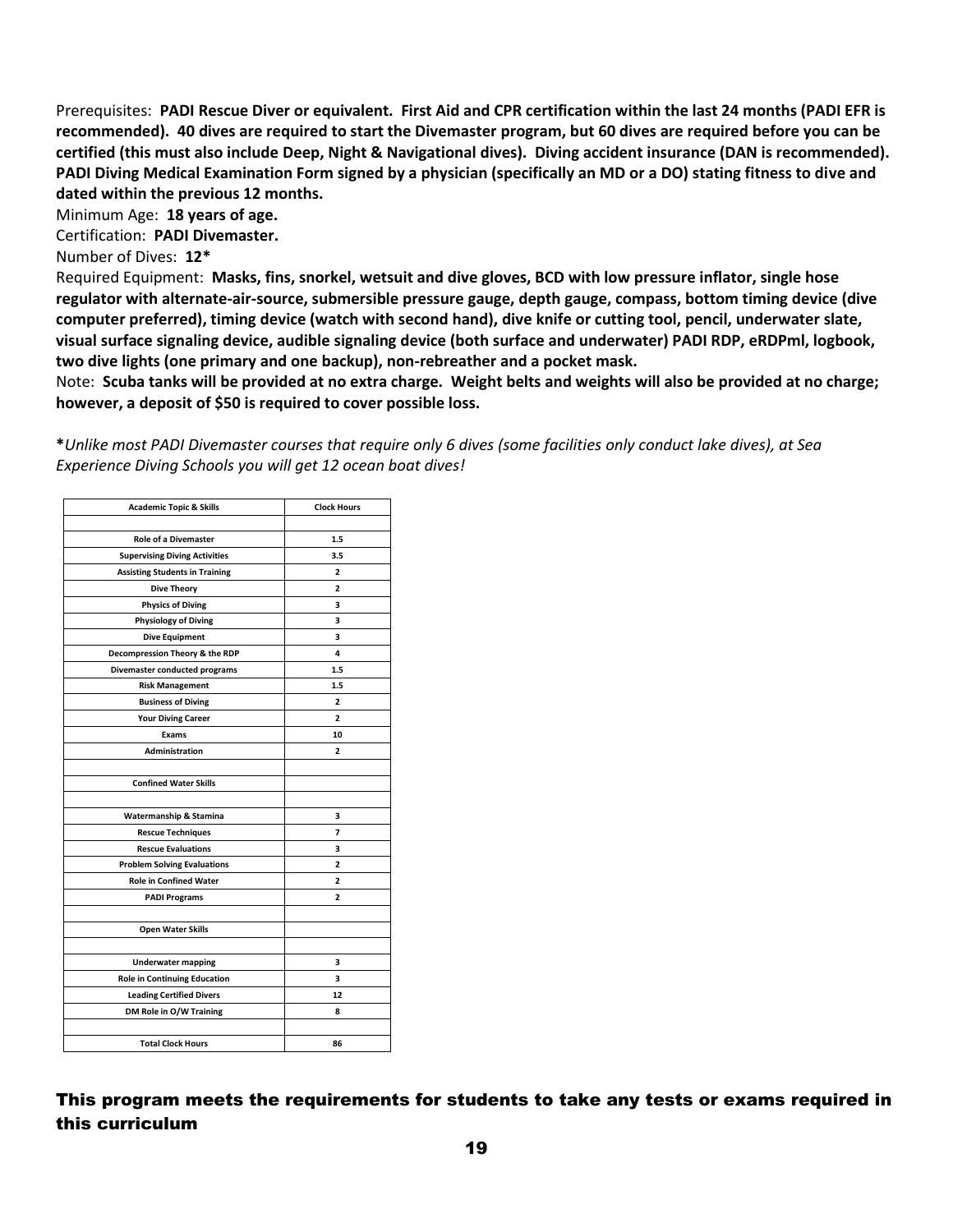Prerequisites: **PADI Rescue Diver or equivalent. First Aid and CPR certification within the last 24 months (PADI EFR is recommended). 40 dives are required to start the Divemaster program, but 60 dives are required before you can be certified (this must also include Deep, Night & Navigational dives). Diving accident insurance (DAN is recommended). PADI Diving Medical Examination Form signed by a physician (specifically an MD or a DO) stating fitness to dive and dated within the previous 12 months.**

Minimum Age: **18 years of age.**

Certification: **PADI Divemaster.**

Number of Dives: **12***

Required Equipment: **Masks, fins, snorkel, wetsuit and dive gloves, BCD with low pressure inflator, single hose regulator with alternate-air-source, submersible pressure gauge, depth gauge, compass, bottom timing device (dive computer preferred), timing device (watch with second hand), dive knife or cutting tool, pencil, underwater slate, visual surface signaling device, audible signaling device (both surface and underwater) PADI RDP, eRDPml, logbook, two dive lights (one primary and one backup), non-rebreather and a pocket mask.**

Note: **Scuba tanks will be provided at no extra charge. Weight belts and weights will also be provided at no charge; however, a deposit of $50 is required to cover possible loss.**

***Unlike most PADI Divemaster courses that require only 6 dives (some facilities only conduct lake dives), at Sea Experience Diving Schools you will get 12 ocean boat dives!***

| Academic Topic & Skills | Clock Hours |
|---|---|
| | |
| Role of a Divemaster | 1.5 |
| Supervising Diving Activities | 3.5 |
| Assisting Students in Training | 2 |
| Dive Theory | 2 |
| Physics of Diving | 3 |
| Physiology of Diving | 3 |
| Dive Equipment | 3 |
| Decompression Theory & the RDP | 4 |
| Divemaster conducted programs | 1.5 |
| Risk Management | 1.5 |
| Business of Diving | 2 |
| Your Diving Career | 2 |
| Exams | 10 |
| Administration | 2 |
| | |
| Confined Water Skills | |
| | |
| Watermanship & Stamina | 3 |
| Rescue Techniques | 7 |
| Rescue Evaluations | 3 |
| Problem Solving Evaluations | 2 |
| Role in Confined Water | 2 |
| PADI Programs | 2 |
| | |
| Open Water Skills | |
| | |
| Underwater mapping | 3 |
| Role in Continuing Education | 3 |
| Leading Certified Divers | 12 |
| DM Role in O/W Training | 8 |
| | |
| Total Clock Hours | 86 |

## This program meets the requirements for students to take any tests or exams required in this curriculum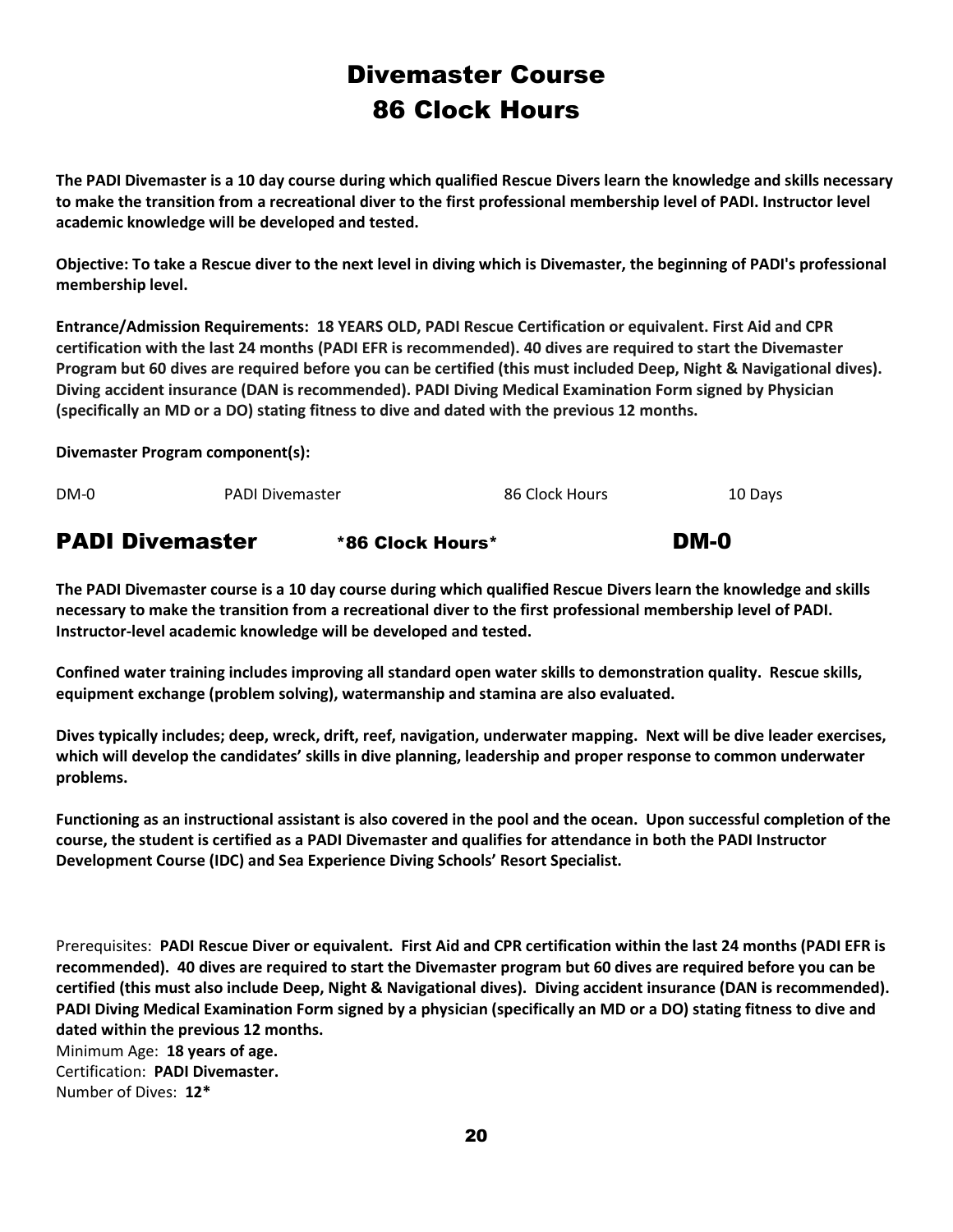# Divemaster Course
# 86 Clock Hours

**The PADI Divemaster is a 10 day course during which qualified Rescue Divers learn the knowledge and skills necessary to make the transition from a recreational diver to the first professional membership level of PADI. Instructor level academic knowledge will be developed and tested.**

**Objective: To take a Rescue diver to the next level in diving which is Divemaster, the beginning of PADI's professional membership level.**

**Entrance/Admission Requirements: 18 YEARS OLD, PADI Rescue Certification or equivalent. First Aid and CPR certification with the last 24 months (PADI EFR is recommended). 40 dives are required to start the Divemaster Program but 60 dives are required before you can be certified (this must included Deep, Night & Navigational dives). Diving accident insurance (DAN is recommended). PADI Diving Medical Examination Form signed by Physician (specifically an MD or a DO) stating fitness to dive and dated with the previous 12 months.**

**Divemaster Program component(s):**

| DM-0 | PADI Divemaster | 86 Clock Hours | 10 Days |
|---|---|---|---|

## PADI Divemaster *86 Clock Hours* DM-0

**The PADI Divemaster course is a 10 day course during which qualified Rescue Divers learn the knowledge and skills necessary to make the transition from a recreational diver to the first professional membership level of PADI. Instructor-level academic knowledge will be developed and tested.**

**Confined water training includes improving all standard open water skills to demonstration quality. Rescue skills, equipment exchange (problem solving), watermanship and stamina are also evaluated.**

**Dives typically includes; deep, wreck, drift, reef, navigation, underwater mapping. Next will be dive leader exercises, which will develop the candidates' skills in dive planning, leadership and proper response to common underwater problems.**

**Functioning as an instructional assistant is also covered in the pool and the ocean. Upon successful completion of the course, the student is certified as a PADI Divemaster and qualifies for attendance in both the PADI Instructor Development Course (IDC) and Sea Experience Diving Schools' Resort Specialist.**

Prerequisites: **PADI Rescue Diver or equivalent. First Aid and CPR certification within the last 24 months (PADI EFR is recommended). 40 dives are required to start the Divemaster program but 60 dives are required before you can be certified (this must also include Deep, Night & Navigational dives). Diving accident insurance (DAN is recommended). PADI Diving Medical Examination Form signed by a physician (specifically an MD or a DO) stating fitness to dive and dated within the previous 12 months.**
Minimum Age: **18 years of age.**
Certification: **PADI Divemaster.**
Number of Dives: **12***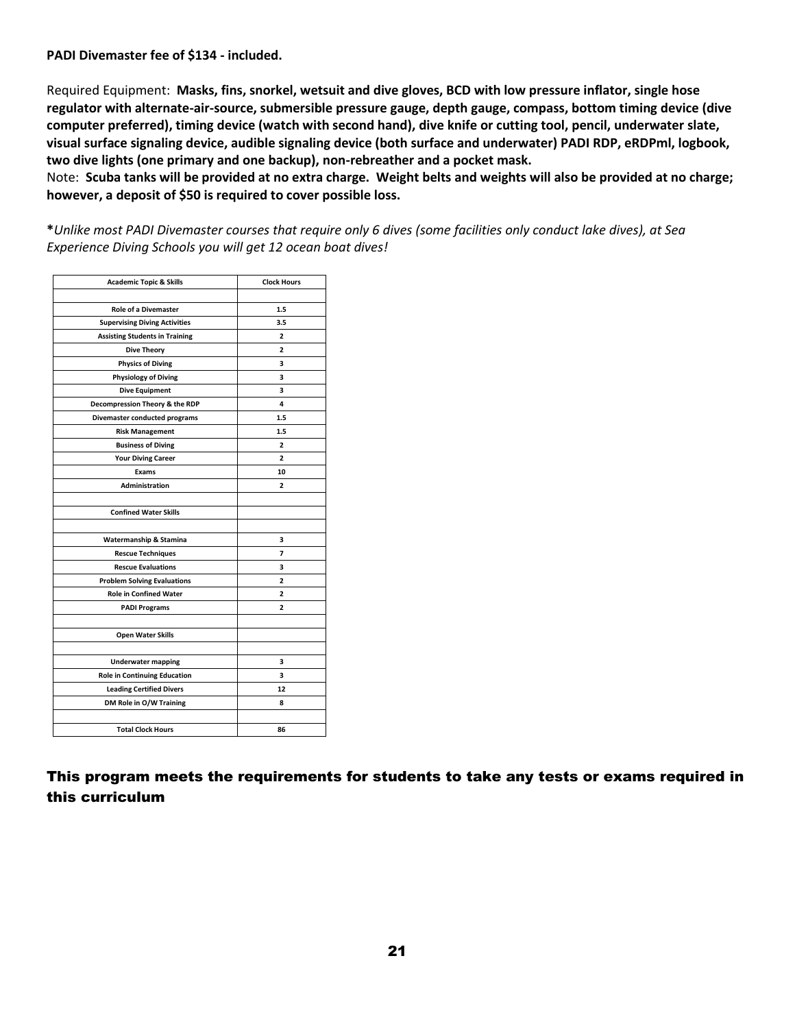**PADI Divemaster fee of $134 - included.**

Required Equipment: **Masks, fins, snorkel, wetsuit and dive gloves, BCD with low pressure inflator, single hose regulator with alternate-air-source, submersible pressure gauge, depth gauge, compass, bottom timing device (dive computer preferred), timing device (watch with second hand), dive knife or cutting tool, pencil, underwater slate, visual surface signaling device, audible signaling device (both surface and underwater) PADI RDP, eRDPml, logbook, two dive lights (one primary and one backup), non-rebreather and a pocket mask.**

Note: **Scuba tanks will be provided at no extra charge. Weight belts and weights will also be provided at no charge; however, a deposit of $50 is required to cover possible loss.**

***Unlike most PADI Divemaster courses that require only 6 dives (some facilities only conduct lake dives), at Sea Experience Diving Schools you will get 12 ocean boat dives!***

| Academic Topic & Skills | Clock Hours |
|---|---|
| | |
| Role of a Divemaster | 1.5 |
| Supervising Diving Activities | 3.5 |
| Assisting Students in Training | 2 |
| Dive Theory | 2 |
| Physics of Diving | 3 |
| Physiology of Diving | 3 |
| Dive Equipment | 3 |
| Decompression Theory & the RDP | 4 |
| Divemaster conducted programs | 1.5 |
| Risk Management | 1.5 |
| Business of Diving | 2 |
| Your Diving Career | 2 |
| Exams | 10 |
| Administration | 2 |
| | |
| Confined Water Skills | |
| | |
| Watermanship & Stamina | 3 |
| Rescue Techniques | 7 |
| Rescue Evaluations | 3 |
| Problem Solving Evaluations | 2 |
| Role in Confined Water | 2 |
| PADI Programs | 2 |
| | |
| Open Water Skills | |
| | |
| Underwater mapping | 3 |
| Role in Continuing Education | 3 |
| Leading Certified Divers | 12 |
| DM Role in O/W Training | 8 |
| | |
| Total Clock Hours | 86 |

## This program meets the requirements for students to take any tests or exams required in this curriculum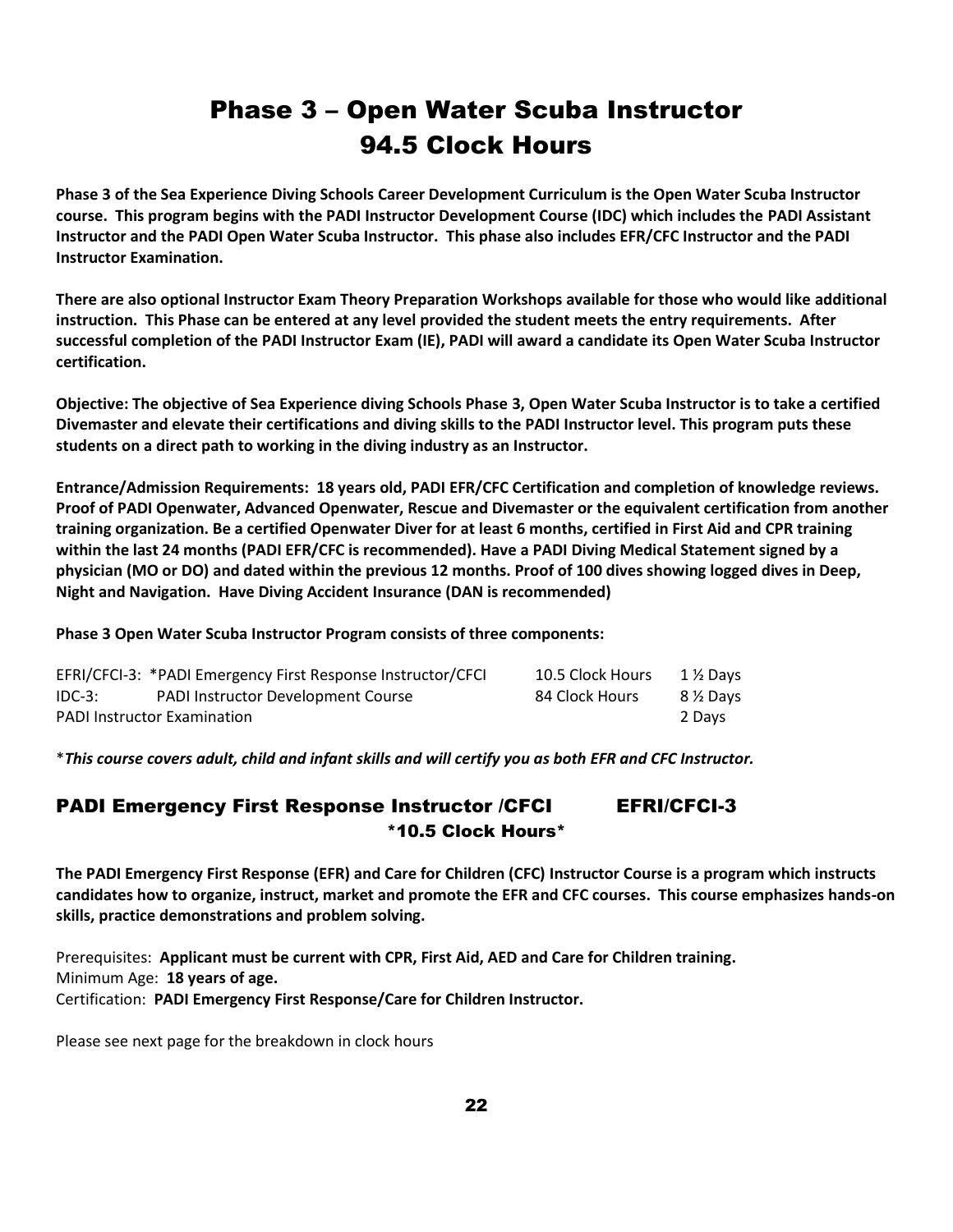# Phase 3 – Open Water Scuba Instructor
# 94.5 Clock Hours

**Phase 3 of the Sea Experience Diving Schools Career Development Curriculum is the Open Water Scuba Instructor course. This program begins with the PADI Instructor Development Course (IDC) which includes the PADI Assistant Instructor and the PADI Open Water Scuba Instructor. This phase also includes EFR/CFC Instructor and the PADI Instructor Examination.**

**There are also optional Instructor Exam Theory Preparation Workshops available for those who would like additional instruction. This Phase can be entered at any level provided the student meets the entry requirements. After successful completion of the PADI Instructor Exam (IE), PADI will award a candidate its Open Water Scuba Instructor certification.**

**Objective: The objective of Sea Experience diving Schools Phase 3, Open Water Scuba Instructor is to take a certified Divemaster and elevate their certifications and diving skills to the PADI Instructor level. This program puts these students on a direct path to working in the diving industry as an Instructor.**

**Entrance/Admission Requirements: 18 years old, PADI EFR/CFC Certification and completion of knowledge reviews. Proof of PADI Openwater, Advanced Openwater, Rescue and Divemaster or the equivalent certification from another training organization. Be a certified Openwater Diver for at least 6 months, certified in First Aid and CPR training within the last 24 months (PADI EFR/CFC is recommended). Have a PADI Diving Medical Statement signed by a physician (MO or DO) and dated within the previous 12 months. Proof of 100 dives showing logged dives in Deep, Night and Navigation. Have Diving Accident Insurance (DAN is recommended)**

**Phase 3 Open Water Scuba Instructor Program consists of three components:**

| | | | |
|---|---|---|---|
| EFRI/CFCI-3: | *PADI Emergency First Response Instructor/CFCI | 10.5 Clock Hours | 1 ½ Days |
| IDC-3: | PADI Instructor Development Course | 84 Clock Hours | 8 ½ Days |
| PADI Instructor Examination | | | 2 Days |

**Note:** **This course covers adult, child and infant skills and will certify you as both EFR and CFC Instructor.* (marked * in the original)

## PADI Emergency First Response Instructor /CFCI EFRI/CFCI-3
### *10.5 Clock Hours*

**The PADI Emergency First Response (EFR) and Care for Children (CFC) Instructor Course is a program which instructs candidates how to organize, instruct, market and promote the EFR and CFC courses. This course emphasizes hands-on skills, practice demonstrations and problem solving.**

Prerequisites: **Applicant must be current with CPR, First Aid, AED and Care for Children training.**
Minimum Age: **18 years of age.**
Certification: **PADI Emergency First Response/Care for Children Instructor.**

Please see next page for the breakdown in clock hours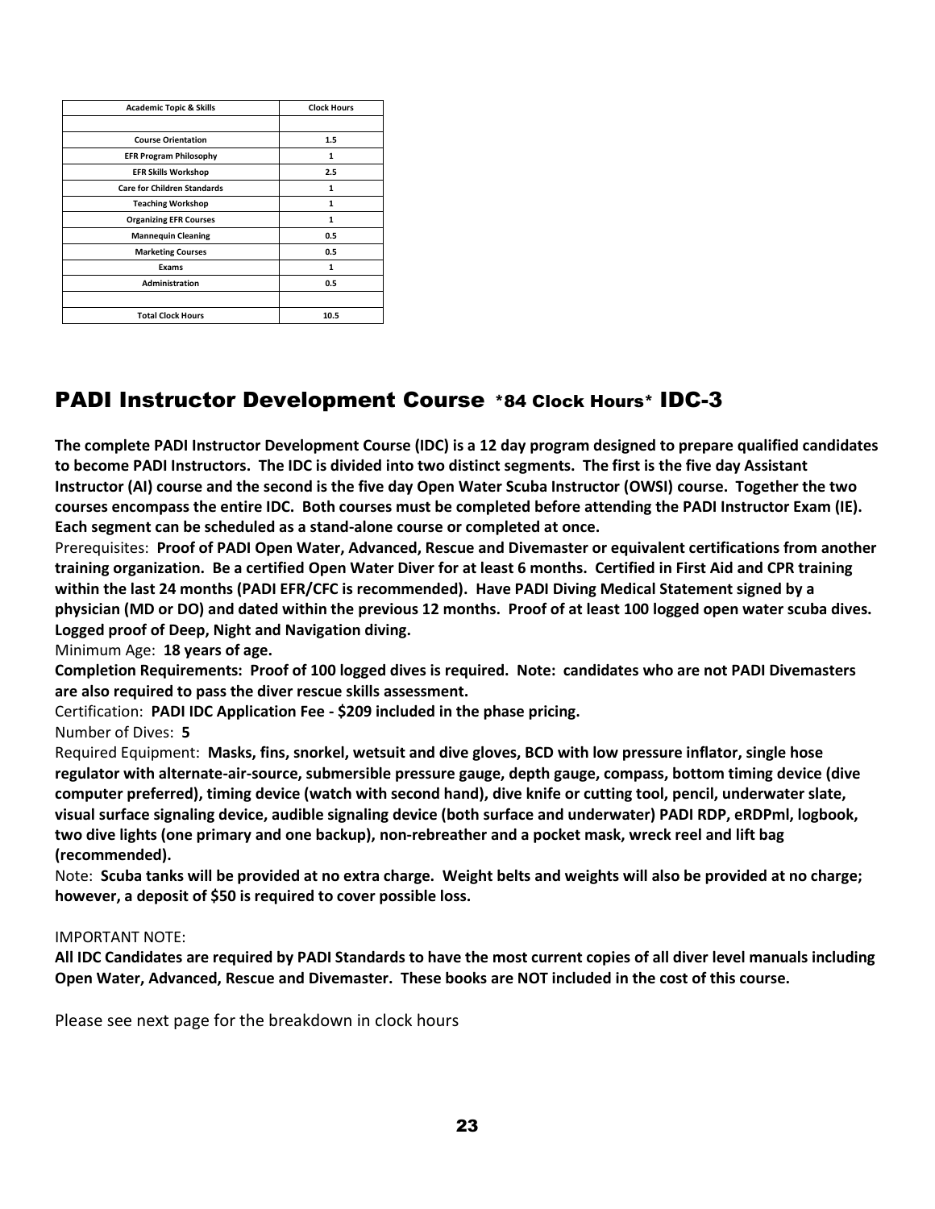| Academic Topic & Skills | Clock Hours |
| --- | --- |
| | |
| Course Orientation | 1.5 |
| EFR Program Philosophy | 1 |
| EFR Skills Workshop | 2.5 |
| Care for Children Standards | 1 |
| Teaching Workshop | 1 |
| Organizing EFR Courses | 1 |
| Mannequin Cleaning | 0.5 |
| Marketing Courses | 0.5 |
| Exams | 1 |
| Administration | 0.5 |
| | |
| Total Clock Hours | 10.5 |

## PADI Instructor Development Course *84 Clock Hours* IDC-3

**The complete PADI Instructor Development Course (IDC) is a 12 day program designed to prepare qualified candidates to become PADI Instructors. The IDC is divided into two distinct segments. The first is the five day Assistant Instructor (AI) course and the second is the five day Open Water Scuba Instructor (OWSI) course. Together the two courses encompass the entire IDC. Both courses must be completed before attending the PADI Instructor Exam (IE). Each segment can be scheduled as a stand-alone course or completed at once.**

Prerequisites: **Proof of PADI Open Water, Advanced, Rescue and Divemaster or equivalent certifications from another training organization. Be a certified Open Water Diver for at least 6 months. Certified in First Aid and CPR training within the last 24 months (PADI EFR/CFC is recommended). Have PADI Diving Medical Statement signed by a physician (MD or DO) and dated within the previous 12 months. Proof of at least 100 logged open water scuba dives. Logged proof of Deep, Night and Navigation diving.**

Minimum Age: **18 years of age.**

**Completion Requirements: Proof of 100 logged dives is required. Note: candidates who are not PADI Divemasters are also required to pass the diver rescue skills assessment.**

Certification: **PADI IDC Application Fee - $209 included in the phase pricing.**

Number of Dives: **5**

Required Equipment: **Masks, fins, snorkel, wetsuit and dive gloves, BCD with low pressure inflator, single hose regulator with alternate-air-source, submersible pressure gauge, depth gauge, compass, bottom timing device (dive computer preferred), timing device (watch with second hand), dive knife or cutting tool, pencil, underwater slate, visual surface signaling device, audible signaling device (both surface and underwater) PADI RDP, eRDPml, logbook, two dive lights (one primary and one backup), non-rebreather and a pocket mask, wreck reel and lift bag (recommended).**

Note: **Scuba tanks will be provided at no extra charge. Weight belts and weights will also be provided at no charge; however, a deposit of $50 is required to cover possible loss.**

IMPORTANT NOTE:

**All IDC Candidates are required by PADI Standards to have the most current copies of all diver level manuals including Open Water, Advanced, Rescue and Divemaster. These books are NOT included in the cost of this course.**

Please see next page for the breakdown in clock hours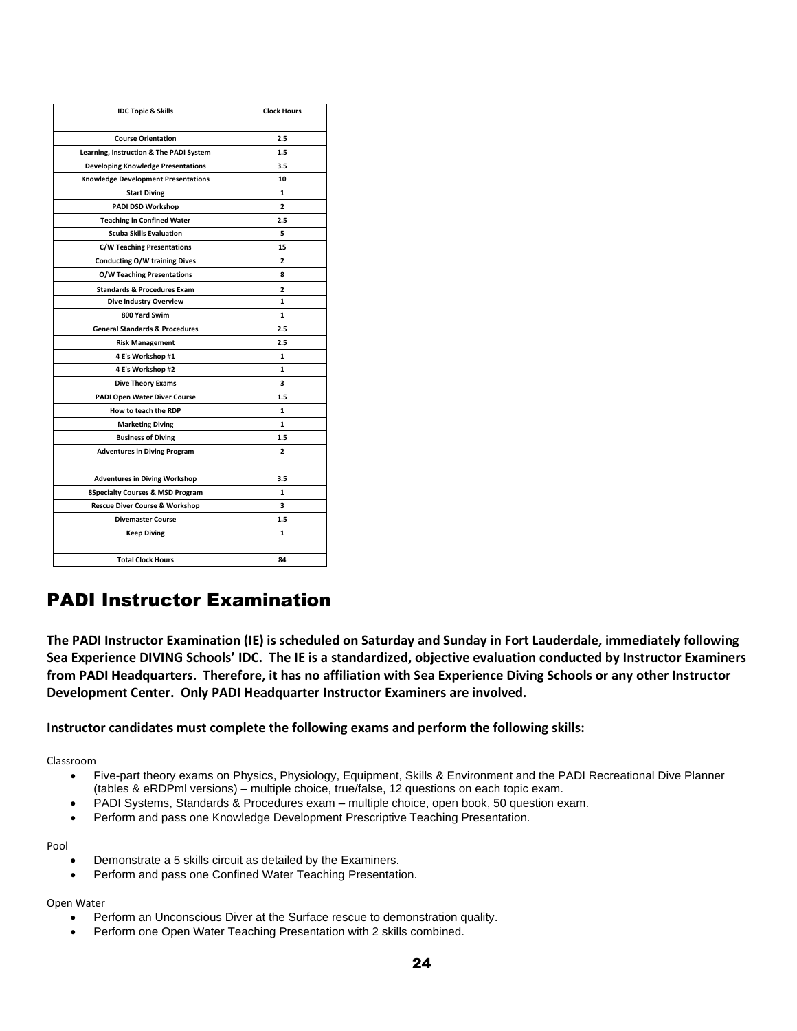| IDC Topic & Skills | Clock Hours |
|---|---|
| | |
| Course Orientation | 2.5 |
| Learning, Instruction & The PADI System | 1.5 |
| Developing Knowledge Presentations | 3.5 |
| Knowledge Development Presentations | 10 |
| Start Diving | 1 |
| PADI DSD Workshop | 2 |
| Teaching in Confined Water | 2.5 |
| Scuba Skills Evaluation | 5 |
| C/W Teaching Presentations | 15 |
| Conducting O/W training Dives | 2 |
| O/W Teaching Presentations | 8 |
| Standards & Procedures Exam | 2 |
| Dive Industry Overview | 1 |
| 800 Yard Swim | 1 |
| General Standards & Procedures | 2.5 |
| Risk Management | 2.5 |
| 4 E's Workshop #1 | 1 |
| 4 E's Workshop #2 | 1 |
| Dive Theory Exams | 3 |
| PADI Open Water Diver Course | 1.5 |
| How to teach the RDP | 1 |
| Marketing Diving | 1 |
| Business of Diving | 1.5 |
| Adventures in Diving Program | 2 |
| | |
| Adventures in Diving Workshop | 3.5 |
| 8Specialty Courses & MSD Program | 1 |
| Rescue Diver Course & Workshop | 3 |
| Divemaster Course | 1.5 |
| Keep Diving | 1 |
| | |
| Total Clock Hours | 84 |

# PADI Instructor Examination

**The PADI Instructor Examination (IE) is scheduled on Saturday and Sunday in Fort Lauderdale, immediately following Sea Experience DIVING Schools' IDC. The IE is a standardized, objective evaluation conducted by Instructor Examiners from PADI Headquarters. Therefore, it has no affiliation with Sea Experience Diving Schools or any other Instructor Development Center. Only PADI Headquarter Instructor Examiners are involved.**

**Instructor candidates must complete the following exams and perform the following skills:**

Classroom

- Five-part theory exams on Physics, Physiology, Equipment, Skills & Environment and the PADI Recreational Dive Planner (tables & eRDPml versions) – multiple choice, true/false, 12 questions on each topic exam.
- PADI Systems, Standards & Procedures exam – multiple choice, open book, 50 question exam.
- Perform and pass one Knowledge Development Prescriptive Teaching Presentation.

Pool

- Demonstrate a 5 skills circuit as detailed by the Examiners.
- Perform and pass one Confined Water Teaching Presentation.

Open Water

- Perform an Unconscious Diver at the Surface rescue to demonstration quality.
- Perform one Open Water Teaching Presentation with 2 skills combined.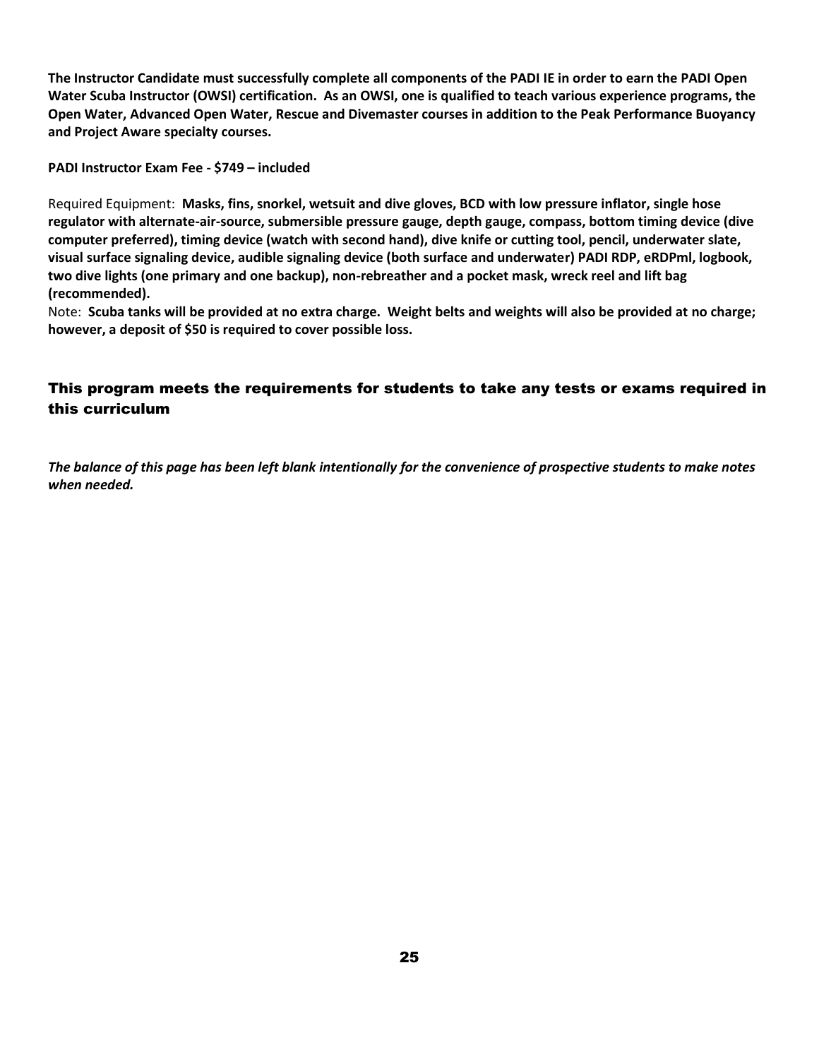**The Instructor Candidate must successfully complete all components of the PADI IE in order to earn the PADI Open Water Scuba Instructor (OWSI) certification. As an OWSI, one is qualified to teach various experience programs, the Open Water, Advanced Open Water, Rescue and Divemaster courses in addition to the Peak Performance Buoyancy and Project Aware specialty courses.**

**PADI Instructor Exam Fee - $749 – included**

Required Equipment: **Masks, fins, snorkel, wetsuit and dive gloves, BCD with low pressure inflator, single hose regulator with alternate-air-source, submersible pressure gauge, depth gauge, compass, bottom timing device (dive computer preferred), timing device (watch with second hand), dive knife or cutting tool, pencil, underwater slate, visual surface signaling device, audible signaling device (both surface and underwater) PADI RDP, eRDPml, logbook, two dive lights (one primary and one backup), non-rebreather and a pocket mask, wreck reel and lift bag (recommended).**

Note: **Scuba tanks will be provided at no extra charge. Weight belts and weights will also be provided at no charge; however, a deposit of $50 is required to cover possible loss.**

## This program meets the requirements for students to take any tests or exams required in this curriculum

***The balance of this page has been left blank intentionally for the convenience of prospective students to make notes when needed.***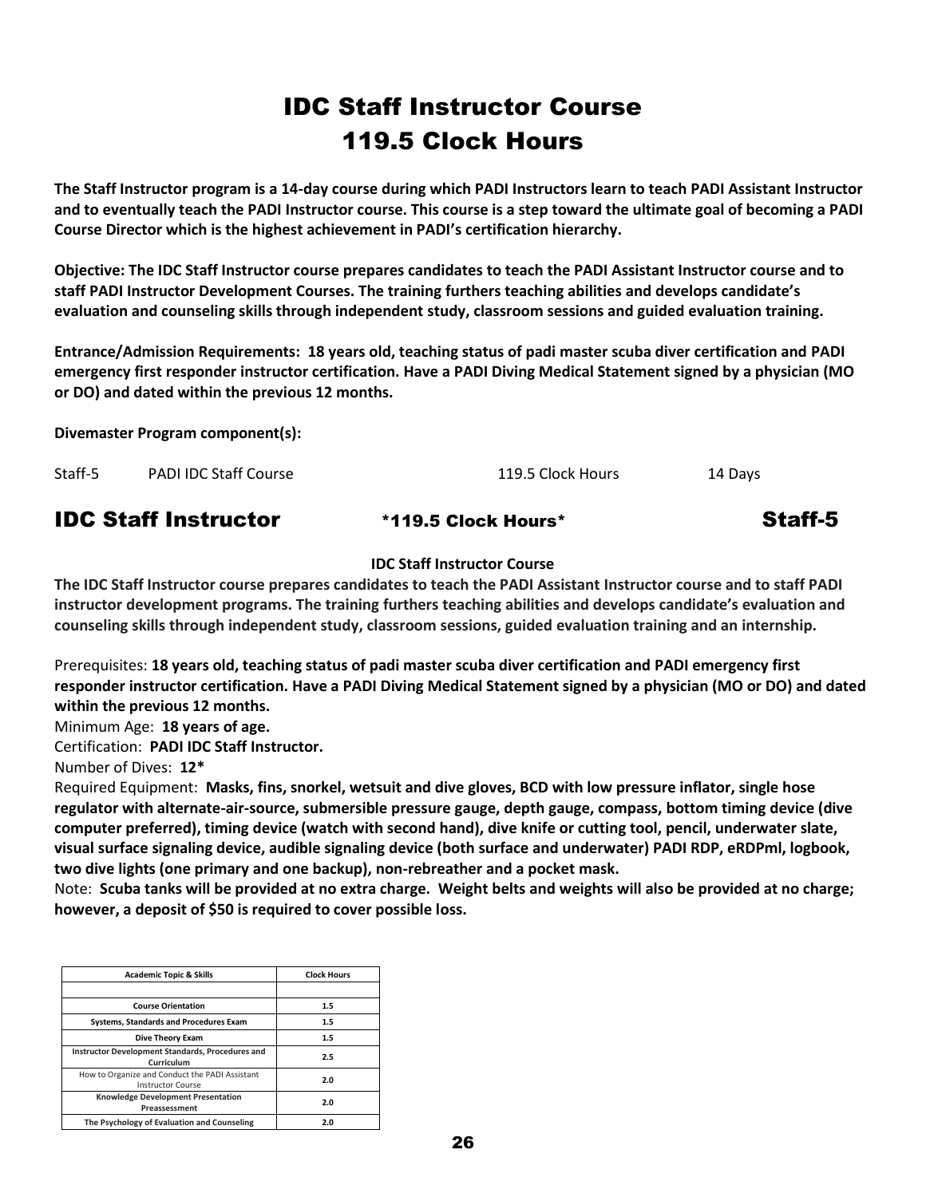# IDC Staff Instructor Course
# 119.5 Clock Hours

**The Staff Instructor program is a 14-day course during which PADI Instructors learn to teach PADI Assistant Instructor and to eventually teach the PADI Instructor course. This course is a step toward the ultimate goal of becoming a PADI Course Director which is the highest achievement in PADI's certification hierarchy.**

**Objective: The IDC Staff Instructor course prepares candidates to teach the PADI Assistant Instructor course and to staff PADI Instructor Development Courses. The training furthers teaching abilities and develops candidate's evaluation and counseling skills through independent study, classroom sessions and guided evaluation training.**

**Entrance/Admission Requirements: 18 years old, teaching status of padi master scuba diver certification and PADI emergency first responder instructor certification. Have a PADI Diving Medical Statement signed by a physician (MO or DO) and dated within the previous 12 months.**

**Divemaster Program component(s):**

| | | | |
|---|---|---|---|
| Staff-5 | PADI IDC Staff Course | 119.5 Clock Hours | 14 Days |

## IDC Staff Instructor *119.5 Clock Hours* Staff-5

**IDC Staff Instructor Course**

**The IDC Staff Instructor course prepares candidates to teach the PADI Assistant Instructor course and to staff PADI instructor development programs. The training furthers teaching abilities and develops candidate's evaluation and counseling skills through independent study, classroom sessions, guided evaluation training and an internship.**

Prerequisites: **18 years old, teaching status of padi master scuba diver certification and PADI emergency first responder instructor certification. Have a PADI Diving Medical Statement signed by a physician (MO or DO) and dated within the previous 12 months.**

Minimum Age: **18 years of age.**

Certification: **PADI IDC Staff Instructor.**

Number of Dives: **12***

Required Equipment: **Masks, fins, snorkel, wetsuit and dive gloves, BCD with low pressure inflator, single hose regulator with alternate-air-source, submersible pressure gauge, depth gauge, compass, bottom timing device (dive computer preferred), timing device (watch with second hand), dive knife or cutting tool, pencil, underwater slate, visual surface signaling device, audible signaling device (both surface and underwater) PADI RDP, eRDPml, logbook, two dive lights (one primary and one backup), non-rebreather and a pocket mask.**

Note: **Scuba tanks will be provided at no extra charge. Weight belts and weights will also be provided at no charge; however, a deposit of $50 is required to cover possible loss.**

| Academic Topic & Skills | Clock Hours |
|---|---|
| | |
| Course Orientation | 1.5 |
| Systems, Standards and Procedures Exam | 1.5 |
| Dive Theory Exam | 1.5 |
| Instructor Development Standards, Procedures and Curriculum | 2.5 |
| How to Organize and Conduct the PADI Assistant Instructor Course | 2.0 |
| Knowledge Development Presentation Preassessment | 2.0 |
| The Psychology of Evaluation and Counseling | 2.0 |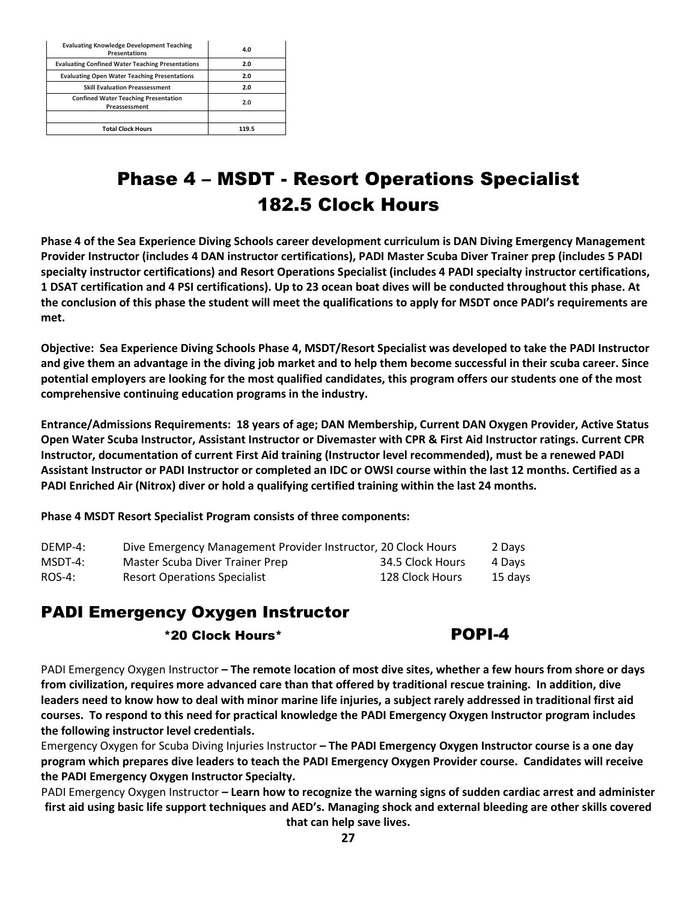| Evaluating Knowledge Development Teaching Presentations | 4.0 |
|---|---|
| Evaluating Confined Water Teaching Presentations | 2.0 |
| Evaluating Open Water Teaching Presentations | 2.0 |
| Skill Evaluation Preassessment | 2.0 |
| Confined Water Teaching Presentation Preassessment | 2.0 |
| | |
| Total Clock Hours | 119.5 |

# Phase 4 – MSDT - Resort Operations Specialist
# 182.5 Clock Hours

**Phase 4 of the Sea Experience Diving Schools career development curriculum is DAN Diving Emergency Management Provider Instructor (includes 4 DAN instructor certifications), PADI Master Scuba Diver Trainer prep (includes 5 PADI specialty instructor certifications) and Resort Operations Specialist (includes 4 PADI specialty instructor certifications, 1 DSAT certification and 4 PSI certifications). Up to 23 ocean boat dives will be conducted throughout this phase. At the conclusion of this phase the student will meet the qualifications to apply for MSDT once PADI's requirements are met.**

**Objective: Sea Experience Diving Schools Phase 4, MSDT/Resort Specialist was developed to take the PADI Instructor and give them an advantage in the diving job market and to help them become successful in their scuba career. Since potential employers are looking for the most qualified candidates, this program offers our students one of the most comprehensive continuing education programs in the industry.**

**Entrance/Admissions Requirements: 18 years of age; DAN Membership, Current DAN Oxygen Provider, Active Status Open Water Scuba Instructor, Assistant Instructor or Divemaster with CPR & First Aid Instructor ratings. Current CPR Instructor, documentation of current First Aid training (Instructor level recommended), must be a renewed PADI Assistant Instructor or PADI Instructor or completed an IDC or OWSI course within the last 12 months. Certified as a PADI Enriched Air (Nitrox) diver or hold a qualifying certified training within the last 24 months.**

**Phase 4 MSDT Resort Specialist Program consists of three components:**

| | | | |
|---|---|---|---|
| DEMP-4: | Dive Emergency Management Provider Instructor, | 20 Clock Hours | 2 Days |
| MSDT-4: | Master Scuba Diver Trainer Prep | 34.5 Clock Hours | 4 Days |
| ROS-4: | Resort Operations Specialist | 128 Clock Hours | 15 days |

## PADI Emergency Oxygen Instructor

**\*20 Clock Hours\*** **POPI-4**

PADI Emergency Oxygen Instructor **– The remote location of most dive sites, whether a few hours from shore or days from civilization, requires more advanced care than that offered by traditional rescue training. In addition, dive leaders need to know how to deal with minor marine life injuries, a subject rarely addressed in traditional first aid courses. To respond to this need for practical knowledge the PADI Emergency Oxygen Instructor program includes the following instructor level credentials.**

Emergency Oxygen for Scuba Diving Injuries Instructor **– The PADI Emergency Oxygen Instructor course is a one day program which prepares dive leaders to teach the PADI Emergency Oxygen Provider course. Candidates will receive the PADI Emergency Oxygen Instructor Specialty.**

PADI Emergency Oxygen Instructor **– Learn how to recognize the warning signs of sudden cardiac arrest and administer first aid using basic life support techniques and AED's. Managing shock and external bleeding are other skills covered that can help save lives.**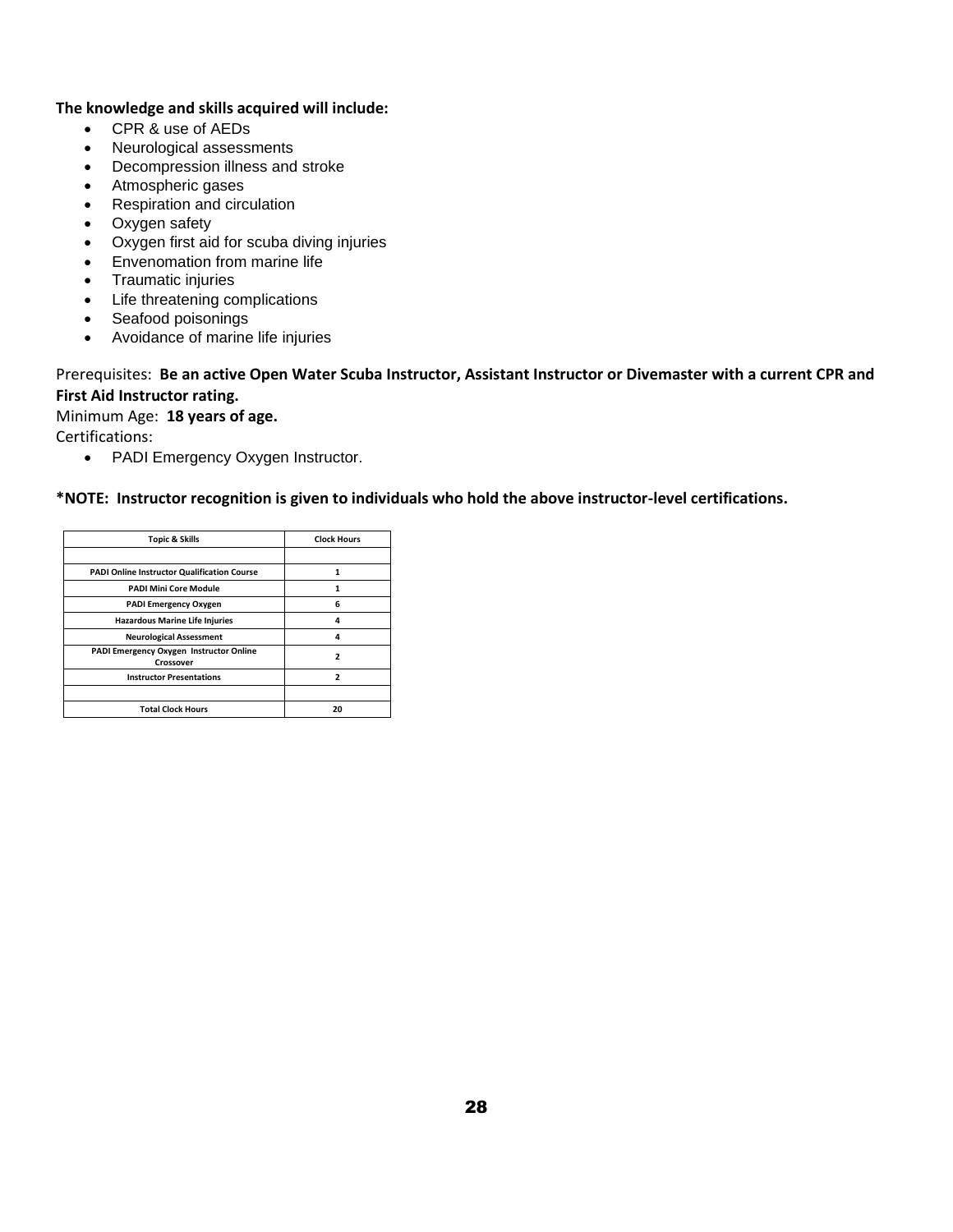**The knowledge and skills acquired will include:**

- CPR & use of AEDs
- Neurological assessments
- Decompression illness and stroke
- Atmospheric gases
- Respiration and circulation
- Oxygen safety
- Oxygen first aid for scuba diving injuries
- Envenomation from marine life
- Traumatic injuries
- Life threatening complications
- Seafood poisonings
- Avoidance of marine life injuries

Prerequisites: **Be an active Open Water Scuba Instructor, Assistant Instructor or Divemaster with a current CPR and First Aid Instructor rating.**

Minimum Age: **18 years of age.**

Certifications:

- PADI Emergency Oxygen Instructor.

***NOTE: Instructor recognition is given to individuals who hold the above instructor-level certifications.**

| Topic & Skills | Clock Hours |
|---|---|
| | |
| PADI Online Instructor Qualification Course | 1 |
| PADI Mini Core Module | 1 |
| PADI Emergency Oxygen | 6 |
| Hazardous Marine Life Injuries | 4 |
| Neurological Assessment | 4 |
| PADI Emergency Oxygen Instructor Online Crossover | 2 |
| Instructor Presentations | 2 |
| | |
| Total Clock Hours | 20 |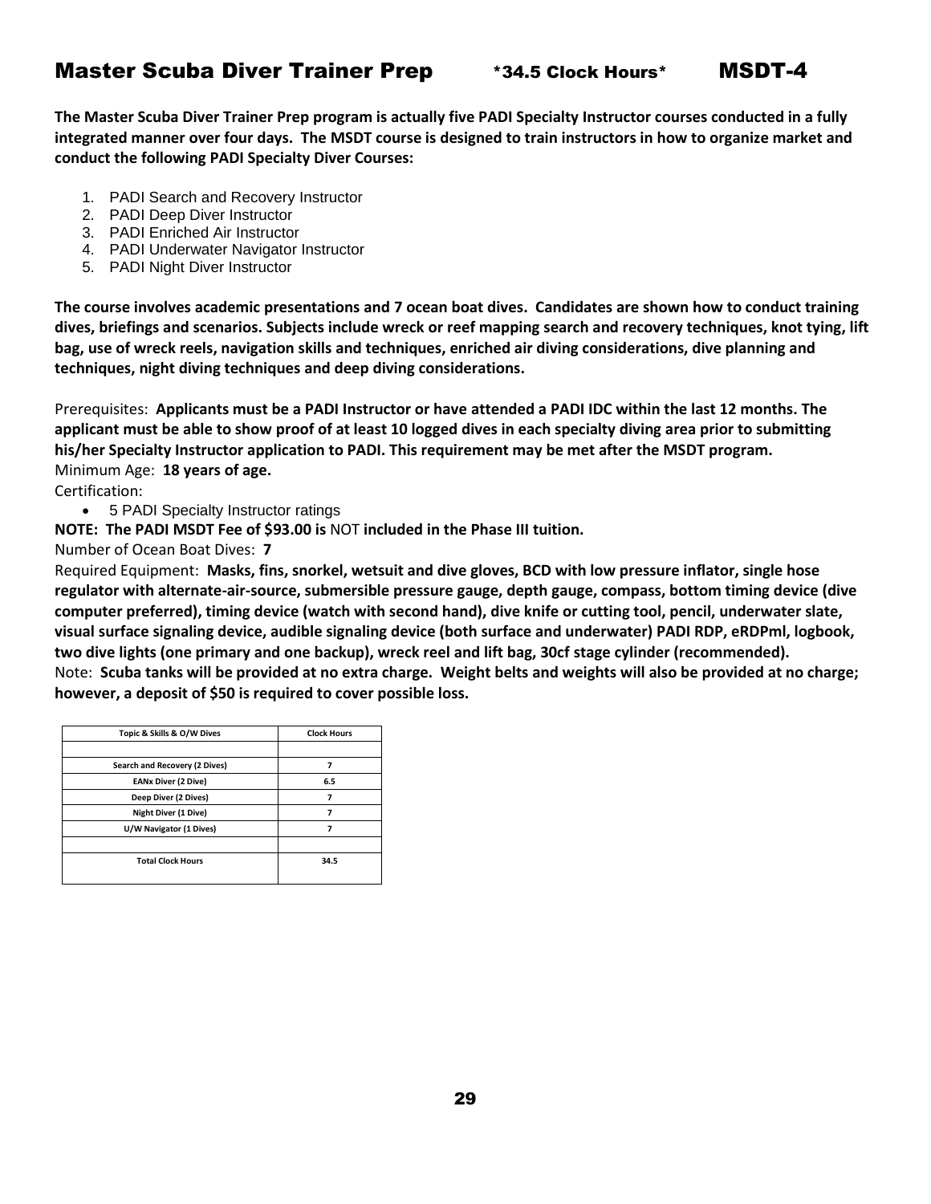# Master Scuba Diver Trainer Prep *34.5 Clock Hours* MSDT-4

**The Master Scuba Diver Trainer Prep program is actually five PADI Specialty Instructor courses conducted in a fully integrated manner over four days. The MSDT course is designed to train instructors in how to organize market and conduct the following PADI Specialty Diver Courses:**

1. PADI Search and Recovery Instructor
2. PADI Deep Diver Instructor
3. PADI Enriched Air Instructor
4. PADI Underwater Navigator Instructor
5. PADI Night Diver Instructor

**The course involves academic presentations and 7 ocean boat dives. Candidates are shown how to conduct training dives, briefings and scenarios. Subjects include wreck or reef mapping search and recovery techniques, knot tying, lift bag, use of wreck reels, navigation skills and techniques, enriched air diving considerations, dive planning and techniques, night diving techniques and deep diving considerations.**

Prerequisites: **Applicants must be a PADI Instructor or have attended a PADI IDC within the last 12 months. The applicant must be able to show proof of at least 10 logged dives in each specialty diving area prior to submitting his/her Specialty Instructor application to PADI. This requirement may be met after the MSDT program.**

Minimum Age: **18 years of age.**

Certification:

- 5 PADI Specialty Instructor ratings

**NOTE: The PADI MSDT Fee of $93.00 is** NOT **included in the Phase III tuition.**

Number of Ocean Boat Dives: **7**

Required Equipment: **Masks, fins, snorkel, wetsuit and dive gloves, BCD with low pressure inflator, single hose regulator with alternate-air-source, submersible pressure gauge, depth gauge, compass, bottom timing device (dive computer preferred), timing device (watch with second hand), dive knife or cutting tool, pencil, underwater slate, visual surface signaling device, audible signaling device (both surface and underwater) PADI RDP, eRDPml, logbook, two dive lights (one primary and one backup), wreck reel and lift bag, 30cf stage cylinder (recommended).**

Note: **Scuba tanks will be provided at no extra charge. Weight belts and weights will also be provided at no charge; however, a deposit of $50 is required to cover possible loss.**

| Topic & Skills & O/W Dives | Clock Hours |
|---|---|
| | |
| Search and Recovery (2 Dives) | 7 |
| EANx Diver (2 Dive) | 6.5 |
| Deep Diver (2 Dives) | 7 |
| Night Diver (1 Dive) | 7 |
| U/W Navigator (1 Dives) | 7 |
| | |
| Total Clock Hours | 34.5 |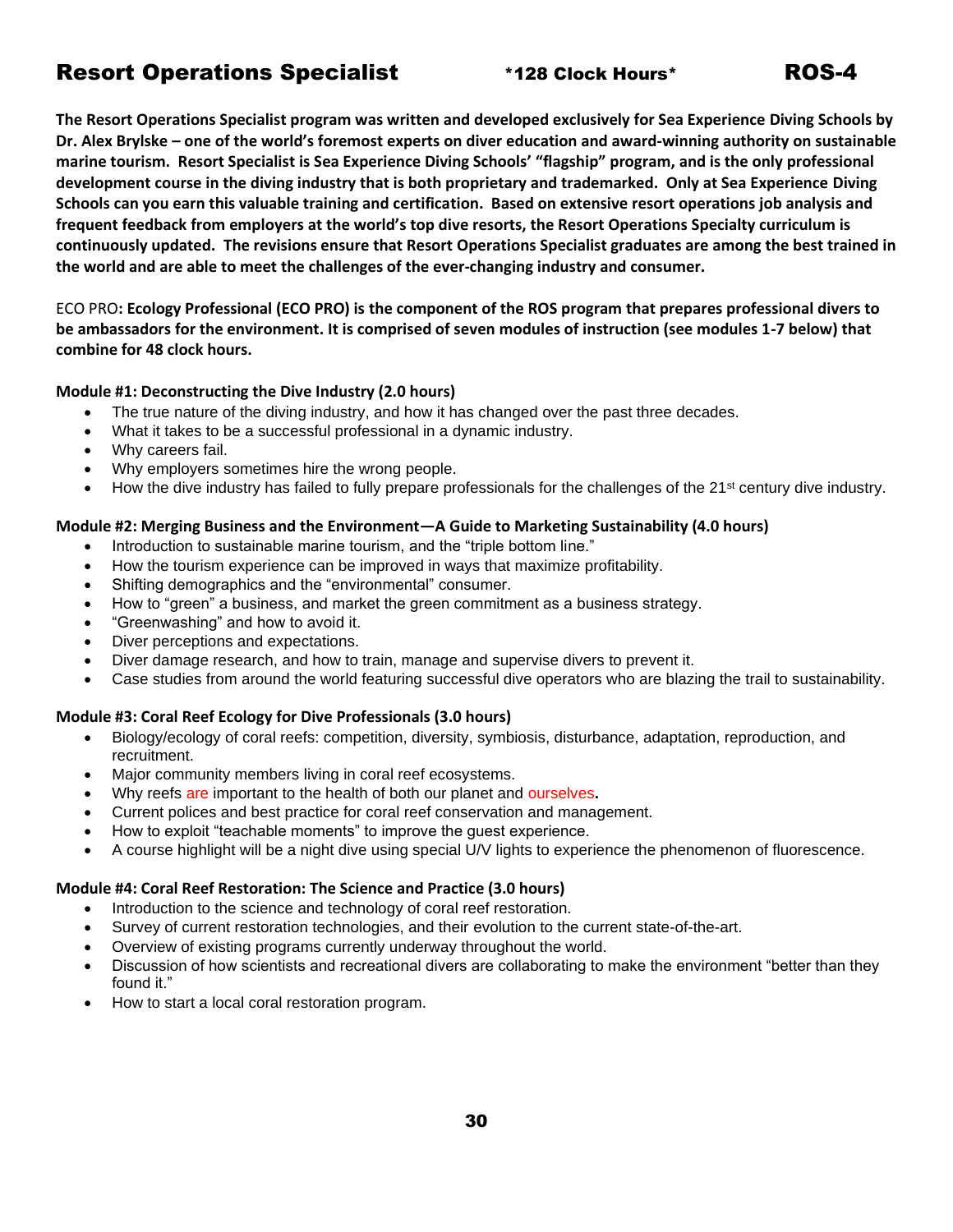# Resort Operations Specialist *128 Clock Hours* ROS-4

**The Resort Operations Specialist program was written and developed exclusively for Sea Experience Diving Schools by Dr. Alex Brylske – one of the world's foremost experts on diver education and award-winning authority on sustainable marine tourism. Resort Specialist is Sea Experience Diving Schools' "flagship" program, and is the only professional development course in the diving industry that is both proprietary and trademarked. Only at Sea Experience Diving Schools can you earn this valuable training and certification. Based on extensive resort operations job analysis and frequent feedback from employers at the world's top dive resorts, the Resort Operations Specialty curriculum is continuously updated. The revisions ensure that Resort Operations Specialist graduates are among the best trained in the world and are able to meet the challenges of the ever-changing industry and consumer.**

ECO PRO**: Ecology Professional (ECO PRO) is the component of the ROS program that prepares professional divers to be ambassadors for the environment. It is comprised of seven modules of instruction (see modules 1-7 below) that combine for 48 clock hours.**

**Module #1: Deconstructing the Dive Industry (2.0 hours)**

- The true nature of the diving industry, and how it has changed over the past three decades.
- What it takes to be a successful professional in a dynamic industry.
- Why careers fail.
- Why employers sometimes hire the wrong people.
- How the dive industry has failed to fully prepare professionals for the challenges of the 21st century dive industry.

**Module #2: Merging Business and the Environment—A Guide to Marketing Sustainability (4.0 hours)**

- Introduction to sustainable marine tourism, and the "triple bottom line."
- How the tourism experience can be improved in ways that maximize profitability.
- Shifting demographics and the "environmental" consumer.
- How to "green" a business, and market the green commitment as a business strategy.
- "Greenwashing" and how to avoid it.
- Diver perceptions and expectations.
- Diver damage research, and how to train, manage and supervise divers to prevent it.
- Case studies from around the world featuring successful dive operators who are blazing the trail to sustainability.

**Module #3: Coral Reef Ecology for Dive Professionals (3.0 hours)**

- Biology/ecology of coral reefs: competition, diversity, symbiosis, disturbance, adaptation, reproduction, and recruitment.
- Major community members living in coral reef ecosystems.
- Why reefs are important to the health of both our planet and ourselves.
- Current polices and best practice for coral reef conservation and management.
- How to exploit "teachable moments" to improve the guest experience.
- A course highlight will be a night dive using special U/V lights to experience the phenomenon of fluorescence.

**Module #4: Coral Reef Restoration: The Science and Practice (3.0 hours)**

- Introduction to the science and technology of coral reef restoration.
- Survey of current restoration technologies, and their evolution to the current state-of-the-art.
- Overview of existing programs currently underway throughout the world.
- Discussion of how scientists and recreational divers are collaborating to make the environment "better than they found it."
- How to start a local coral restoration program.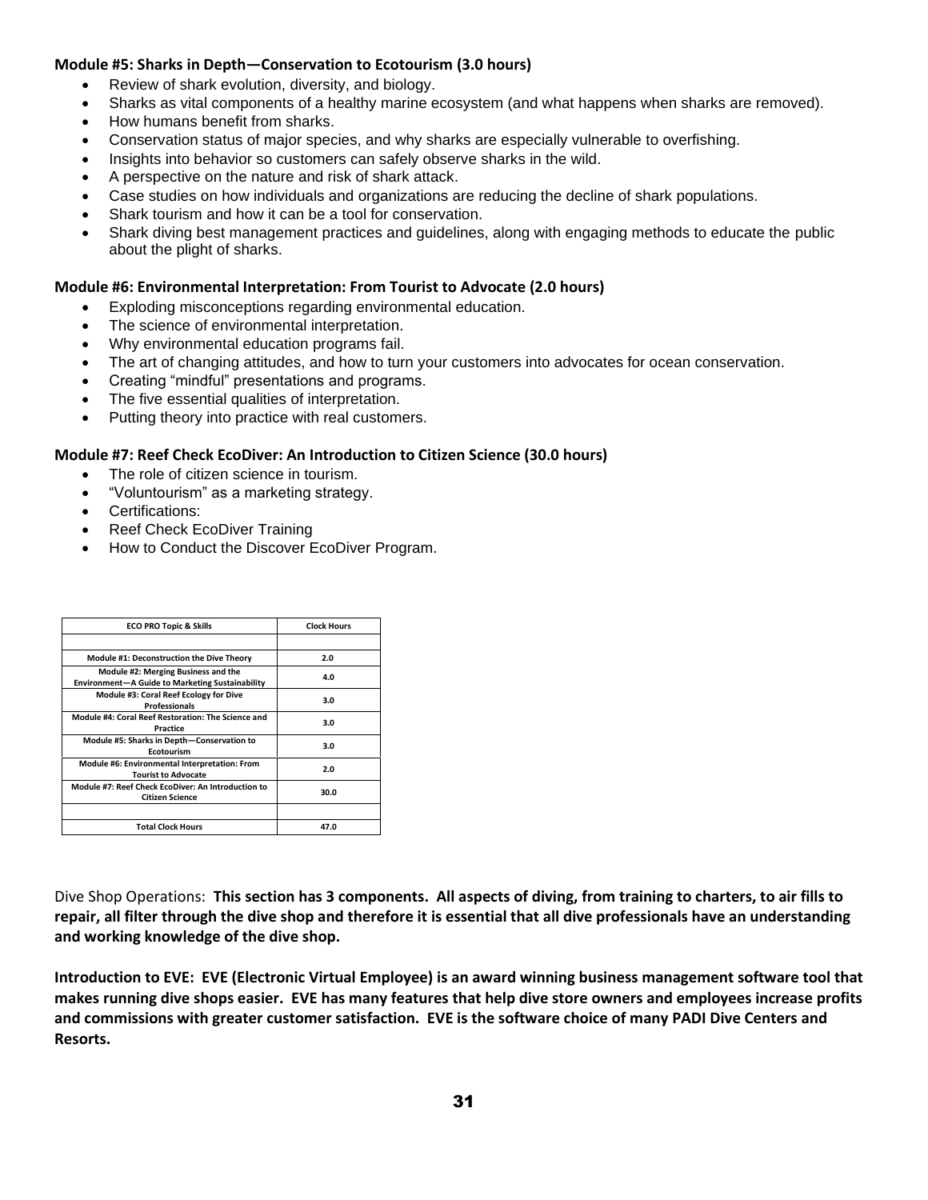**Module #5: Sharks in Depth—Conservation to Ecotourism (3.0 hours)**

- Review of shark evolution, diversity, and biology.
- Sharks as vital components of a healthy marine ecosystem (and what happens when sharks are removed).
- How humans benefit from sharks.
- Conservation status of major species, and why sharks are especially vulnerable to overfishing.
- Insights into behavior so customers can safely observe sharks in the wild.
- A perspective on the nature and risk of shark attack.
- Case studies on how individuals and organizations are reducing the decline of shark populations.
- Shark tourism and how it can be a tool for conservation.
- Shark diving best management practices and guidelines, along with engaging methods to educate the public about the plight of sharks.

**Module #6: Environmental Interpretation: From Tourist to Advocate (2.0 hours)**

- Exploding misconceptions regarding environmental education.
- The science of environmental interpretation.
- Why environmental education programs fail.
- The art of changing attitudes, and how to turn your customers into advocates for ocean conservation.
- Creating "mindful" presentations and programs.
- The five essential qualities of interpretation.
- Putting theory into practice with real customers.

**Module #7: Reef Check EcoDiver: An Introduction to Citizen Science (30.0 hours)**

- The role of citizen science in tourism.
- "Voluntourism" as a marketing strategy.
- Certifications:
- Reef Check EcoDiver Training
- How to Conduct the Discover EcoDiver Program.

| ECO PRO Topic & Skills | Clock Hours |
|---|---|
| | |
| Module #1: Deconstruction the Dive Theory | 2.0 |
| Module #2: Merging Business and the Environment—A Guide to Marketing Sustainability | 4.0 |
| Module #3: Coral Reef Ecology for Dive Professionals | 3.0 |
| Module #4: Coral Reef Restoration: The Science and Practice | 3.0 |
| Module #5: Sharks in Depth—Conservation to Ecotourism | 3.0 |
| Module #6: Environmental Interpretation: From Tourist to Advocate | 2.0 |
| Module #7: Reef Check EcoDiver: An Introduction to Citizen Science | 30.0 |
| | |
| Total Clock Hours | 47.0 |

Dive Shop Operations: **This section has 3 components. All aspects of diving, from training to charters, to air fills to repair, all filter through the dive shop and therefore it is essential that all dive professionals have an understanding and working knowledge of the dive shop.**

**Introduction to EVE: EVE (Electronic Virtual Employee) is an award winning business management software tool that makes running dive shops easier. EVE has many features that help dive store owners and employees increase profits and commissions with greater customer satisfaction. EVE is the software choice of many PADI Dive Centers and Resorts.**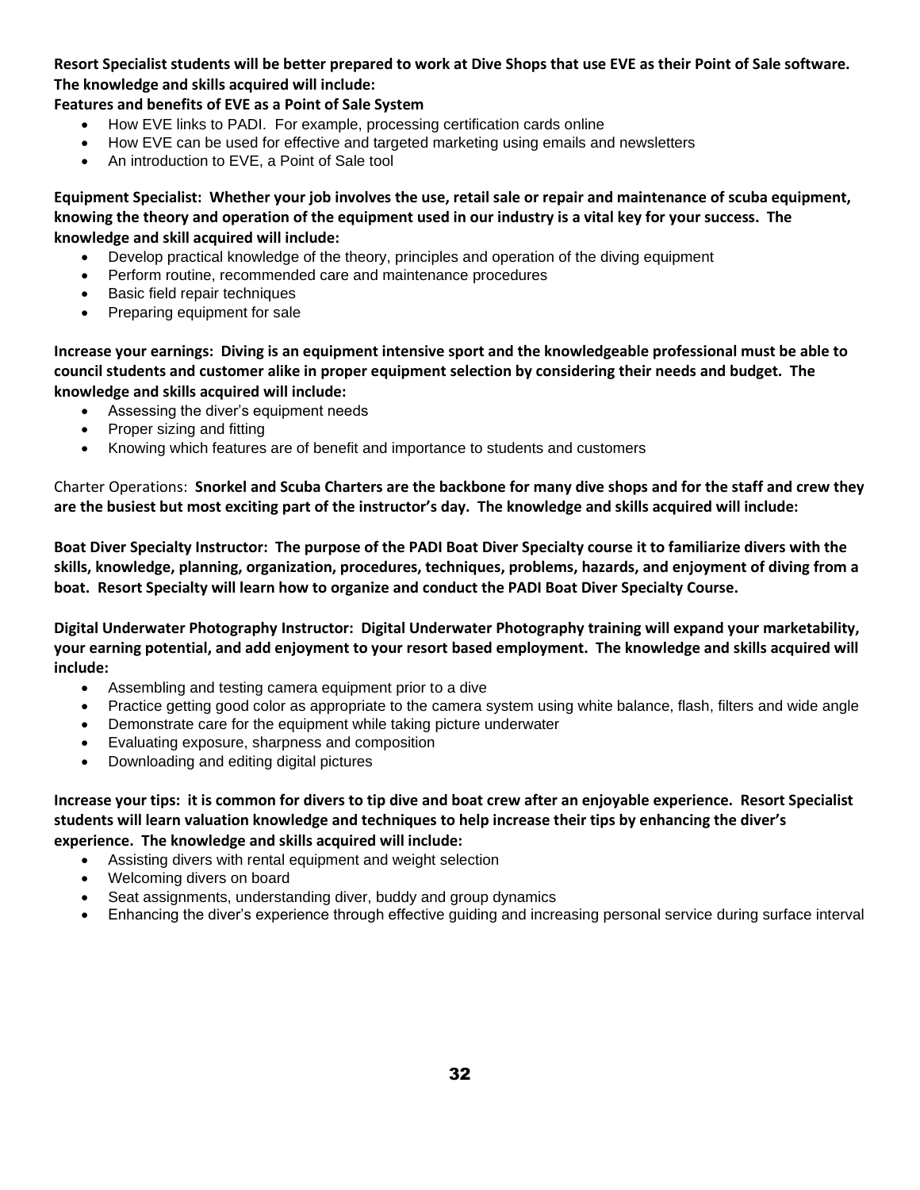**Resort Specialist students will be better prepared to work at Dive Shops that use EVE as their Point of Sale software. The knowledge and skills acquired will include:**

**Features and benefits of EVE as a Point of Sale System**

- How EVE links to PADI. For example, processing certification cards online
- How EVE can be used for effective and targeted marketing using emails and newsletters
- An introduction to EVE, a Point of Sale tool

**Equipment Specialist: Whether your job involves the use, retail sale or repair and maintenance of scuba equipment, knowing the theory and operation of the equipment used in our industry is a vital key for your success. The knowledge and skill acquired will include:**

- Develop practical knowledge of the theory, principles and operation of the diving equipment
- Perform routine, recommended care and maintenance procedures
- Basic field repair techniques
- Preparing equipment for sale

**Increase your earnings: Diving is an equipment intensive sport and the knowledgeable professional must be able to council students and customer alike in proper equipment selection by considering their needs and budget. The knowledge and skills acquired will include:**

- Assessing the diver's equipment needs
- Proper sizing and fitting
- Knowing which features are of benefit and importance to students and customers

Charter Operations: **Snorkel and Scuba Charters are the backbone for many dive shops and for the staff and crew they are the busiest but most exciting part of the instructor's day. The knowledge and skills acquired will include:**

**Boat Diver Specialty Instructor: The purpose of the PADI Boat Diver Specialty course it to familiarize divers with the skills, knowledge, planning, organization, procedures, techniques, problems, hazards, and enjoyment of diving from a boat. Resort Specialty will learn how to organize and conduct the PADI Boat Diver Specialty Course.**

**Digital Underwater Photography Instructor: Digital Underwater Photography training will expand your marketability, your earning potential, and add enjoyment to your resort based employment. The knowledge and skills acquired will include:**

- Assembling and testing camera equipment prior to a dive
- Practice getting good color as appropriate to the camera system using white balance, flash, filters and wide angle
- Demonstrate care for the equipment while taking picture underwater
- Evaluating exposure, sharpness and composition
- Downloading and editing digital pictures

**Increase your tips: it is common for divers to tip dive and boat crew after an enjoyable experience. Resort Specialist students will learn valuation knowledge and techniques to help increase their tips by enhancing the diver's experience. The knowledge and skills acquired will include:**

- Assisting divers with rental equipment and weight selection
- Welcoming divers on board
- Seat assignments, understanding diver, buddy and group dynamics
- Enhancing the diver's experience through effective guiding and increasing personal service during surface interval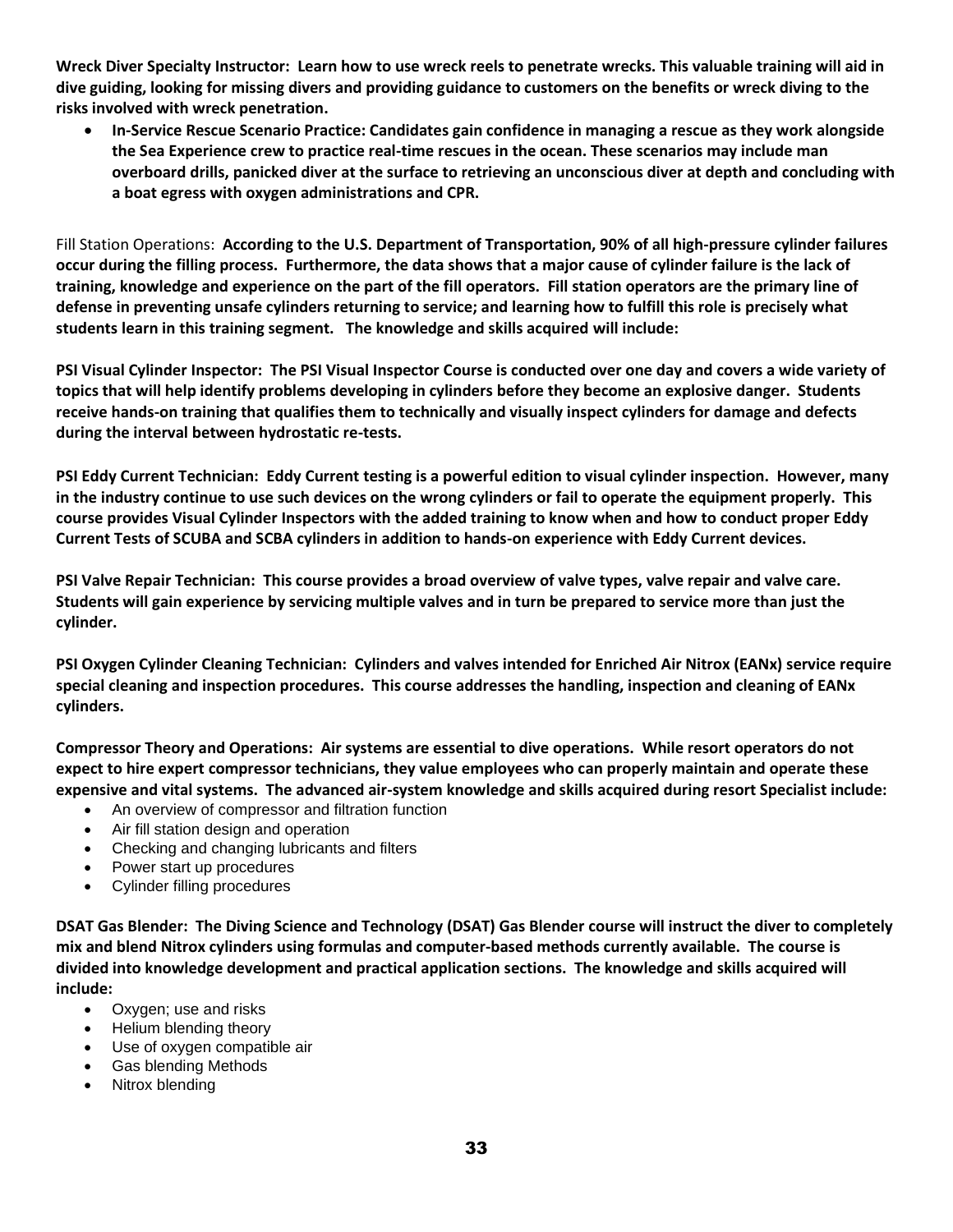**Wreck Diver Specialty Instructor: Learn how to use wreck reels to penetrate wrecks. This valuable training will aid in dive guiding, looking for missing divers and providing guidance to customers on the benefits or wreck diving to the risks involved with wreck penetration.**

- **In-Service Rescue Scenario Practice: Candidates gain confidence in managing a rescue as they work alongside the Sea Experience crew to practice real-time rescues in the ocean. These scenarios may include man overboard drills, panicked diver at the surface to retrieving an unconscious diver at depth and concluding with a boat egress with oxygen administrations and CPR.**

Fill Station Operations: **According to the U.S. Department of Transportation, 90% of all high-pressure cylinder failures occur during the filling process. Furthermore, the data shows that a major cause of cylinder failure is the lack of training, knowledge and experience on the part of the fill operators. Fill station operators are the primary line of defense in preventing unsafe cylinders returning to service; and learning how to fulfill this role is precisely what students learn in this training segment. The knowledge and skills acquired will include:**

**PSI Visual Cylinder Inspector: The PSI Visual Inspector Course is conducted over one day and covers a wide variety of topics that will help identify problems developing in cylinders before they become an explosive danger. Students receive hands-on training that qualifies them to technically and visually inspect cylinders for damage and defects during the interval between hydrostatic re-tests.**

**PSI Eddy Current Technician: Eddy Current testing is a powerful edition to visual cylinder inspection. However, many in the industry continue to use such devices on the wrong cylinders or fail to operate the equipment properly. This course provides Visual Cylinder Inspectors with the added training to know when and how to conduct proper Eddy Current Tests of SCUBA and SCBA cylinders in addition to hands-on experience with Eddy Current devices.**

**PSI Valve Repair Technician: This course provides a broad overview of valve types, valve repair and valve care. Students will gain experience by servicing multiple valves and in turn be prepared to service more than just the cylinder.**

**PSI Oxygen Cylinder Cleaning Technician: Cylinders and valves intended for Enriched Air Nitrox (EANx) service require special cleaning and inspection procedures. This course addresses the handling, inspection and cleaning of EANx cylinders.**

**Compressor Theory and Operations: Air systems are essential to dive operations. While resort operators do not expect to hire expert compressor technicians, they value employees who can properly maintain and operate these expensive and vital systems. The advanced air-system knowledge and skills acquired during resort Specialist include:**

- An overview of compressor and filtration function
- Air fill station design and operation
- Checking and changing lubricants and filters
- Power start up procedures
- Cylinder filling procedures

**DSAT Gas Blender: The Diving Science and Technology (DSAT) Gas Blender course will instruct the diver to completely mix and blend Nitrox cylinders using formulas and computer-based methods currently available. The course is divided into knowledge development and practical application sections. The knowledge and skills acquired will include:**

- Oxygen; use and risks
- Helium blending theory
- Use of oxygen compatible air
- Gas blending Methods
- Nitrox blending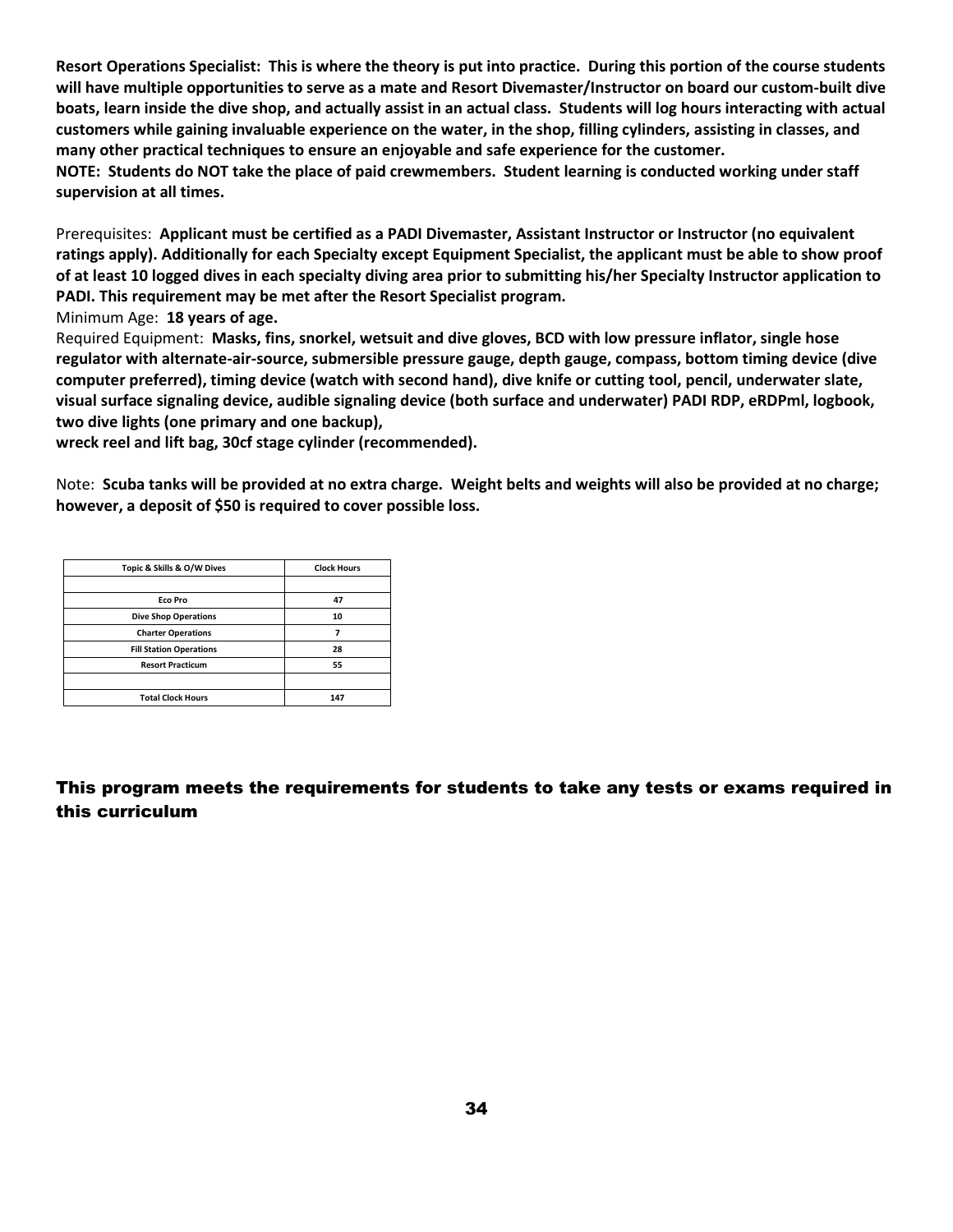**Resort Operations Specialist: This is where the theory is put into practice. During this portion of the course students will have multiple opportunities to serve as a mate and Resort Divemaster/Instructor on board our custom-built dive boats, learn inside the dive shop, and actually assist in an actual class. Students will log hours interacting with actual customers while gaining invaluable experience on the water, in the shop, filling cylinders, assisting in classes, and many other practical techniques to ensure an enjoyable and safe experience for the customer.**
**NOTE: Students do NOT take the place of paid crewmembers. Student learning is conducted working under staff supervision at all times.**

Prerequisites: **Applicant must be certified as a PADI Divemaster, Assistant Instructor or Instructor (no equivalent ratings apply). Additionally for each Specialty except Equipment Specialist, the applicant must be able to show proof of at least 10 logged dives in each specialty diving area prior to submitting his/her Specialty Instructor application to PADI. This requirement may be met after the Resort Specialist program.**
Minimum Age: **18 years of age.**
Required Equipment: **Masks, fins, snorkel, wetsuit and dive gloves, BCD with low pressure inflator, single hose regulator with alternate-air-source, submersible pressure gauge, depth gauge, compass, bottom timing device (dive computer preferred), timing device (watch with second hand), dive knife or cutting tool, pencil, underwater slate, visual surface signaling device, audible signaling device (both surface and underwater) PADI RDP, eRDPml, logbook, two dive lights (one primary and one backup),**
**wreck reel and lift bag, 30cf stage cylinder (recommended).**

Note: **Scuba tanks will be provided at no extra charge. Weight belts and weights will also be provided at no charge; however, a deposit of $50 is required to cover possible loss.**

| Topic & Skills & O/W Dives | Clock Hours |
|---|---|
| | |
| Eco Pro | 47 |
| Dive Shop Operations | 10 |
| Charter Operations | 7 |
| Fill Station Operations | 28 |
| Resort Practicum | 55 |
| | |
| Total Clock Hours | 147 |

## This program meets the requirements for students to take any tests or exams required in this curriculum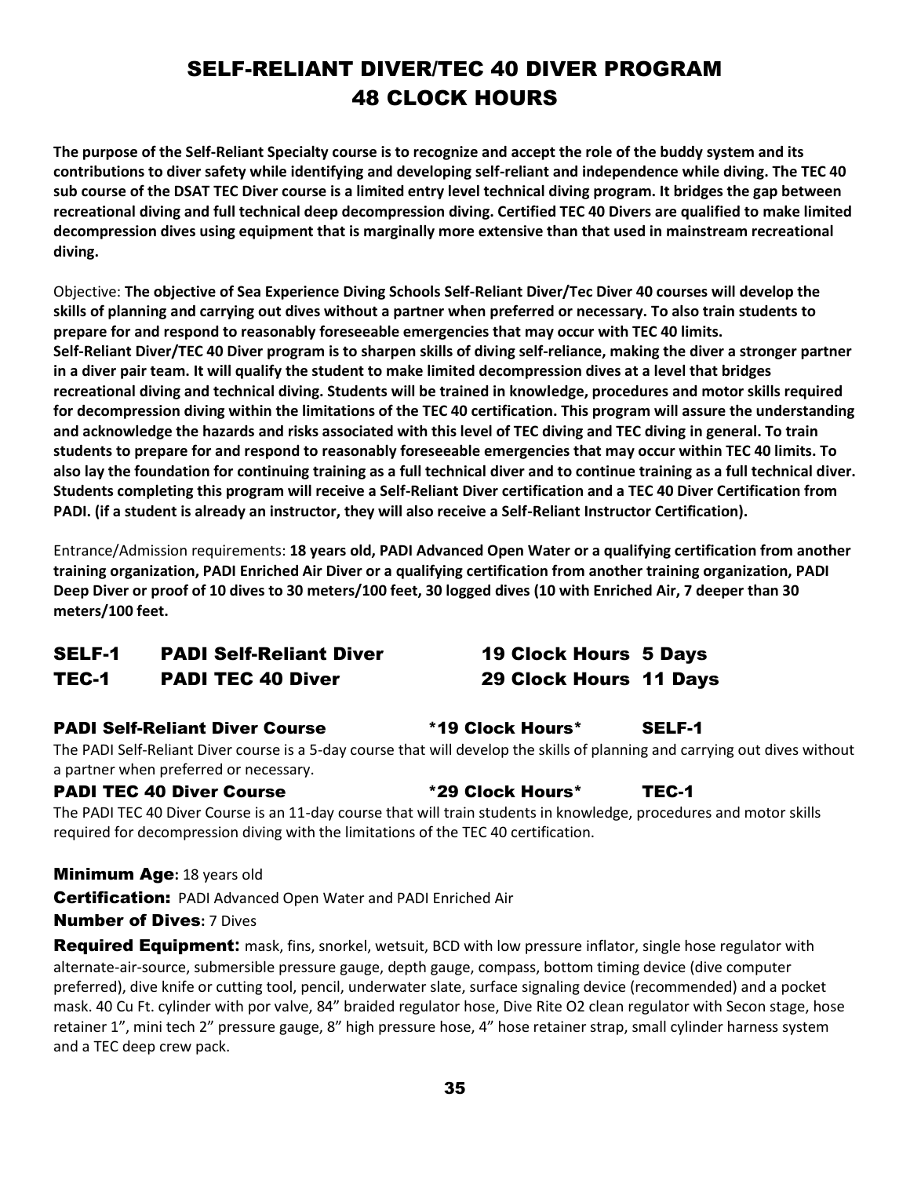# SELF-RELIANT DIVER/TEC 40 DIVER PROGRAM
# 48 CLOCK HOURS

**The purpose of the Self-Reliant Specialty course is to recognize and accept the role of the buddy system and its contributions to diver safety while identifying and developing self-reliant and independence while diving. The TEC 40 sub course of the DSAT TEC Diver course is a limited entry level technical diving program. It bridges the gap between recreational diving and full technical deep decompression diving. Certified TEC 40 Divers are qualified to make limited decompression dives using equipment that is marginally more extensive than that used in mainstream recreational diving.**

Objective: **The objective of Sea Experience Diving Schools Self-Reliant Diver/Tec Diver 40 courses will develop the skills of planning and carrying out dives without a partner when preferred or necessary. To also train students to prepare for and respond to reasonably foreseeable emergencies that may occur with TEC 40 limits. Self-Reliant Diver/TEC 40 Diver program is to sharpen skills of diving self-reliance, making the diver a stronger partner in a diver pair team. It will qualify the student to make limited decompression dives at a level that bridges recreational diving and technical diving. Students will be trained in knowledge, procedures and motor skills required for decompression diving within the limitations of the TEC 40 certification. This program will assure the understanding and acknowledge the hazards and risks associated with this level of TEC diving and TEC diving in general. To train students to prepare for and respond to reasonably foreseeable emergencies that may occur within TEC 40 limits. To also lay the foundation for continuing training as a full technical diver and to continue training as a full technical diver. Students completing this program will receive a Self-Reliant Diver certification and a TEC 40 Diver Certification from PADI. (if a student is already an instructor, they will also receive a Self-Reliant Instructor Certification).**

Entrance/Admission requirements: **18 years old, PADI Advanced Open Water or a qualifying certification from another training organization, PADI Enriched Air Diver or a qualifying certification from another training organization, PADI Deep Diver or proof of 10 dives to 30 meters/100 feet, 30 logged dives (10 with Enriched Air, 7 deeper than 30 meters/100 feet.**

| | | | |
|---|---|---|---|
| **SELF-1** | **PADI Self-Reliant Diver** | **19 Clock Hours** | **5 Days** |
| **TEC-1** | **PADI TEC 40 Diver** | **29 Clock Hours** | **11 Days** |

**PADI Self-Reliant Diver Course** **\*19 Clock Hours\*** **SELF-1**

The PADI Self-Reliant Diver course is a 5-day course that will develop the skills of planning and carrying out dives without a partner when preferred or necessary.

**PADI TEC 40 Diver Course** **\*29 Clock Hours\*** **TEC-1**

The PADI TEC 40 Diver Course is an 11-day course that will train students in knowledge, procedures and motor skills required for decompression diving with the limitations of the TEC 40 certification.

**Minimum Age:** 18 years old

**Certification:** PADI Advanced Open Water and PADI Enriched Air

**Number of Dives:** 7 Dives

**Required Equipment:** mask, fins, snorkel, wetsuit, BCD with low pressure inflator, single hose regulator with alternate-air-source, submersible pressure gauge, depth gauge, compass, bottom timing device (dive computer preferred), dive knife or cutting tool, pencil, underwater slate, surface signaling device (recommended) and a pocket mask. 40 Cu Ft. cylinder with por valve, 84" braided regulator hose, Dive Rite O2 clean regulator with Secon stage, hose retainer 1", mini tech 2" pressure gauge, 8" high pressure hose, 4" hose retainer strap, small cylinder harness system and a TEC deep crew pack.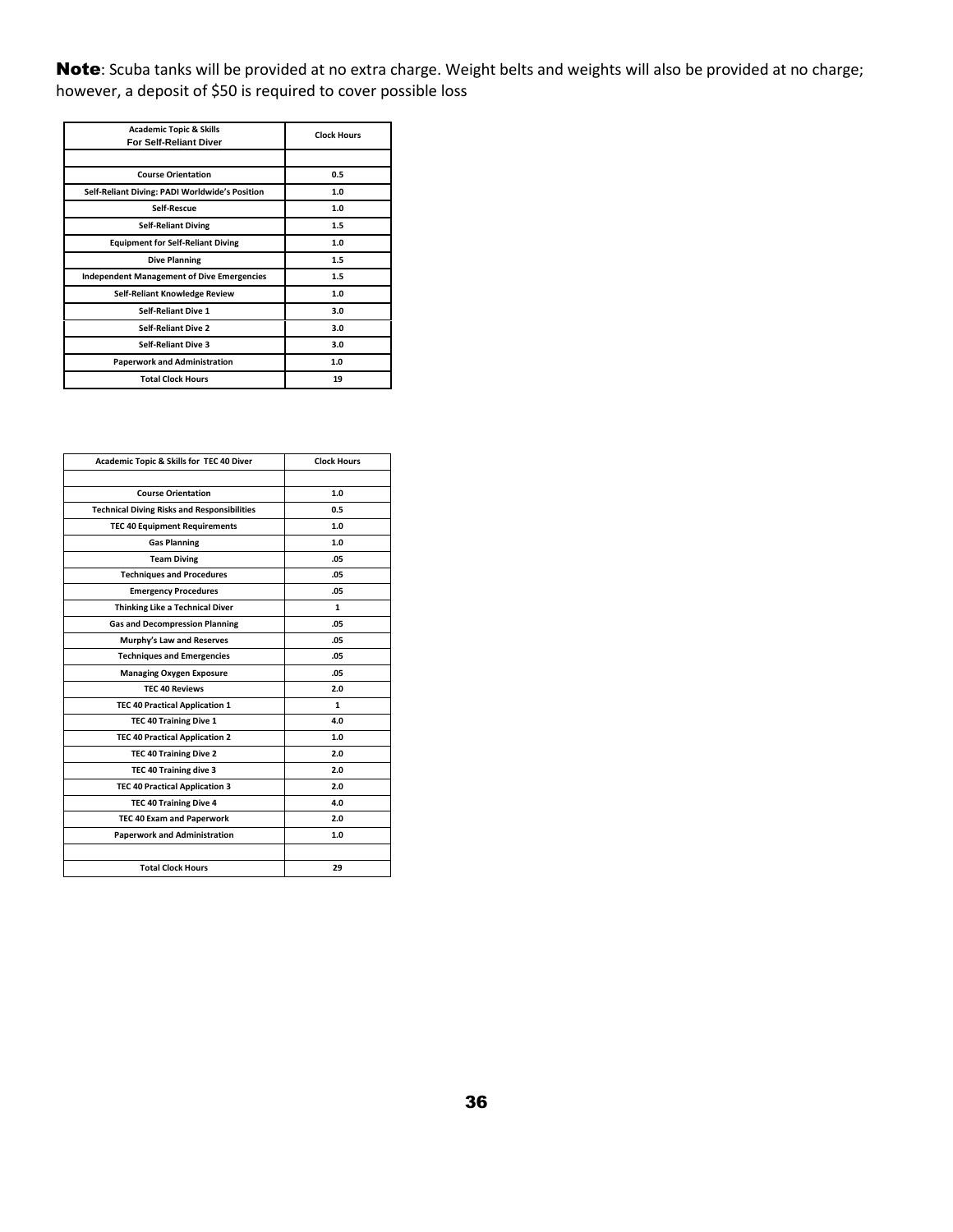**Note**: Scuba tanks will be provided at no extra charge. Weight belts and weights will also be provided at no charge; however, a deposit of $50 is required to cover possible loss

| Academic Topic & Skills For Self-Reliant Diver | Clock Hours |
|---|---|
| | |
| Course Orientation | 0.5 |
| Self-Reliant Diving: PADI Worldwide's Position | 1.0 |
| Self-Rescue | 1.0 |
| Self-Reliant Diving | 1.5 |
| Equipment for Self-Reliant Diving | 1.0 |
| Dive Planning | 1.5 |
| Independent Management of Dive Emergencies | 1.5 |
| Self-Reliant Knowledge Review | 1.0 |
| Self-Reliant Dive 1 | 3.0 |
| Self-Reliant Dive 2 | 3.0 |
| Self-Reliant Dive 3 | 3.0 |
| Paperwork and Administration | 1.0 |
| Total Clock Hours | 19 |

| Academic Topic & Skills for TEC 40 Diver | Clock Hours |
|---|---|
| | |
| Course Orientation | 1.0 |
| Technical Diving Risks and Responsibilities | 0.5 |
| TEC 40 Equipment Requirements | 1.0 |
| Gas Planning | 1.0 |
| Team Diving | .05 |
| Techniques and Procedures | .05 |
| Emergency Procedures | .05 |
| Thinking Like a Technical Diver | 1 |
| Gas and Decompression Planning | .05 |
| Murphy's Law and Reserves | .05 |
| Techniques and Emergencies | .05 |
| Managing Oxygen Exposure | .05 |
| TEC 40 Reviews | 2.0 |
| TEC 40 Practical Application 1 | 1 |
| TEC 40 Training Dive 1 | 4.0 |
| TEC 40 Practical Application 2 | 1.0 |
| TEC 40 Training Dive 2 | 2.0 |
| TEC 40 Training dive 3 | 2.0 |
| TEC 40 Practical Application 3 | 2.0 |
| TEC 40 Training Dive 4 | 4.0 |
| TEC 40 Exam and Paperwork | 2.0 |
| Paperwork and Administration | 1.0 |
| | |
| Total Clock Hours | 29 |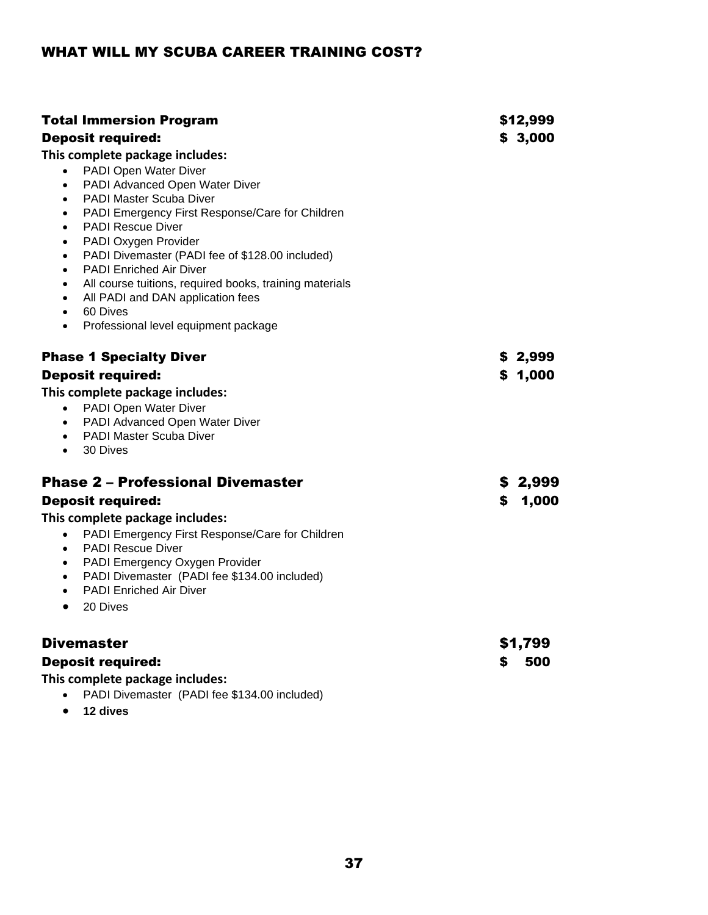## WHAT WILL MY SCUBA CAREER TRAINING COST?

**Total Immersion Program** — **$12,999**

**Deposit required:** — **$ 3,000**

**This complete package includes:**

- PADI Open Water Diver
- PADI Advanced Open Water Diver
- PADI Master Scuba Diver
- PADI Emergency First Response/Care for Children
- PADI Rescue Diver
- PADI Oxygen Provider
- PADI Divemaster (PADI fee of $128.00 included)
- PADI Enriched Air Diver
- All course tuitions, required books, training materials
- All PADI and DAN application fees
- 60 Dives
- Professional level equipment package

**Phase 1 Specialty Diver** — **$ 2,999**

**Deposit required:** — **$ 1,000**

**This complete package includes:**

- PADI Open Water Diver
- PADI Advanced Open Water Diver
- PADI Master Scuba Diver
- 30 Dives

**Phase 2 – Professional Divemaster** — **$ 2,999**

**Deposit required:** — **$ 1,000**

**This complete package includes:**

- PADI Emergency First Response/Care for Children
- PADI Rescue Diver
- PADI Emergency Oxygen Provider
- PADI Divemaster (PADI fee $134.00 included)
- PADI Enriched Air Diver
- 20 Dives

**Divemaster** — **$1,799**

**Deposit required:** — **$ 500**

**This complete package includes:**

- PADI Divemaster (PADI fee $134.00 included)
- **12 dives**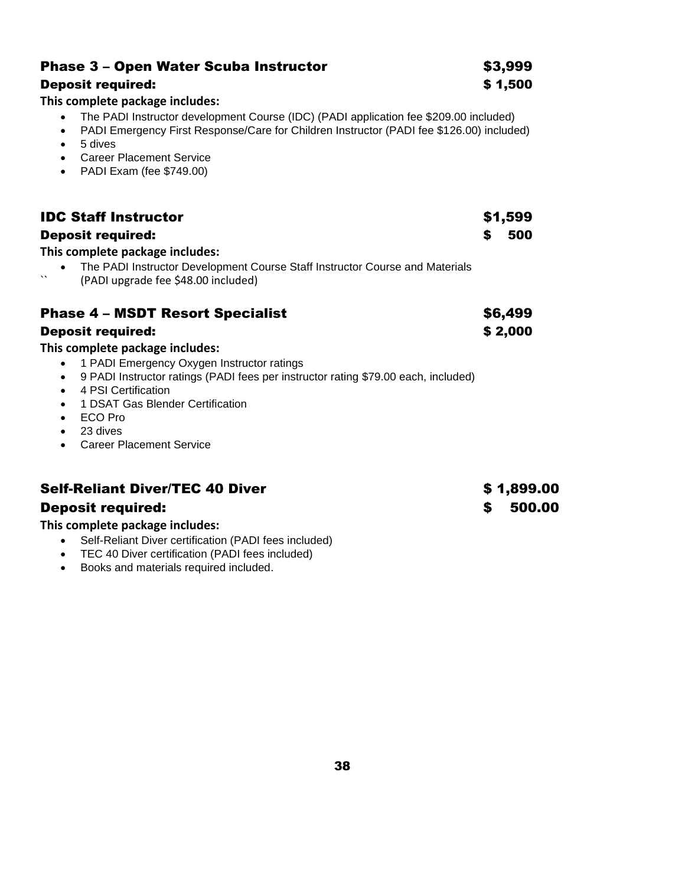## Phase 3 – Open Water Scuba Instructor $3,999

**Deposit required: $ 1,500**

**This complete package includes:**

- The PADI Instructor development Course (IDC) (PADI application fee $209.00 included)
- PADI Emergency First Response/Care for Children Instructor (PADI fee $126.00) included)
- 5 dives
- Career Placement Service
- PADI Exam (fee $749.00)

## IDC Staff Instructor $1,599

**Deposit required: $ 500**

**This complete package includes:**

- The PADI Instructor Development Course Staff Instructor Course and Materials (PADI upgrade fee $48.00 included)

## Phase 4 – MSDT Resort Specialist $6,499

**Deposit required: $ 2,000**

**This complete package includes:**

- 1 PADI Emergency Oxygen Instructor ratings
- 9 PADI Instructor ratings (PADI fees per instructor rating $79.00 each, included)
- 4 PSI Certification
- 1 DSAT Gas Blender Certification
- ECO Pro
- 23 dives
- Career Placement Service

## Self-Reliant Diver/TEC 40 Diver $ 1,899.00

**Deposit required: $ 500.00**

**This complete package includes:**

- Self-Reliant Diver certification (PADI fees included)
- TEC 40 Diver certification (PADI fees included)
- Books and materials required included.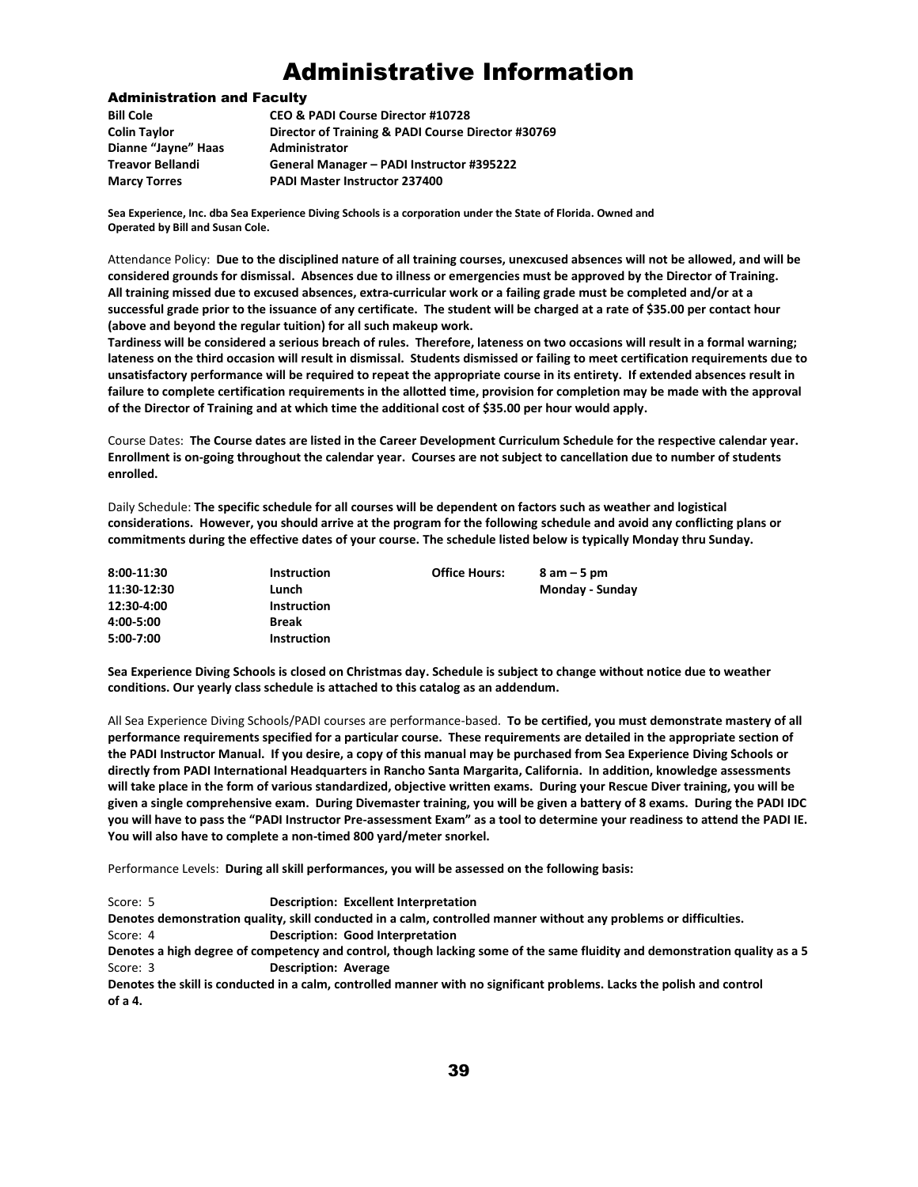# Administrative Information

### Administration and Faculty

| | |
|---|---|
| **Bill Cole** | **CEO & PADI Course Director #10728** |
| **Colin Taylor** | **Director of Training & PADI Course Director #30769** |
| **Dianne "Jayne" Haas** | **Administrator** |
| **Treavor Bellandi** | **General Manager – PADI Instructor #395222** |
| **Marcy Torres** | **PADI Master Instructor 237400** |

**Sea Experience, Inc. dba Sea Experience Diving Schools is a corporation under the State of Florida. Owned and Operated by Bill and Susan Cole.**

Attendance Policy: **Due to the disciplined nature of all training courses, unexcused absences will not be allowed, and will be considered grounds for dismissal. Absences due to illness or emergencies must be approved by the Director of Training. All training missed due to excused absences, extra-curricular work or a failing grade must be completed and/or at a successful grade prior to the issuance of any certificate. The student will be charged at a rate of $35.00 per contact hour (above and beyond the regular tuition) for all such makeup work.**
**Tardiness will be considered a serious breach of rules. Therefore, lateness on two occasions will result in a formal warning; lateness on the third occasion will result in dismissal. Students dismissed or failing to meet certification requirements due to unsatisfactory performance will be required to repeat the appropriate course in its entirety. If extended absences result in failure to complete certification requirements in the allotted time, provision for completion may be made with the approval of the Director of Training and at which time the additional cost of $35.00 per hour would apply.**

Course Dates: **The Course dates are listed in the Career Development Curriculum Schedule for the respective calendar year. Enrollment is on-going throughout the calendar year. Courses are not subject to cancellation due to number of students enrolled.**

Daily Schedule: **The specific schedule for all courses will be dependent on factors such as weather and logistical considerations. However, you should arrive at the program for the following schedule and avoid any conflicting plans or commitments during the effective dates of your course. The schedule listed below is typically Monday thru Sunday.**

| | | | |
|---|---|---|---|
| **8:00-11:30** | **Instruction** | **Office Hours:** | **8 am – 5 pm** |
| **11:30-12:30** | **Lunch** | | **Monday - Sunday** |
| **12:30-4:00** | **Instruction** | | |
| **4:00-5:00** | **Break** | | |
| **5:00-7:00** | **Instruction** | | |

**Sea Experience Diving Schools is closed on Christmas day. Schedule is subject to change without notice due to weather conditions. Our yearly class schedule is attached to this catalog as an addendum.**

All Sea Experience Diving Schools/PADI courses are performance-based. **To be certified, you must demonstrate mastery of all performance requirements specified for a particular course. These requirements are detailed in the appropriate section of the PADI Instructor Manual. If you desire, a copy of this manual may be purchased from Sea Experience Diving Schools or directly from PADI International Headquarters in Rancho Santa Margarita, California. In addition, knowledge assessments will take place in the form of various standardized, objective written exams. During your Rescue Diver training, you will be given a single comprehensive exam. During Divemaster training, you will be given a battery of 8 exams. During the PADI IDC you will have to pass the "PADI Instructor Pre-assessment Exam" as a tool to determine your readiness to attend the PADI IE. You will also have to complete a non-timed 800 yard/meter snorkel.**

Performance Levels: **During all skill performances, you will be assessed on the following basis:**

Score: 5 **Description: Excellent Interpretation**
**Denotes demonstration quality, skill conducted in a calm, controlled manner without any problems or difficulties.**
Score: 4 **Description: Good Interpretation**
**Denotes a high degree of competency and control, though lacking some of the same fluidity and demonstration quality as a 5**
Score: 3 **Description: Average**
**Denotes the skill is conducted in a calm, controlled manner with no significant problems. Lacks the polish and control of a 4.**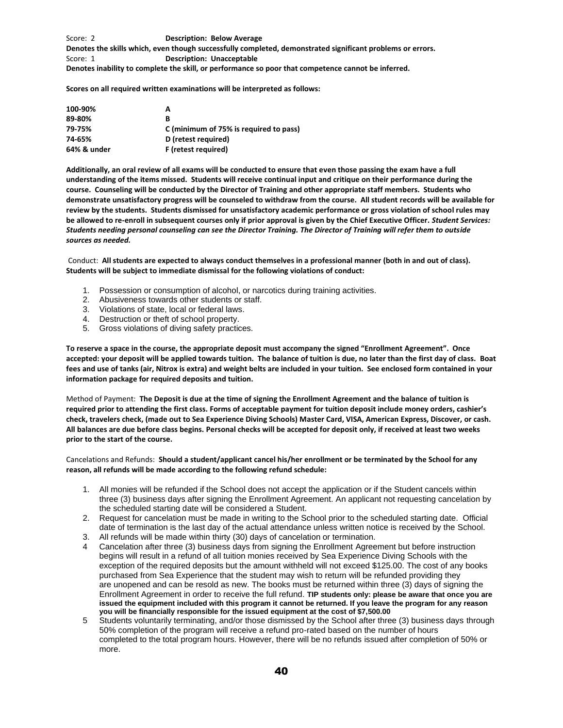Score: 2 **Description: Below Average**

**Denotes the skills which, even though successfully completed, demonstrated significant problems or errors.**

Score: 1 **Description: Unacceptable**

**Denotes inability to complete the skill, or performance so poor that competence cannot be inferred.**

**Scores on all required written examinations will be interpreted as follows:**

| | |
|---|---|
| **100-90%** | **A** |
| **89-80%** | **B** |
| **79-75%** | **C (minimum of 75% is required to pass)** |
| **74-65%** | **D (retest required)** |
| **64% & under** | **F (retest required)** |

**Additionally, an oral review of all exams will be conducted to ensure that even those passing the exam have a full understanding of the items missed. Students will receive continual input and critique on their performance during the course. Counseling will be conducted by the Director of Training and other appropriate staff members. Students who demonstrate unsatisfactory progress will be counseled to withdraw from the course. All student records will be available for review by the students. Students dismissed for unsatisfactory academic performance or gross violation of school rules may be allowed to re-enroll in subsequent courses only if prior approval is given by the Chief Executive Officer.** ***Student Services: Students needing personal counseling can see the Director Training. The Director of Training will refer them to outside sources as needed.***

Conduct: **All students are expected to always conduct themselves in a professional manner (both in and out of class). Students will be subject to immediate dismissal for the following violations of conduct:**

1. Possession or consumption of alcohol, or narcotics during training activities.
2. Abusiveness towards other students or staff.
3. Violations of state, local or federal laws.
4. Destruction or theft of school property.
5. Gross violations of diving safety practices.

**To reserve a space in the course, the appropriate deposit must accompany the signed "Enrollment Agreement". Once accepted: your deposit will be applied towards tuition. The balance of tuition is due, no later than the first day of class. Boat fees and use of tanks (air, Nitrox is extra) and weight belts are included in your tuition. See enclosed form contained in your information package for required deposits and tuition.**

Method of Payment: **The Deposit is due at the time of signing the Enrollment Agreement and the balance of tuition is required prior to attending the first class. Forms of acceptable payment for tuition deposit include money orders, cashier's check, travelers check, (made out to Sea Experience Diving Schools) Master Card, VISA, American Express, Discover, or cash. All balances are due before class begins. Personal checks will be accepted for deposit only, if received at least two weeks prior to the start of the course.**

Cancelations and Refunds: **Should a student/applicant cancel his/her enrollment or be terminated by the School for any reason, all refunds will be made according to the following refund schedule:**

1. All monies will be refunded if the School does not accept the application or if the Student cancels within three (3) business days after signing the Enrollment Agreement. An applicant not requesting cancelation by the scheduled starting date will be considered a Student.
2. Request for cancelation must be made in writing to the School prior to the scheduled starting date. Official date of termination is the last day of the actual attendance unless written notice is received by the School.
3. All refunds will be made within thirty (30) days of cancelation or termination.
4. Cancelation after three (3) business days from signing the Enrollment Agreement but before instruction begins will result in a refund of all tuition monies received by Sea Experience Diving Schools with the exception of the required deposits but the amount withheld will not exceed $125.00. The cost of any books purchased from Sea Experience that the student may wish to return will be refunded providing they are unopened and can be resold as new. The books must be returned within three (3) days of signing the Enrollment Agreement in order to receive the full refund. **TIP students only: please be aware that once you are issued the equipment included with this program it cannot be returned. If you leave the program for any reason you will be financially responsible for the issued equipment at the cost of $7,500.00**
5. Students voluntarily terminating, and/or those dismissed by the School after three (3) business days through 50% completion of the program will receive a refund pro-rated based on the number of hours completed to the total program hours. However, there will be no refunds issued after completion of 50% or more.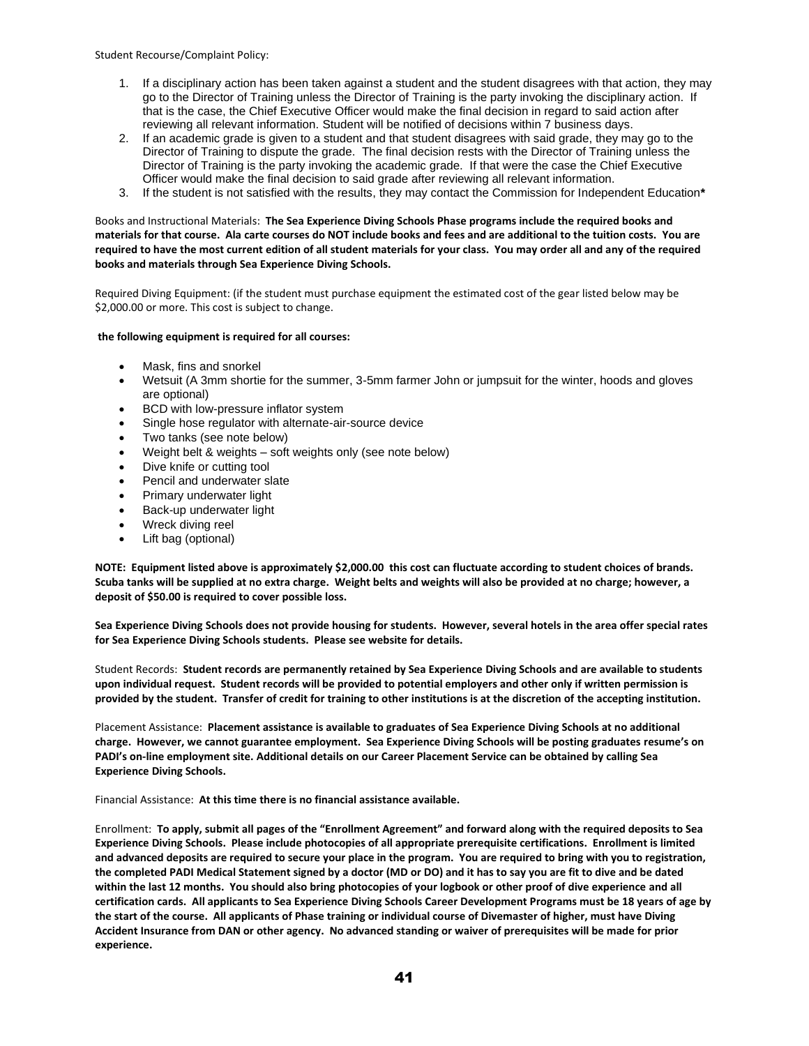Student Recourse/Complaint Policy:

1. If a disciplinary action has been taken against a student and the student disagrees with that action, they may go to the Director of Training unless the Director of Training is the party invoking the disciplinary action. If that is the case, the Chief Executive Officer would make the final decision in regard to said action after reviewing all relevant information. Student will be notified of decisions within 7 business days.
2. If an academic grade is given to a student and that student disagrees with said grade, they may go to the Director of Training to dispute the grade. The final decision rests with the Director of Training unless the Director of Training is the party invoking the academic grade. If that were the case the Chief Executive Officer would make the final decision to said grade after reviewing all relevant information.
3. If the student is not satisfied with the results, they may contact the Commission for Independent Education*

Books and Instructional Materials: **The Sea Experience Diving Schools Phase programs include the required books and materials for that course. Ala carte courses do NOT include books and fees and are additional to the tuition costs. You are required to have the most current edition of all student materials for your class. You may order all and any of the required books and materials through Sea Experience Diving Schools.**

Required Diving Equipment: (if the student must purchase equipment the estimated cost of the gear listed below may be $2,000.00 or more. This cost is subject to change.

**the following equipment is required for all courses:**

- Mask, fins and snorkel
- Wetsuit (A 3mm shortie for the summer, 3-5mm farmer John or jumpsuit for the winter, hoods and gloves are optional)
- BCD with low-pressure inflator system
- Single hose regulator with alternate-air-source device
- Two tanks (see note below)
- Weight belt & weights – soft weights only (see note below)
- Dive knife or cutting tool
- Pencil and underwater slate
- Primary underwater light
- Back-up underwater light
- Wreck diving reel
- Lift bag (optional)

**NOTE: Equipment listed above is approximately $2,000.00 this cost can fluctuate according to student choices of brands. Scuba tanks will be supplied at no extra charge. Weight belts and weights will also be provided at no charge; however, a deposit of $50.00 is required to cover possible loss.**

**Sea Experience Diving Schools does not provide housing for students. However, several hotels in the area offer special rates for Sea Experience Diving Schools students. Please see website for details.**

Student Records: **Student records are permanently retained by Sea Experience Diving Schools and are available to students upon individual request. Student records will be provided to potential employers and other only if written permission is provided by the student. Transfer of credit for training to other institutions is at the discretion of the accepting institution.**

Placement Assistance: **Placement assistance is available to graduates of Sea Experience Diving Schools at no additional charge. However, we cannot guarantee employment. Sea Experience Diving Schools will be posting graduates resume's on PADI's on-line employment site. Additional details on our Career Placement Service can be obtained by calling Sea Experience Diving Schools.**

Financial Assistance: **At this time there is no financial assistance available.**

Enrollment: **To apply, submit all pages of the "Enrollment Agreement" and forward along with the required deposits to Sea Experience Diving Schools. Please include photocopies of all appropriate prerequisite certifications. Enrollment is limited and advanced deposits are required to secure your place in the program. You are required to bring with you to registration, the completed PADI Medical Statement signed by a doctor (MD or DO) and it has to say you are fit to dive and be dated within the last 12 months. You should also bring photocopies of your logbook or other proof of dive experience and all certification cards. All applicants to Sea Experience Diving Schools Career Development Programs must be 18 years of age by the start of the course. All applicants of Phase training or individual course of Divemaster of higher, must have Diving Accident Insurance from DAN or other agency. No advanced standing or waiver of prerequisites will be made for prior experience.**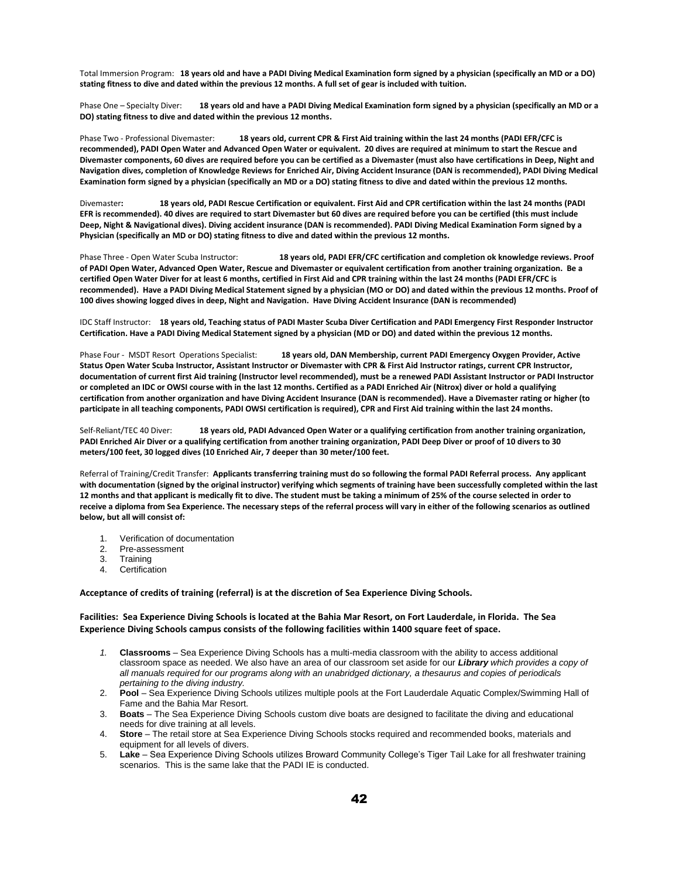Total Immersion Program: **18 years old and have a PADI Diving Medical Examination form signed by a physician (specifically an MD or a DO) stating fitness to dive and dated within the previous 12 months. A full set of gear is included with tuition.**

Phase One – Specialty Diver: **18 years old and have a PADI Diving Medical Examination form signed by a physician (specifically an MD or a DO) stating fitness to dive and dated within the previous 12 months.**

Phase Two - Professional Divemaster: **18 years old, current CPR & First Aid training within the last 24 months (PADI EFR/CFC is recommended), PADI Open Water and Advanced Open Water or equivalent. 20 dives are required at minimum to start the Rescue and Divemaster components, 60 dives are required before you can be certified as a Divemaster (must also have certifications in Deep, Night and Navigation dives, completion of Knowledge Reviews for Enriched Air, Diving Accident Insurance (DAN is recommended), PADI Diving Medical Examination form signed by a physician (specifically an MD or a DO) stating fitness to dive and dated within the previous 12 months.**

Divemaster**: 18 years old, PADI Rescue Certification or equivalent. First Aid and CPR certification within the last 24 months (PADI EFR is recommended). 40 dives are required to start Divemaster but 60 dives are required before you can be certified (this must include Deep, Night & Navigational dives). Diving accident insurance (DAN is recommended). PADI Diving Medical Examination Form signed by a Physician (specifically an MD or DO) stating fitness to dive and dated within the previous 12 months.**

Phase Three - Open Water Scuba Instructor: **18 years old, PADI EFR/CFC certification and completion ok knowledge reviews. Proof of PADI Open Water, Advanced Open Water, Rescue and Divemaster or equivalent certification from another training organization. Be a certified Open Water Diver for at least 6 months, certified in First Aid and CPR training within the last 24 months (PADI EFR/CFC is recommended). Have a PADI Diving Medical Statement signed by a physician (MO or DO) and dated within the previous 12 months. Proof of 100 dives showing logged dives in deep, Night and Navigation. Have Diving Accident Insurance (DAN is recommended)**

IDC Staff Instructor: **18 years old, Teaching status of PADI Master Scuba Diver Certification and PADI Emergency First Responder Instructor Certification. Have a PADI Diving Medical Statement signed by a physician (MD or DO) and dated within the previous 12 months.**

Phase Four - MSDT Resort Operations Specialist: **18 years old, DAN Membership, current PADI Emergency Oxygen Provider, Active Status Open Water Scuba Instructor, Assistant Instructor or Divemaster with CPR & First Aid Instructor ratings, current CPR Instructor, documentation of current first Aid training (Instructor level recommended), must be a renewed PADI Assistant Instructor or PADI Instructor or completed an IDC or OWSI course with in the last 12 months. Certified as a PADI Enriched Air (Nitrox) diver or hold a qualifying certification from another organization and have Diving Accident Insurance (DAN is recommended). Have a Divemaster rating or higher (to participate in all teaching components, PADI OWSI certification is required), CPR and First Aid training within the last 24 months.**

Self-Reliant/TEC 40 Diver: **18 years old, PADI Advanced Open Water or a qualifying certification from another training organization, PADI Enriched Air Diver or a qualifying certification from another training organization, PADI Deep Diver or proof of 10 divers to 30 meters/100 feet, 30 logged dives (10 Enriched Air, 7 deeper than 30 meter/100 feet.**

Referral of Training/Credit Transfer: **Applicants transferring training must do so following the formal PADI Referral process. Any applicant with documentation (signed by the original instructor) verifying which segments of training have been successfully completed within the last 12 months and that applicant is medically fit to dive. The student must be taking a minimum of 25% of the course selected in order to receive a diploma from Sea Experience. The necessary steps of the referral process will vary in either of the following scenarios as outlined below, but all will consist of:**

1. Verification of documentation
2. Pre-assessment
3. Training
4. Certification

**Acceptance of credits of training (referral) is at the discretion of Sea Experience Diving Schools.**

**Facilities: Sea Experience Diving Schools is located at the Bahia Mar Resort, on Fort Lauderdale, in Florida. The Sea Experience Diving Schools campus consists of the following facilities within 1400 square feet of space.**

1. **Classrooms** – Sea Experience Diving Schools has a multi-media classroom with the ability to access additional classroom space as needed. We also have an area of our classroom set aside for our ***Library*** *which provides a copy of all manuals required for our programs along with an unabridged dictionary, a thesaurus and copies of periodicals pertaining to the diving industry.*
2. **Pool** – Sea Experience Diving Schools utilizes multiple pools at the Fort Lauderdale Aquatic Complex/Swimming Hall of Fame and the Bahia Mar Resort.
3. **Boats** – The Sea Experience Diving Schools custom dive boats are designed to facilitate the diving and educational needs for dive training at all levels.
4. **Store** – The retail store at Sea Experience Diving Schools stocks required and recommended books, materials and equipment for all levels of divers.
5. **Lake** – Sea Experience Diving Schools utilizes Broward Community College's Tiger Tail Lake for all freshwater training scenarios. This is the same lake that the PADI IE is conducted.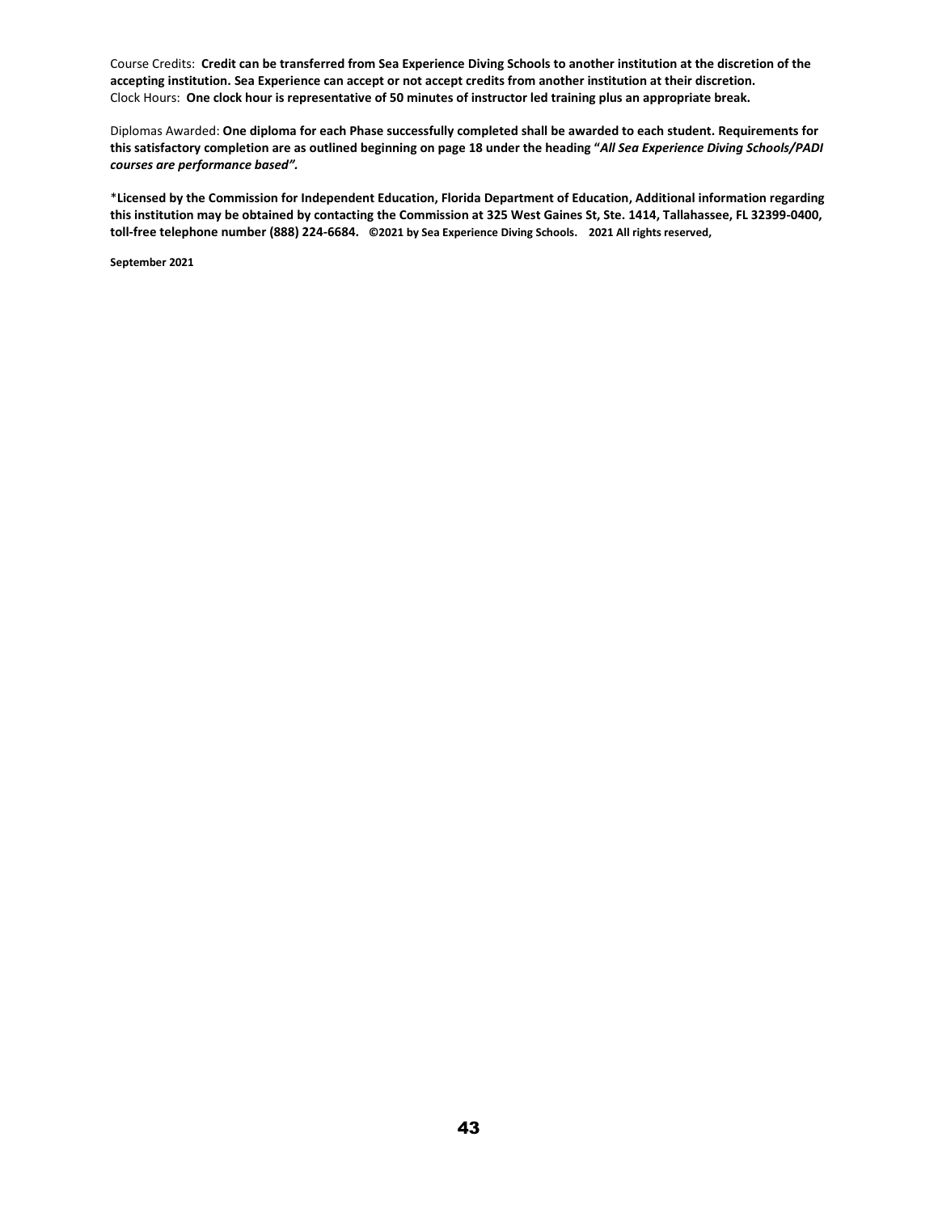Course Credits: **Credit can be transferred from Sea Experience Diving Schools to another institution at the discretion of the accepting institution. Sea Experience can accept or not accept credits from another institution at their discretion.**
Clock Hours: **One clock hour is representative of 50 minutes of instructor led training plus an appropriate break.**

Diplomas Awarded: **One diploma for each Phase successfully completed shall be awarded to each student. Requirements for this satisfactory completion are as outlined beginning on page 18 under the heading "*All Sea Experience Diving Schools/PADI courses are performance based".***

\***Licensed by the Commission for Independent Education, Florida Department of Education, Additional information regarding this institution may be obtained by contacting the Commission at 325 West Gaines St, Ste. 1414, Tallahassee, FL 32399-0400, toll-free telephone number (888) 224-6684. ©2021 by Sea Experience Diving Schools. 2021 All rights reserved,**

**September 2021**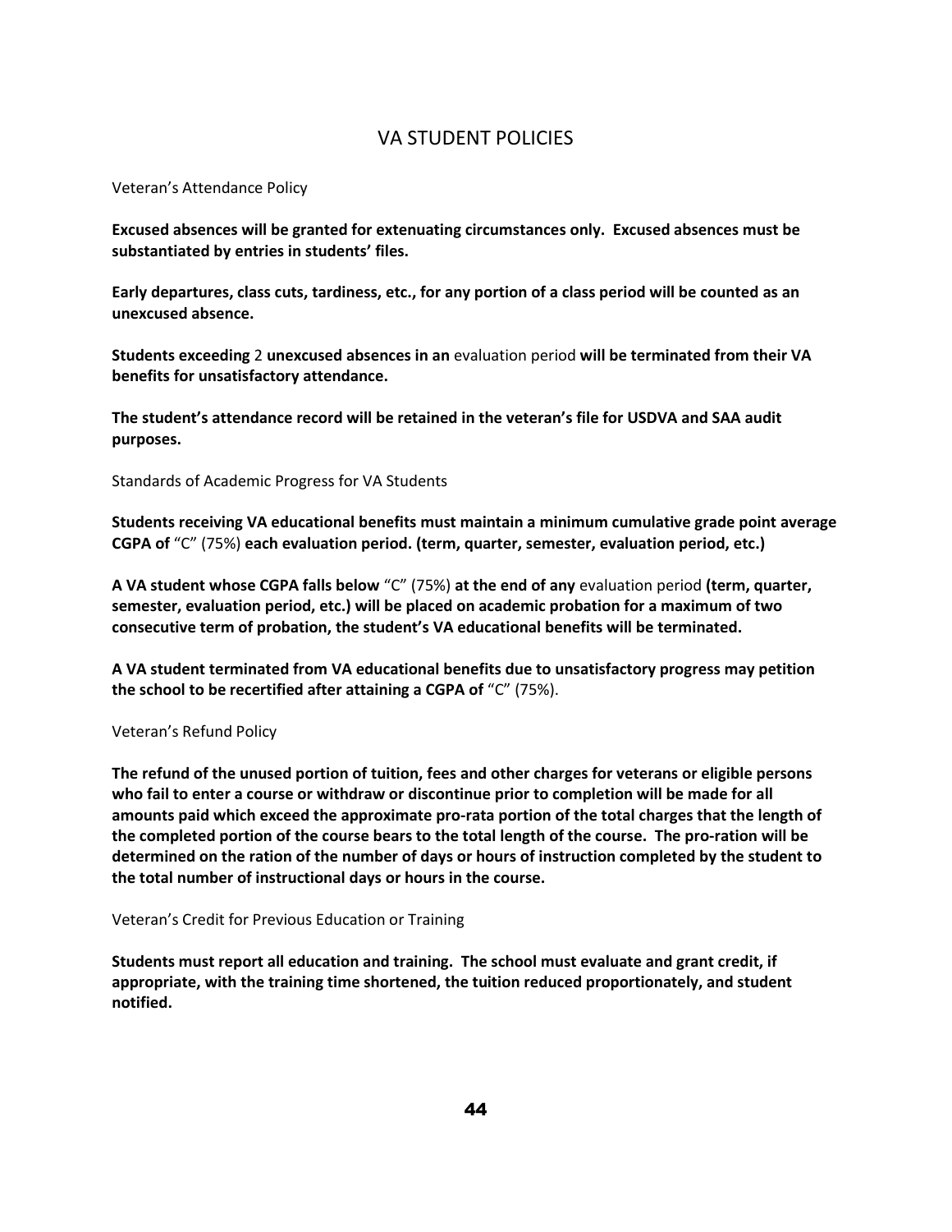# VA STUDENT POLICIES

Veteran's Attendance Policy

**Excused absences will be granted for extenuating circumstances only. Excused absences must be substantiated by entries in students' files.**

**Early departures, class cuts, tardiness, etc., for any portion of a class period will be counted as an unexcused absence.**

**Students exceeding** 2 **unexcused absences in an** evaluation period **will be terminated from their VA benefits for unsatisfactory attendance.**

**The student's attendance record will be retained in the veteran's file for USDVA and SAA audit purposes.**

Standards of Academic Progress for VA Students

**Students receiving VA educational benefits must maintain a minimum cumulative grade point average CGPA of** "C" (75%) **each evaluation period. (term, quarter, semester, evaluation period, etc.)**

**A VA student whose CGPA falls below** "C" (75%) **at the end of any** evaluation period **(term, quarter, semester, evaluation period, etc.) will be placed on academic probation for a maximum of two consecutive term of probation, the student's VA educational benefits will be terminated.**

**A VA student terminated from VA educational benefits due to unsatisfactory progress may petition the school to be recertified after attaining a CGPA of** "C" (75%).

Veteran's Refund Policy

**The refund of the unused portion of tuition, fees and other charges for veterans or eligible persons who fail to enter a course or withdraw or discontinue prior to completion will be made for all amounts paid which exceed the approximate pro-rata portion of the total charges that the length of the completed portion of the course bears to the total length of the course. The pro-ration will be determined on the ration of the number of days or hours of instruction completed by the student to the total number of instructional days or hours in the course.**

Veteran's Credit for Previous Education or Training

**Students must report all education and training. The school must evaluate and grant credit, if appropriate, with the training time shortened, the tuition reduced proportionately, and student notified.**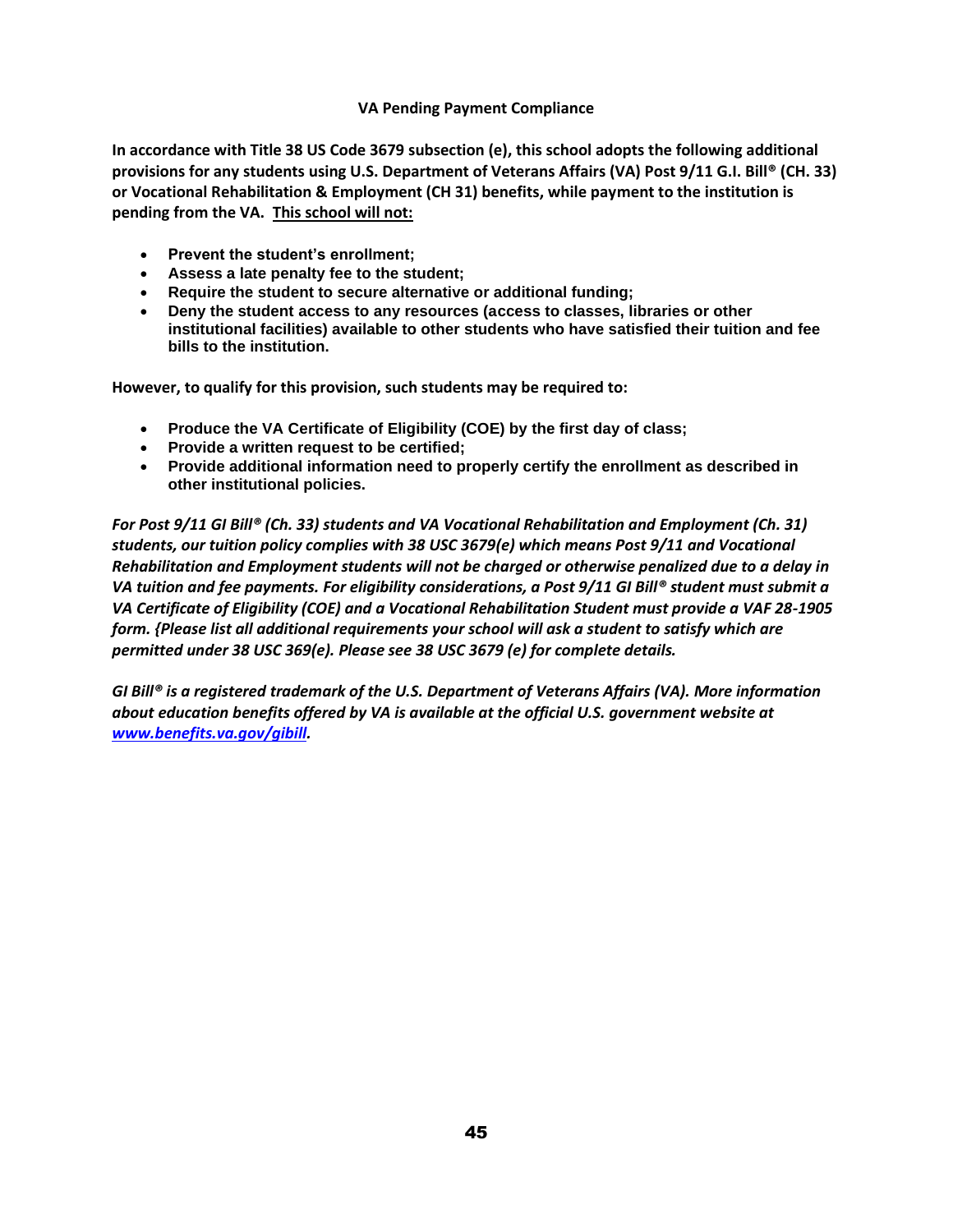## VA Pending Payment Compliance

**In accordance with Title 38 US Code 3679 subsection (e), this school adopts the following additional provisions for any students using U.S. Department of Veterans Affairs (VA) Post 9/11 G.I. Bill® (CH. 33) or Vocational Rehabilitation & Employment (CH 31) benefits, while payment to the institution is pending from the VA. <u>This school will not:</u>**

- **Prevent the student's enrollment;**
- **Assess a late penalty fee to the student;**
- **Require the student to secure alternative or additional funding;**
- **Deny the student access to any resources (access to classes, libraries or other institutional facilities) available to other students who have satisfied their tuition and fee bills to the institution.**

**However, to qualify for this provision, such students may be required to:**

- **Produce the VA Certificate of Eligibility (COE) by the first day of class;**
- **Provide a written request to be certified;**
- **Provide additional information need to properly certify the enrollment as described in other institutional policies.**

***For Post 9/11 GI Bill® (Ch. 33) students and VA Vocational Rehabilitation and Employment (Ch. 31) students, our tuition policy complies with 38 USC 3679(e) which means Post 9/11 and Vocational Rehabilitation and Employment students will not be charged or otherwise penalized due to a delay in VA tuition and fee payments. For eligibility considerations, a Post 9/11 GI Bill® student must submit a VA Certificate of Eligibility (COE) and a Vocational Rehabilitation Student must provide a VAF 28-1905 form. {Please list all additional requirements your school will ask a student to satisfy which are permitted under 38 USC 369(e). Please see 38 USC 3679 (e) for complete details.***

***GI Bill® is a registered trademark of the U.S. Department of Veterans Affairs (VA). More information about education benefits offered by VA is available at the official U.S. government website at [www.benefits.va.gov/gibill](http://www.benefits.va.gov/gibill).***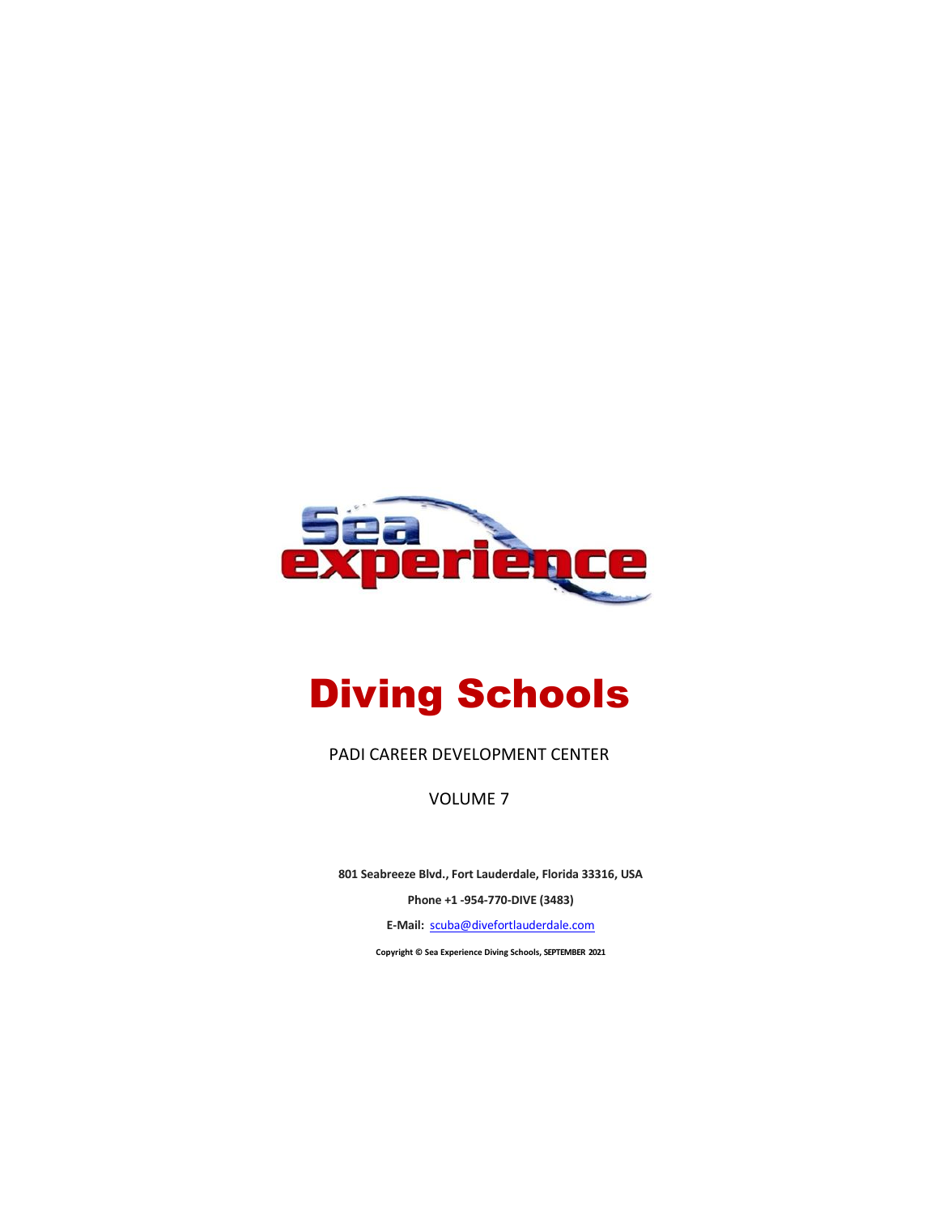# Diving Schools

PADI CAREER DEVELOPMENT CENTER

VOLUME 7

**801 Seabreeze Blvd., Fort Lauderdale, Florida 33316, USA**

**Phone +1 -954-770-DIVE (3483)**

**E-Mail:** scuba@divefortlauderdale.com

**Copyright © Sea Experience Diving Schools, SEPTEMBER 2021**